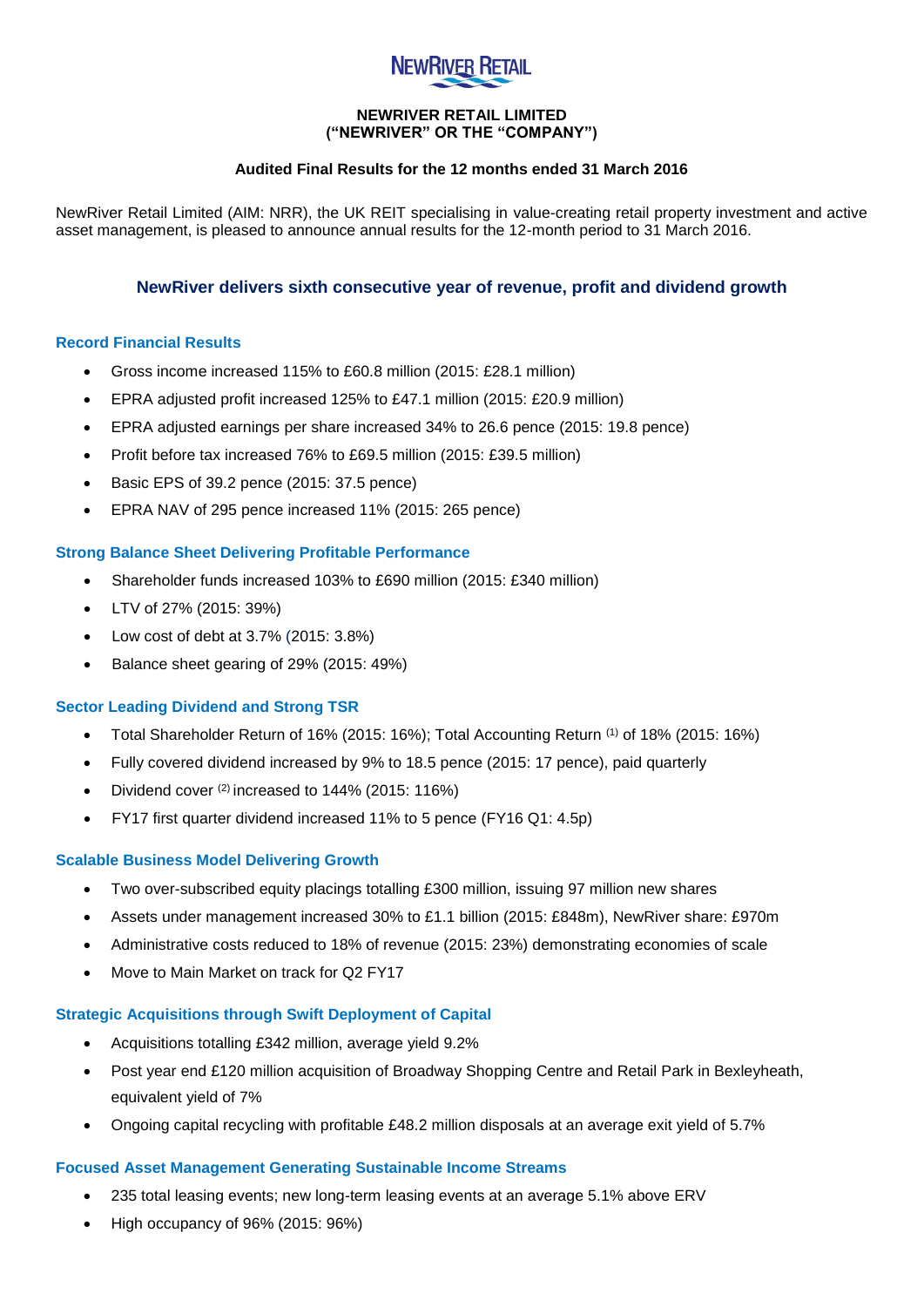**NEWRIVER RETAIL LIMITED**
**("NEWRIVER" OR THE "COMPANY")**

**Audited Final Results for the 12 months ended 31 March 2016**

NewRiver Retail Limited (AIM: NRR), the UK REIT specialising in value-creating retail property investment and active asset management, is pleased to announce annual results for the 12-month period to 31 March 2016.

## NewRiver delivers sixth consecutive year of revenue, profit and dividend growth

### Record Financial Results

- Gross income increased 115% to £60.8 million (2015: £28.1 million)
- EPRA adjusted profit increased 125% to £47.1 million (2015: £20.9 million)
- EPRA adjusted earnings per share increased 34% to 26.6 pence (2015: 19.8 pence)
- Profit before tax increased 76% to £69.5 million (2015: £39.5 million)
- Basic EPS of 39.2 pence (2015: 37.5 pence)
- EPRA NAV of 295 pence increased 11% (2015: 265 pence)

### Strong Balance Sheet Delivering Profitable Performance

- Shareholder funds increased 103% to £690 million (2015: £340 million)
- LTV of 27% (2015: 39%)
- Low cost of debt at 3.7% (2015: 3.8%)
- Balance sheet gearing of 29% (2015: 49%)

### Sector Leading Dividend and Strong TSR

- Total Shareholder Return of 16% (2015: 16%); Total Accounting Return [(1)] of 18% (2015: 16%)
- Fully covered dividend increased by 9% to 18.5 pence (2015: 17 pence), paid quarterly
- Dividend cover [(2)] increased to 144% (2015: 116%)
- FY17 first quarter dividend increased 11% to 5 pence (FY16 Q1: 4.5p)

### Scalable Business Model Delivering Growth

- Two over-subscribed equity placings totalling £300 million, issuing 97 million new shares
- Assets under management increased 30% to £1.1 billion (2015: £848m), NewRiver share: £970m
- Administrative costs reduced to 18% of revenue (2015: 23%) demonstrating economies of scale
- Move to Main Market on track for Q2 FY17

### Strategic Acquisitions through Swift Deployment of Capital

- Acquisitions totalling £342 million, average yield 9.2%
- Post year end £120 million acquisition of Broadway Shopping Centre and Retail Park in Bexleyheath, equivalent yield of 7%
- Ongoing capital recycling with profitable £48.2 million disposals at an average exit yield of 5.7%

### Focused Asset Management Generating Sustainable Income Streams

- 235 total leasing events; new long-term leasing events at an average 5.1% above ERV
- High occupancy of 96% (2015: 96%)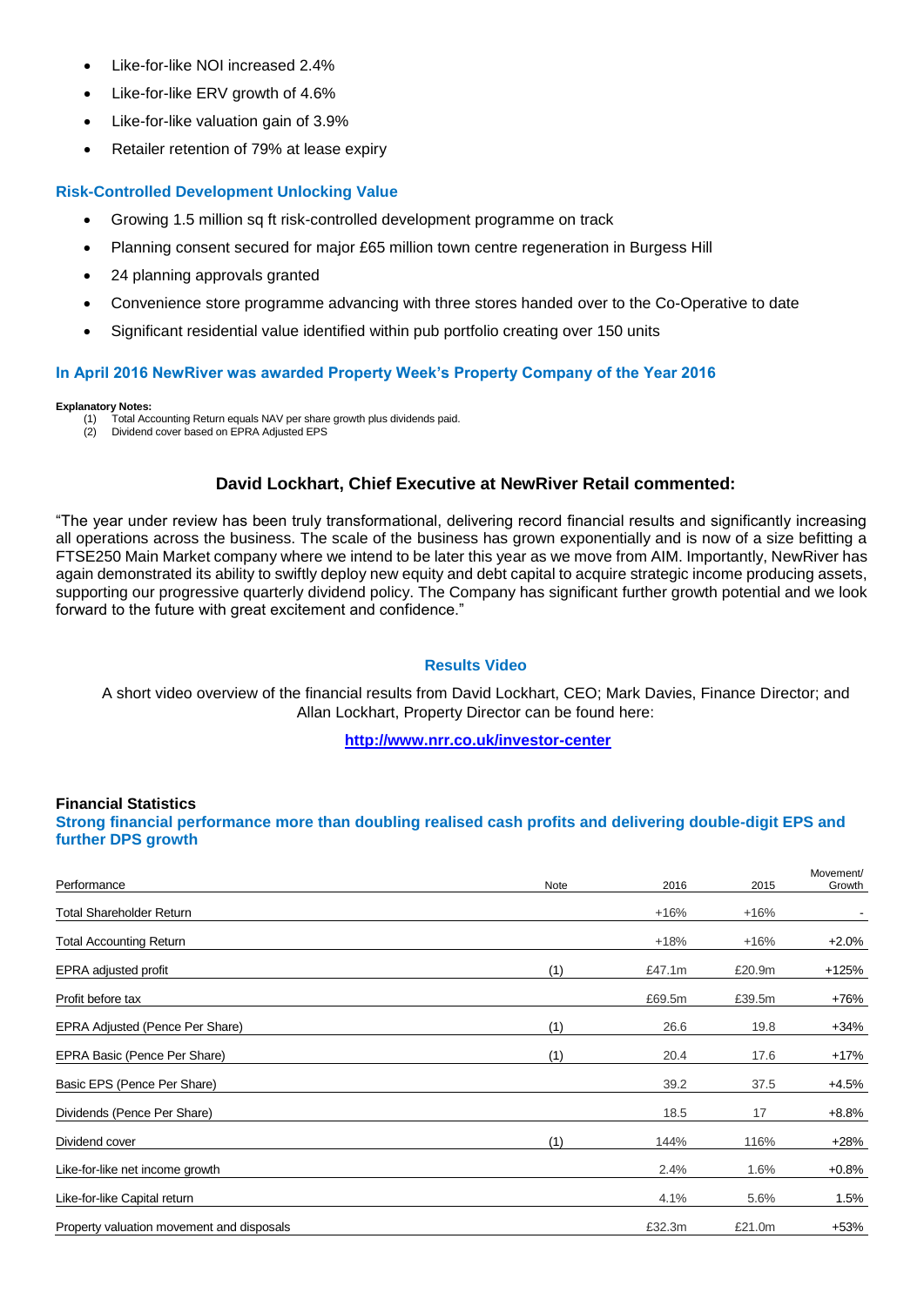- Like-for-like NOI increased 2.4%
- Like-for-like ERV growth of 4.6%
- Like-for-like valuation gain of 3.9%
- Retailer retention of 79% at lease expiry

### Risk-Controlled Development Unlocking Value

- Growing 1.5 million sq ft risk-controlled development programme on track
- Planning consent secured for major £65 million town centre regeneration in Burgess Hill
- 24 planning approvals granted
- Convenience store programme advancing with three stores handed over to the Co-Operative to date
- Significant residential value identified within pub portfolio creating over 150 units

### In April 2016 NewRiver was awarded Property Week's Property Company of the Year 2016

**Explanatory Notes:**

(1) Total Accounting Return equals NAV per share growth plus dividends paid.
(2) Dividend cover based on EPRA Adjusted EPS

## David Lockhart, Chief Executive at NewRiver Retail commented:

"The year under review has been truly transformational, delivering record financial results and significantly increasing all operations across the business. The scale of the business has grown exponentially and is now of a size befitting a FTSE250 Main Market company where we intend to be later this year as we move from AIM. Importantly, NewRiver has again demonstrated its ability to swiftly deploy new equity and debt capital to acquire strategic income producing assets, supporting our progressive quarterly dividend policy. The Company has significant further growth potential and we look forward to the future with great excitement and confidence."

### Results Video

A short video overview of the financial results from David Lockhart, CEO; Mark Davies, Finance Director; and Allan Lockhart, Property Director can be found here:

**http://www.nrr.co.uk/investor-center**

### Financial Statistics

**Strong financial performance more than doubling realised cash profits and delivering double-digit EPS and further DPS growth**

| Performance | Note | 2016 | 2015 | Movement/ Growth |
|---|---|---|---|---|
| Total Shareholder Return | | +16% | +16% | - |
| Total Accounting Return | | +18% | +16% | +2.0% |
| EPRA adjusted profit | (1) | £47.1m | £20.9m | +125% |
| Profit before tax | | £69.5m | £39.5m | +76% |
| EPRA Adjusted (Pence Per Share) | (1) | 26.6 | 19.8 | +34% |
| EPRA Basic (Pence Per Share) | (1) | 20.4 | 17.6 | +17% |
| Basic EPS (Pence Per Share) | | 39.2 | 37.5 | +4.5% |
| Dividends (Pence Per Share) | | 18.5 | 17 | +8.8% |
| Dividend cover | (1) | 144% | 116% | +28% |
| Like-for-like net income growth | | 2.4% | 1.6% | +0.8% |
| Like-for-like Capital return | | 4.1% | 5.6% | 1.5% |
| Property valuation movement and disposals | | £32.3m | £21.0m | +53% |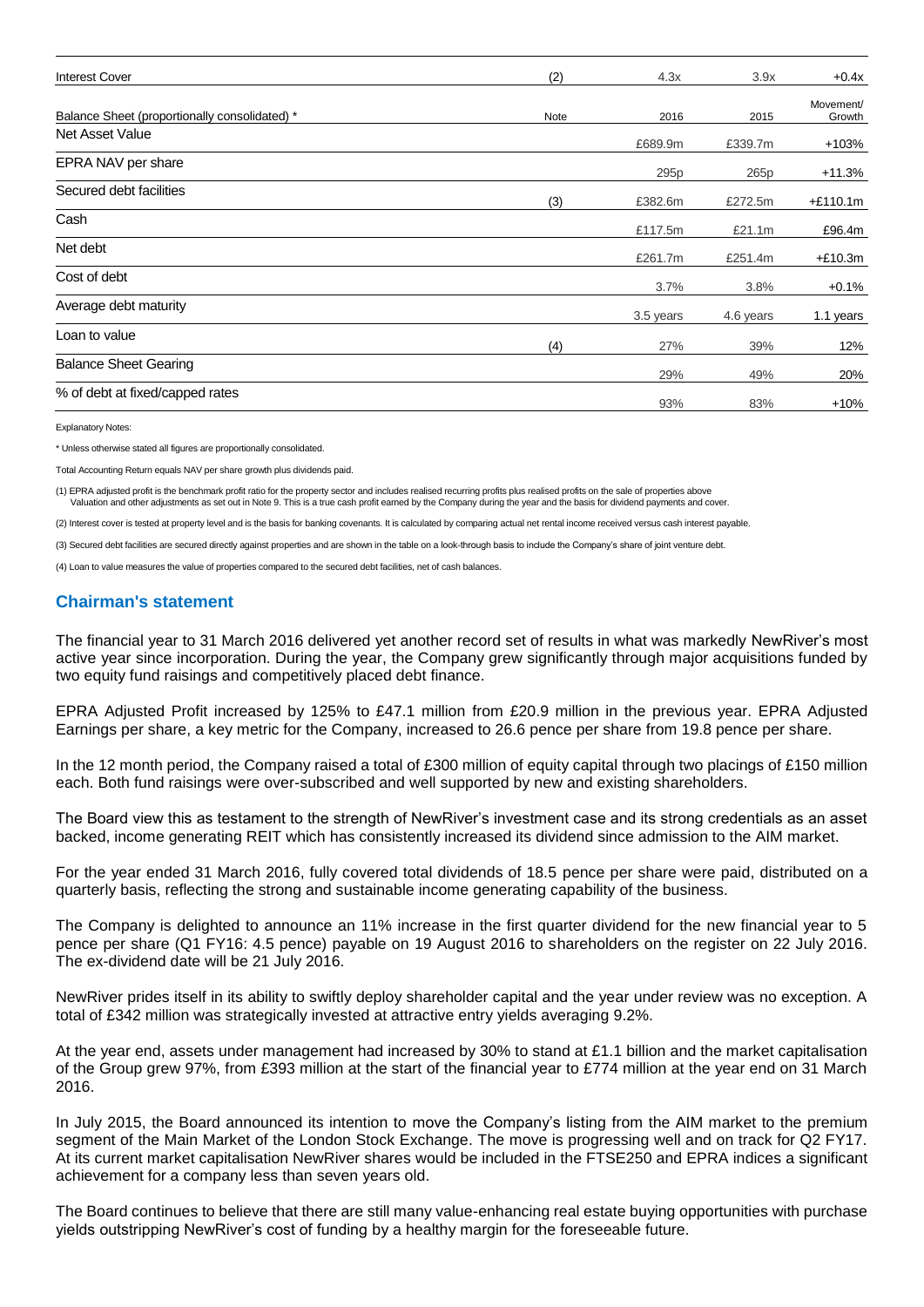| | | | | |
|---|---|---|---|---|
| Interest Cover | (2) | 4.3x | 3.9x | +0.4x |
| **Balance Sheet (proportionally consolidated) *** | **Note** | **2016** | **2015** | **Movement/ Growth** |
| Net Asset Value | | £689.9m | £339.7m | +103% |
| EPRA NAV per share | | 295p | 265p | +11.3% |
| Secured debt facilities | (3) | £382.6m | £272.5m | +£110.1m |
| Cash | | £117.5m | £21.1m | £96.4m |
| Net debt | | £261.7m | £251.4m | +£10.3m |
| Cost of debt | | 3.7% | 3.8% | +0.1% |
| Average debt maturity | | 3.5 years | 4.6 years | 1.1 years |
| Loan to value | (4) | 27% | 39% | 12% |
| Balance Sheet Gearing | | 29% | 49% | 20% |
| % of debt at fixed/capped rates | | 93% | 83% | +10% |

Explanatory Notes:

* Unless otherwise stated all figures are proportionally consolidated.

Total Accounting Return equals NAV per share growth plus dividends paid.

(1) EPRA adjusted profit is the benchmark profit ratio for the property sector and includes realised recurring profits plus realised profits on the sale of properties above Valuation and other adjustments as set out in Note 9. This is a true cash profit earned by the Company during the year and the basis for dividend payments and cover.

(2) Interest cover is tested at property level and is the basis for banking covenants. It is calculated by comparing actual net rental income received versus cash interest payable.

(3) Secured debt facilities are secured directly against properties and are shown in the table on a look-through basis to include the Company's share of joint venture debt.

(4) Loan to value measures the value of properties compared to the secured debt facilities, net of cash balances.

## Chairman's statement

The financial year to 31 March 2016 delivered yet another record set of results in what was markedly NewRiver's most active year since incorporation. During the year, the Company grew significantly through major acquisitions funded by two equity fund raisings and competitively placed debt finance.

EPRA Adjusted Profit increased by 125% to £47.1 million from £20.9 million in the previous year. EPRA Adjusted Earnings per share, a key metric for the Company, increased to 26.6 pence per share from 19.8 pence per share.

In the 12 month period, the Company raised a total of £300 million of equity capital through two placings of £150 million each. Both fund raisings were over-subscribed and well supported by new and existing shareholders.

The Board view this as testament to the strength of NewRiver's investment case and its strong credentials as an asset backed, income generating REIT which has consistently increased its dividend since admission to the AIM market.

For the year ended 31 March 2016, fully covered total dividends of 18.5 pence per share were paid, distributed on a quarterly basis, reflecting the strong and sustainable income generating capability of the business.

The Company is delighted to announce an 11% increase in the first quarter dividend for the new financial year to 5 pence per share (Q1 FY16: 4.5 pence) payable on 19 August 2016 to shareholders on the register on 22 July 2016. The ex-dividend date will be 21 July 2016.

NewRiver prides itself in its ability to swiftly deploy shareholder capital and the year under review was no exception. A total of £342 million was strategically invested at attractive entry yields averaging 9.2%.

At the year end, assets under management had increased by 30% to stand at £1.1 billion and the market capitalisation of the Group grew 97%, from £393 million at the start of the financial year to £774 million at the year end on 31 March 2016.

In July 2015, the Board announced its intention to move the Company's listing from the AIM market to the premium segment of the Main Market of the London Stock Exchange. The move is progressing well and on track for Q2 FY17. At its current market capitalisation NewRiver shares would be included in the FTSE250 and EPRA indices a significant achievement for a company less than seven years old.

The Board continues to believe that there are still many value-enhancing real estate buying opportunities with purchase yields outstripping NewRiver's cost of funding by a healthy margin for the foreseeable future.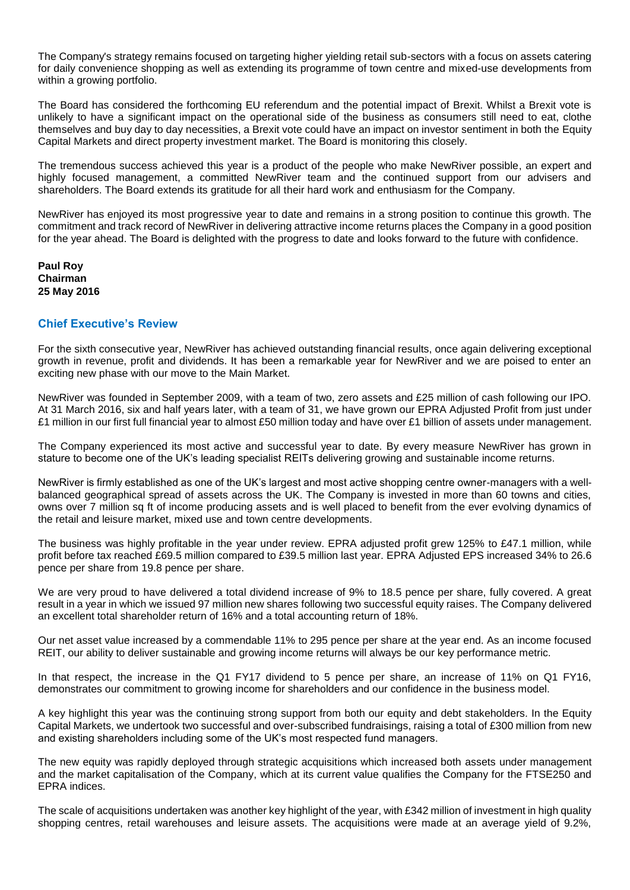The Company's strategy remains focused on targeting higher yielding retail sub-sectors with a focus on assets catering for daily convenience shopping as well as extending its programme of town centre and mixed-use developments from within a growing portfolio.

The Board has considered the forthcoming EU referendum and the potential impact of Brexit. Whilst a Brexit vote is unlikely to have a significant impact on the operational side of the business as consumers still need to eat, clothe themselves and buy day to day necessities, a Brexit vote could have an impact on investor sentiment in both the Equity Capital Markets and direct property investment market. The Board is monitoring this closely.

The tremendous success achieved this year is a product of the people who make NewRiver possible, an expert and highly focused management, a committed NewRiver team and the continued support from our advisers and shareholders. The Board extends its gratitude for all their hard work and enthusiasm for the Company.

NewRiver has enjoyed its most progressive year to date and remains in a strong position to continue this growth. The commitment and track record of NewRiver in delivering attractive income returns places the Company in a good position for the year ahead. The Board is delighted with the progress to date and looks forward to the future with confidence.

**Paul Roy**
**Chairman**
**25 May 2016**

## Chief Executive's Review

For the sixth consecutive year, NewRiver has achieved outstanding financial results, once again delivering exceptional growth in revenue, profit and dividends. It has been a remarkable year for NewRiver and we are poised to enter an exciting new phase with our move to the Main Market.

NewRiver was founded in September 2009, with a team of two, zero assets and £25 million of cash following our IPO. At 31 March 2016, six and half years later, with a team of 31, we have grown our EPRA Adjusted Profit from just under £1 million in our first full financial year to almost £50 million today and have over £1 billion of assets under management.

The Company experienced its most active and successful year to date. By every measure NewRiver has grown in stature to become one of the UK's leading specialist REITs delivering growing and sustainable income returns.

NewRiver is firmly established as one of the UK's largest and most active shopping centre owner-managers with a well-balanced geographical spread of assets across the UK. The Company is invested in more than 60 towns and cities, owns over 7 million sq ft of income producing assets and is well placed to benefit from the ever evolving dynamics of the retail and leisure market, mixed use and town centre developments.

The business was highly profitable in the year under review. EPRA adjusted profit grew 125% to £47.1 million, while profit before tax reached £69.5 million compared to £39.5 million last year. EPRA Adjusted EPS increased 34% to 26.6 pence per share from 19.8 pence per share.

We are very proud to have delivered a total dividend increase of 9% to 18.5 pence per share, fully covered. A great result in a year in which we issued 97 million new shares following two successful equity raises. The Company delivered an excellent total shareholder return of 16% and a total accounting return of 18%.

Our net asset value increased by a commendable 11% to 295 pence per share at the year end. As an income focused REIT, our ability to deliver sustainable and growing income returns will always be our key performance metric.

In that respect, the increase in the Q1 FY17 dividend to 5 pence per share, an increase of 11% on Q1 FY16, demonstrates our commitment to growing income for shareholders and our confidence in the business model.

A key highlight this year was the continuing strong support from both our equity and debt stakeholders. In the Equity Capital Markets, we undertook two successful and over-subscribed fundraisings, raising a total of £300 million from new and existing shareholders including some of the UK's most respected fund managers.

The new equity was rapidly deployed through strategic acquisitions which increased both assets under management and the market capitalisation of the Company, which at its current value qualifies the Company for the FTSE250 and EPRA indices.

The scale of acquisitions undertaken was another key highlight of the year, with £342 million of investment in high quality shopping centres, retail warehouses and leisure assets. The acquisitions were made at an average yield of 9.2%,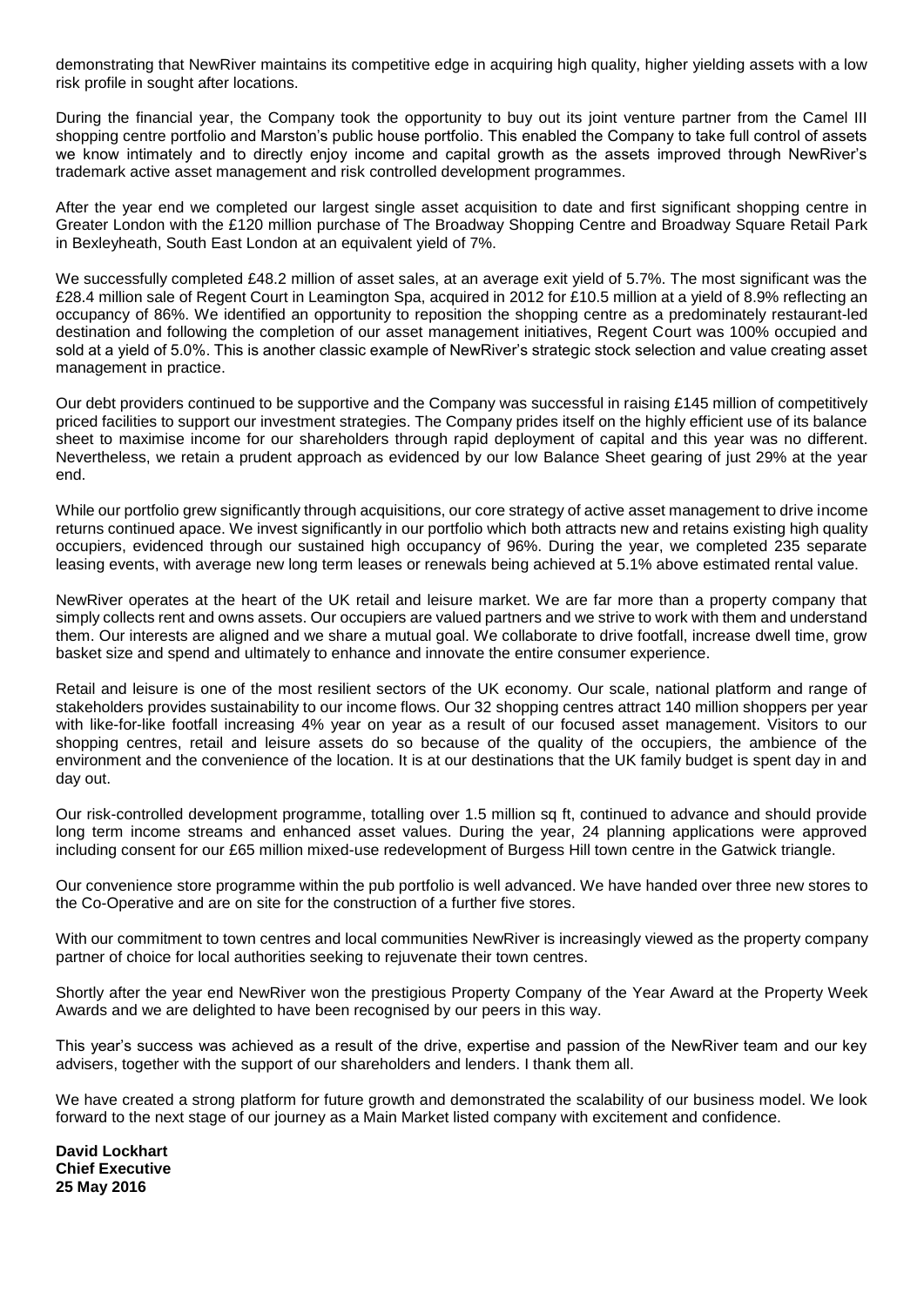demonstrating that NewRiver maintains its competitive edge in acquiring high quality, higher yielding assets with a low risk profile in sought after locations.

During the financial year, the Company took the opportunity to buy out its joint venture partner from the Camel III shopping centre portfolio and Marston's public house portfolio. This enabled the Company to take full control of assets we know intimately and to directly enjoy income and capital growth as the assets improved through NewRiver's trademark active asset management and risk controlled development programmes.

After the year end we completed our largest single asset acquisition to date and first significant shopping centre in Greater London with the £120 million purchase of The Broadway Shopping Centre and Broadway Square Retail Park in Bexleyheath, South East London at an equivalent yield of 7%.

We successfully completed £48.2 million of asset sales, at an average exit yield of 5.7%. The most significant was the £28.4 million sale of Regent Court in Leamington Spa, acquired in 2012 for £10.5 million at a yield of 8.9% reflecting an occupancy of 86%. We identified an opportunity to reposition the shopping centre as a predominately restaurant-led destination and following the completion of our asset management initiatives, Regent Court was 100% occupied and sold at a yield of 5.0%. This is another classic example of NewRiver's strategic stock selection and value creating asset management in practice.

Our debt providers continued to be supportive and the Company was successful in raising £145 million of competitively priced facilities to support our investment strategies. The Company prides itself on the highly efficient use of its balance sheet to maximise income for our shareholders through rapid deployment of capital and this year was no different. Nevertheless, we retain a prudent approach as evidenced by our low Balance Sheet gearing of just 29% at the year end.

While our portfolio grew significantly through acquisitions, our core strategy of active asset management to drive income returns continued apace. We invest significantly in our portfolio which both attracts new and retains existing high quality occupiers, evidenced through our sustained high occupancy of 96%. During the year, we completed 235 separate leasing events, with average new long term leases or renewals being achieved at 5.1% above estimated rental value.

NewRiver operates at the heart of the UK retail and leisure market. We are far more than a property company that simply collects rent and owns assets. Our occupiers are valued partners and we strive to work with them and understand them. Our interests are aligned and we share a mutual goal. We collaborate to drive footfall, increase dwell time, grow basket size and spend and ultimately to enhance and innovate the entire consumer experience.

Retail and leisure is one of the most resilient sectors of the UK economy. Our scale, national platform and range of stakeholders provides sustainability to our income flows. Our 32 shopping centres attract 140 million shoppers per year with like-for-like footfall increasing 4% year on year as a result of our focused asset management. Visitors to our shopping centres, retail and leisure assets do so because of the quality of the occupiers, the ambience of the environment and the convenience of the location. It is at our destinations that the UK family budget is spent day in and day out.

Our risk-controlled development programme, totalling over 1.5 million sq ft, continued to advance and should provide long term income streams and enhanced asset values. During the year, 24 planning applications were approved including consent for our £65 million mixed-use redevelopment of Burgess Hill town centre in the Gatwick triangle.

Our convenience store programme within the pub portfolio is well advanced. We have handed over three new stores to the Co-Operative and are on site for the construction of a further five stores.

With our commitment to town centres and local communities NewRiver is increasingly viewed as the property company partner of choice for local authorities seeking to rejuvenate their town centres.

Shortly after the year end NewRiver won the prestigious Property Company of the Year Award at the Property Week Awards and we are delighted to have been recognised by our peers in this way.

This year's success was achieved as a result of the drive, expertise and passion of the NewRiver team and our key advisers, together with the support of our shareholders and lenders. I thank them all.

We have created a strong platform for future growth and demonstrated the scalability of our business model. We look forward to the next stage of our journey as a Main Market listed company with excitement and confidence.

**David Lockhart**
**Chief Executive**
**25 May 2016**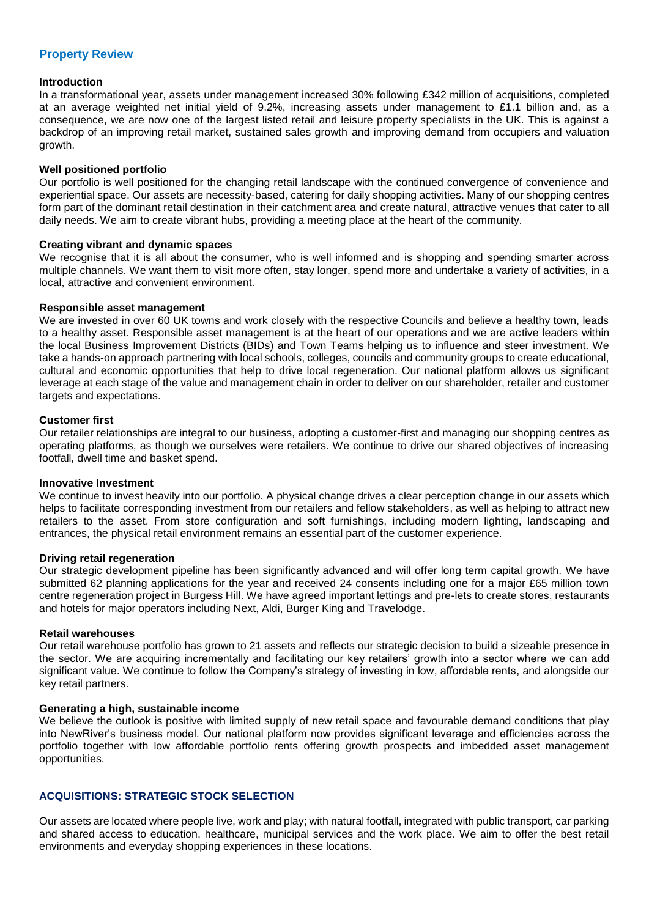## Property Review

### Introduction

In a transformational year, assets under management increased 30% following £342 million of acquisitions, completed at an average weighted net initial yield of 9.2%, increasing assets under management to £1.1 billion and, as a consequence, we are now one of the largest listed retail and leisure property specialists in the UK. This is against a backdrop of an improving retail market, sustained sales growth and improving demand from occupiers and valuation growth.

### Well positioned portfolio

Our portfolio is well positioned for the changing retail landscape with the continued convergence of convenience and experiential space. Our assets are necessity-based, catering for daily shopping activities. Many of our shopping centres form part of the dominant retail destination in their catchment area and create natural, attractive venues that cater to all daily needs. We aim to create vibrant hubs, providing a meeting place at the heart of the community.

### Creating vibrant and dynamic spaces

We recognise that it is all about the consumer, who is well informed and is shopping and spending smarter across multiple channels. We want them to visit more often, stay longer, spend more and undertake a variety of activities, in a local, attractive and convenient environment.

### Responsible asset management

We are invested in over 60 UK towns and work closely with the respective Councils and believe a healthy town, leads to a healthy asset. Responsible asset management is at the heart of our operations and we are active leaders within the local Business Improvement Districts (BIDs) and Town Teams helping us to influence and steer investment. We take a hands-on approach partnering with local schools, colleges, councils and community groups to create educational, cultural and economic opportunities that help to drive local regeneration. Our national platform allows us significant leverage at each stage of the value and management chain in order to deliver on our shareholder, retailer and customer targets and expectations.

### Customer first

Our retailer relationships are integral to our business, adopting a customer-first and managing our shopping centres as operating platforms, as though we ourselves were retailers. We continue to drive our shared objectives of increasing footfall, dwell time and basket spend.

### Innovative Investment

We continue to invest heavily into our portfolio. A physical change drives a clear perception change in our assets which helps to facilitate corresponding investment from our retailers and fellow stakeholders, as well as helping to attract new retailers to the asset. From store configuration and soft furnishings, including modern lighting, landscaping and entrances, the physical retail environment remains an essential part of the customer experience.

### Driving retail regeneration

Our strategic development pipeline has been significantly advanced and will offer long term capital growth. We have submitted 62 planning applications for the year and received 24 consents including one for a major £65 million town centre regeneration project in Burgess Hill. We have agreed important lettings and pre-lets to create stores, restaurants and hotels for major operators including Next, Aldi, Burger King and Travelodge.

### Retail warehouses

Our retail warehouse portfolio has grown to 21 assets and reflects our strategic decision to build a sizeable presence in the sector. We are acquiring incrementally and facilitating our key retailers' growth into a sector where we can add significant value. We continue to follow the Company's strategy of investing in low, affordable rents, and alongside our key retail partners.

### Generating a high, sustainable income

We believe the outlook is positive with limited supply of new retail space and favourable demand conditions that play into NewRiver's business model. Our national platform now provides significant leverage and efficiencies across the portfolio together with low affordable portfolio rents offering growth prospects and imbedded asset management opportunities.

## ACQUISITIONS: STRATEGIC STOCK SELECTION

Our assets are located where people live, work and play; with natural footfall, integrated with public transport, car parking and shared access to education, healthcare, municipal services and the work place. We aim to offer the best retail environments and everyday shopping experiences in these locations.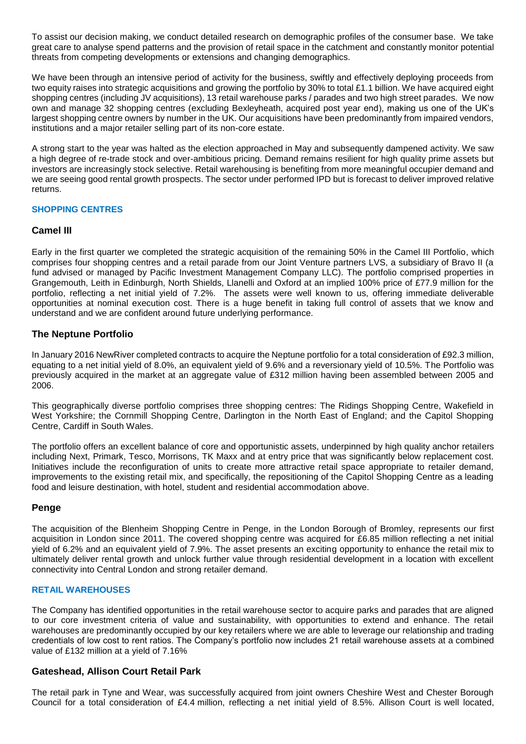To assist our decision making, we conduct detailed research on demographic profiles of the consumer base. We take great care to analyse spend patterns and the provision of retail space in the catchment and constantly monitor potential threats from competing developments or extensions and changing demographics.

We have been through an intensive period of activity for the business, swiftly and effectively deploying proceeds from two equity raises into strategic acquisitions and growing the portfolio by 30% to total £1.1 billion. We have acquired eight shopping centres (including JV acquisitions), 13 retail warehouse parks / parades and two high street parades. We now own and manage 32 shopping centres (excluding Bexleyheath, acquired post year end), making us one of the UK's largest shopping centre owners by number in the UK. Our acquisitions have been predominantly from impaired vendors, institutions and a major retailer selling part of its non-core estate.

A strong start to the year was halted as the election approached in May and subsequently dampened activity. We saw a high degree of re-trade stock and over-ambitious pricing. Demand remains resilient for high quality prime assets but investors are increasingly stock selective. Retail warehousing is benefiting from more meaningful occupier demand and we are seeing good rental growth prospects. The sector under performed IPD but is forecast to deliver improved relative returns.

#### SHOPPING CENTRES

### Camel III

Early in the first quarter we completed the strategic acquisition of the remaining 50% in the Camel III Portfolio, which comprises four shopping centres and a retail parade from our Joint Venture partners LVS, a subsidiary of Bravo II (a fund advised or managed by Pacific Investment Management Company LLC). The portfolio comprised properties in Grangemouth, Leith in Edinburgh, North Shields, Llanelli and Oxford at an implied 100% price of £77.9 million for the portfolio, reflecting a net initial yield of 7.2%. The assets were well known to us, offering immediate deliverable opportunities at nominal execution cost. There is a huge benefit in taking full control of assets that we know and understand and we are confident around future underlying performance.

### The Neptune Portfolio

In January 2016 NewRiver completed contracts to acquire the Neptune portfolio for a total consideration of £92.3 million, equating to a net initial yield of 8.0%, an equivalent yield of 9.6% and a reversionary yield of 10.5%. The Portfolio was previously acquired in the market at an aggregate value of £312 million having been assembled between 2005 and 2006.

This geographically diverse portfolio comprises three shopping centres: The Ridings Shopping Centre, Wakefield in West Yorkshire; the Cornmill Shopping Centre, Darlington in the North East of England; and the Capitol Shopping Centre, Cardiff in South Wales.

The portfolio offers an excellent balance of core and opportunistic assets, underpinned by high quality anchor retailers including Next, Primark, Tesco, Morrisons, TK Maxx and at entry price that was significantly below replacement cost. Initiatives include the reconfiguration of units to create more attractive retail space appropriate to retailer demand, improvements to the existing retail mix, and specifically, the repositioning of the Capitol Shopping Centre as a leading food and leisure destination, with hotel, student and residential accommodation above.

### Penge

The acquisition of the Blenheim Shopping Centre in Penge, in the London Borough of Bromley, represents our first acquisition in London since 2011. The covered shopping centre was acquired for £6.85 million reflecting a net initial yield of 6.2% and an equivalent yield of 7.9%. The asset presents an exciting opportunity to enhance the retail mix to ultimately deliver rental growth and unlock further value through residential development in a location with excellent connectivity into Central London and strong retailer demand.

#### RETAIL WAREHOUSES

The Company has identified opportunities in the retail warehouse sector to acquire parks and parades that are aligned to our core investment criteria of value and sustainability, with opportunities to extend and enhance. The retail warehouses are predominantly occupied by our key retailers where we are able to leverage our relationship and trading credentials of low cost to rent ratios. The Company's portfolio now includes 21 retail warehouse assets at a combined value of £132 million at a yield of 7.16%

### Gateshead, Allison Court Retail Park

The retail park in Tyne and Wear, was successfully acquired from joint owners Cheshire West and Chester Borough Council for a total consideration of £4.4 million, reflecting a net initial yield of 8.5%. Allison Court is well located,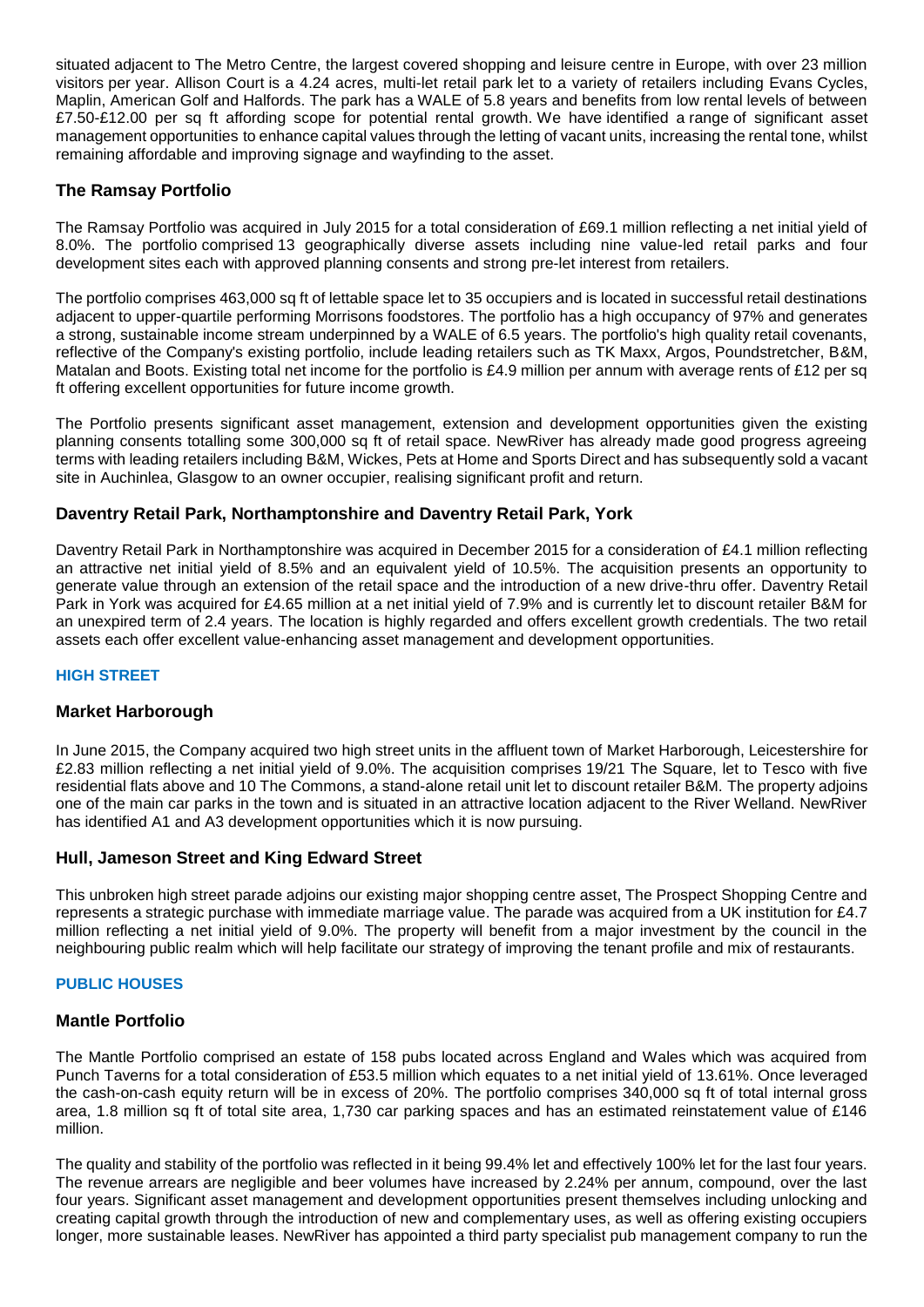situated adjacent to The Metro Centre, the largest covered shopping and leisure centre in Europe, with over 23 million visitors per year. Allison Court is a 4.24 acres, multi-let retail park let to a variety of retailers including Evans Cycles, Maplin, American Golf and Halfords. The park has a WALE of 5.8 years and benefits from low rental levels of between £7.50-£12.00 per sq ft affording scope for potential rental growth. We have identified a range of significant asset management opportunities to enhance capital values through the letting of vacant units, increasing the rental tone, whilst remaining affordable and improving signage and wayfinding to the asset.

### The Ramsay Portfolio

The Ramsay Portfolio was acquired in July 2015 for a total consideration of £69.1 million reflecting a net initial yield of 8.0%. The portfolio comprised 13 geographically diverse assets including nine value-led retail parks and four development sites each with approved planning consents and strong pre-let interest from retailers.

The portfolio comprises 463,000 sq ft of lettable space let to 35 occupiers and is located in successful retail destinations adjacent to upper-quartile performing Morrisons foodstores. The portfolio has a high occupancy of 97% and generates a strong, sustainable income stream underpinned by a WALE of 6.5 years. The portfolio's high quality retail covenants, reflective of the Company's existing portfolio, include leading retailers such as TK Maxx, Argos, Poundstretcher, B&M, Matalan and Boots. Existing total net income for the portfolio is £4.9 million per annum with average rents of £12 per sq ft offering excellent opportunities for future income growth.

The Portfolio presents significant asset management, extension and development opportunities given the existing planning consents totalling some 300,000 sq ft of retail space. NewRiver has already made good progress agreeing terms with leading retailers including B&M, Wickes, Pets at Home and Sports Direct and has subsequently sold a vacant site in Auchinlea, Glasgow to an owner occupier, realising significant profit and return.

### Daventry Retail Park, Northamptonshire and Daventry Retail Park, York

Daventry Retail Park in Northamptonshire was acquired in December 2015 for a consideration of £4.1 million reflecting an attractive net initial yield of 8.5% and an equivalent yield of 10.5%. The acquisition presents an opportunity to generate value through an extension of the retail space and the introduction of a new drive-thru offer. Daventry Retail Park in York was acquired for £4.65 million at a net initial yield of 7.9% and is currently let to discount retailer B&M for an unexpired term of 2.4 years. The location is highly regarded and offers excellent growth credentials. The two retail assets each offer excellent value-enhancing asset management and development opportunities.

#### HIGH STREET

### Market Harborough

In June 2015, the Company acquired two high street units in the affluent town of Market Harborough, Leicestershire for £2.83 million reflecting a net initial yield of 9.0%. The acquisition comprises 19/21 The Square, let to Tesco with five residential flats above and 10 The Commons, a stand-alone retail unit let to discount retailer B&M. The property adjoins one of the main car parks in the town and is situated in an attractive location adjacent to the River Welland. NewRiver has identified A1 and A3 development opportunities which it is now pursuing.

### Hull, Jameson Street and King Edward Street

This unbroken high street parade adjoins our existing major shopping centre asset, The Prospect Shopping Centre and represents a strategic purchase with immediate marriage value. The parade was acquired from a UK institution for £4.7 million reflecting a net initial yield of 9.0%. The property will benefit from a major investment by the council in the neighbouring public realm which will help facilitate our strategy of improving the tenant profile and mix of restaurants.

#### PUBLIC HOUSES

### Mantle Portfolio

The Mantle Portfolio comprised an estate of 158 pubs located across England and Wales which was acquired from Punch Taverns for a total consideration of £53.5 million which equates to a net initial yield of 13.61%. Once leveraged the cash-on-cash equity return will be in excess of 20%. The portfolio comprises 340,000 sq ft of total internal gross area, 1.8 million sq ft of total site area, 1,730 car parking spaces and has an estimated reinstatement value of £146 million.

The quality and stability of the portfolio was reflected in it being 99.4% let and effectively 100% let for the last four years. The revenue arrears are negligible and beer volumes have increased by 2.24% per annum, compound, over the last four years. Significant asset management and development opportunities present themselves including unlocking and creating capital growth through the introduction of new and complementary uses, as well as offering existing occupiers longer, more sustainable leases. NewRiver has appointed a third party specialist pub management company to run the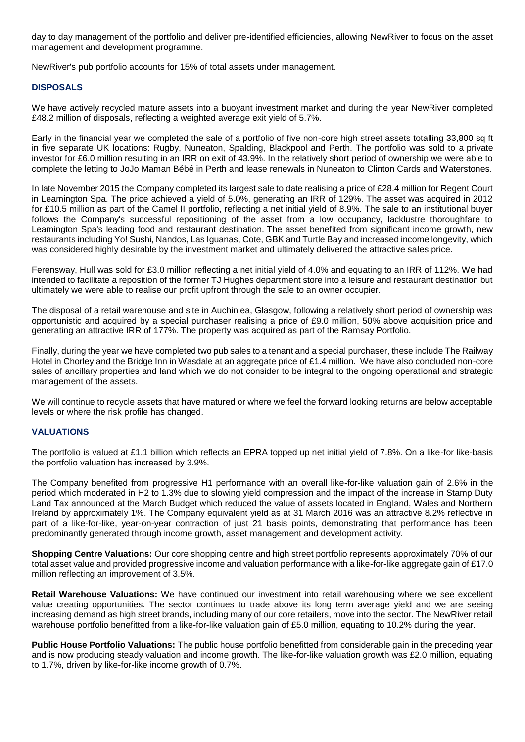day to day management of the portfolio and deliver pre-identified efficiencies, allowing NewRiver to focus on the asset management and development programme.

NewRiver's pub portfolio accounts for 15% of total assets under management.

### DISPOSALS

We have actively recycled mature assets into a buoyant investment market and during the year NewRiver completed £48.2 million of disposals, reflecting a weighted average exit yield of 5.7%.

Early in the financial year we completed the sale of a portfolio of five non-core high street assets totalling 33,800 sq ft in five separate UK locations: Rugby, Nuneaton, Spalding, Blackpool and Perth. The portfolio was sold to a private investor for £6.0 million resulting in an IRR on exit of 43.9%. In the relatively short period of ownership we were able to complete the letting to JoJo Maman Bébé in Perth and lease renewals in Nuneaton to Clinton Cards and Waterstones.

In late November 2015 the Company completed its largest sale to date realising a price of £28.4 million for Regent Court in Leamington Spa. The price achieved a yield of 5.0%, generating an IRR of 129%. The asset was acquired in 2012 for £10.5 million as part of the Camel II portfolio, reflecting a net initial yield of 8.9%. The sale to an institutional buyer follows the Company's successful repositioning of the asset from a low occupancy, lacklustre thoroughfare to Leamington Spa's leading food and restaurant destination. The asset benefited from significant income growth, new restaurants including Yo! Sushi, Nandos, Las Iguanas, Cote, GBK and Turtle Bay and increased income longevity, which was considered highly desirable by the investment market and ultimately delivered the attractive sales price.

Ferensway, Hull was sold for £3.0 million reflecting a net initial yield of 4.0% and equating to an IRR of 112%. We had intended to facilitate a reposition of the former TJ Hughes department store into a leisure and restaurant destination but ultimately we were able to realise our profit upfront through the sale to an owner occupier.

The disposal of a retail warehouse and site in Auchinlea, Glasgow, following a relatively short period of ownership was opportunistic and acquired by a special purchaser realising a price of £9.0 million, 50% above acquisition price and generating an attractive IRR of 177%. The property was acquired as part of the Ramsay Portfolio.

Finally, during the year we have completed two pub sales to a tenant and a special purchaser, these include The Railway Hotel in Chorley and the Bridge Inn in Wasdale at an aggregate price of £1.4 million. We have also concluded non-core sales of ancillary properties and land which we do not consider to be integral to the ongoing operational and strategic management of the assets.

We will continue to recycle assets that have matured or where we feel the forward looking returns are below acceptable levels or where the risk profile has changed.

### VALUATIONS

The portfolio is valued at £1.1 billion which reflects an EPRA topped up net initial yield of 7.8%. On a like-for like-basis the portfolio valuation has increased by 3.9%.

The Company benefited from progressive H1 performance with an overall like-for-like valuation gain of 2.6% in the period which moderated in H2 to 1.3% due to slowing yield compression and the impact of the increase in Stamp Duty Land Tax announced at the March Budget which reduced the value of assets located in England, Wales and Northern Ireland by approximately 1%. The Company equivalent yield as at 31 March 2016 was an attractive 8.2% reflective in part of a like-for-like, year-on-year contraction of just 21 basis points, demonstrating that performance has been predominantly generated through income growth, asset management and development activity.

**Shopping Centre Valuations:** Our core shopping centre and high street portfolio represents approximately 70% of our total asset value and provided progressive income and valuation performance with a like-for-like aggregate gain of £17.0 million reflecting an improvement of 3.5%.

**Retail Warehouse Valuations:** We have continued our investment into retail warehousing where we see excellent value creating opportunities. The sector continues to trade above its long term average yield and we are seeing increasing demand as high street brands, including many of our core retailers, move into the sector. The NewRiver retail warehouse portfolio benefitted from a like-for-like valuation gain of £5.0 million, equating to 10.2% during the year.

**Public House Portfolio Valuations:** The public house portfolio benefitted from considerable gain in the preceding year and is now producing steady valuation and income growth. The like-for-like valuation growth was £2.0 million, equating to 1.7%, driven by like-for-like income growth of 0.7%.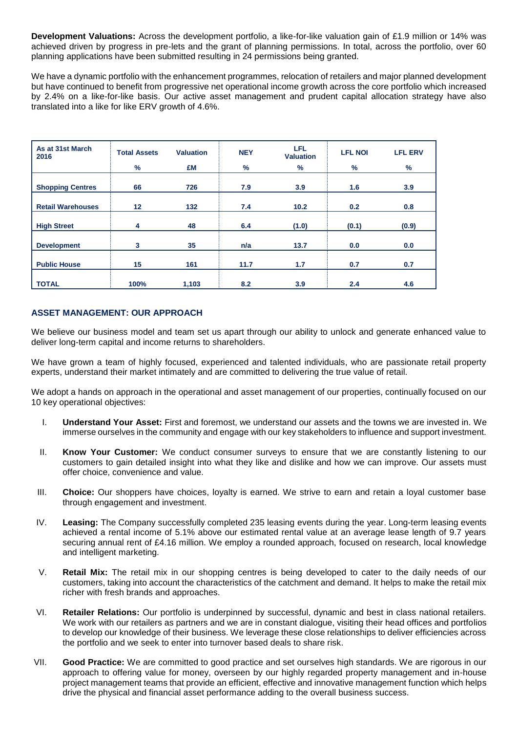**Development Valuations:** Across the development portfolio, a like-for-like valuation gain of £1.9 million or 14% was achieved driven by progress in pre-lets and the grant of planning permissions. In total, across the portfolio, over 60 planning applications have been submitted resulting in 24 permissions being granted.

We have a dynamic portfolio with the enhancement programmes, relocation of retailers and major planned development but have continued to benefit from progressive net operational income growth across the core portfolio which increased by 2.4% on a like-for-like basis. Our active asset management and prudent capital allocation strategy have also translated into a like for like ERV growth of 4.6%.

| As at 31st March 2016 | Total Assets | Valuation | NEY | LFL Valuation | LFL NOI | LFL ERV |
|---|---|---|---|---|---|---|
| | % | £M | % | % | % | % |
| **Shopping Centres** | 66 | 726 | 7.9 | 3.9 | 1.6 | 3.9 |
| **Retail Warehouses** | 12 | 132 | 7.4 | 10.2 | 0.2 | 0.8 |
| **High Street** | 4 | 48 | 6.4 | (1.0) | (0.1) | (0.9) |
| **Development** | 3 | 35 | n/a | 13.7 | 0.0 | 0.0 |
| **Public House** | 15 | 161 | 11.7 | 1.7 | 0.7 | 0.7 |
| **TOTAL** | 100% | 1,103 | 8.2 | 3.9 | 2.4 | 4.6 |

## ASSET MANAGEMENT: OUR APPROACH

We believe our business model and team set us apart through our ability to unlock and generate enhanced value to deliver long-term capital and income returns to shareholders.

We have grown a team of highly focused, experienced and talented individuals, who are passionate retail property experts, understand their market intimately and are committed to delivering the true value of retail.

We adopt a hands on approach in the operational and asset management of our properties, continually focused on our 10 key operational objectives:

I. **Understand Your Asset:** First and foremost, we understand our assets and the towns we are invested in. We immerse ourselves in the community and engage with our key stakeholders to influence and support investment.

II. **Know Your Customer:** We conduct consumer surveys to ensure that we are constantly listening to our customers to gain detailed insight into what they like and dislike and how we can improve. Our assets must offer choice, convenience and value.

III. **Choice:** Our shoppers have choices, loyalty is earned. We strive to earn and retain a loyal customer base through engagement and investment.

IV. **Leasing:** The Company successfully completed 235 leasing events during the year. Long-term leasing events achieved a rental income of 5.1% above our estimated rental value at an average lease length of 9.7 years securing annual rent of £4.16 million. We employ a rounded approach, focused on research, local knowledge and intelligent marketing.

V. **Retail Mix:** The retail mix in our shopping centres is being developed to cater to the daily needs of our customers, taking into account the characteristics of the catchment and demand. It helps to make the retail mix richer with fresh brands and approaches.

VI. **Retailer Relations:** Our portfolio is underpinned by successful, dynamic and best in class national retailers. We work with our retailers as partners and we are in constant dialogue, visiting their head offices and portfolios to develop our knowledge of their business. We leverage these close relationships to deliver efficiencies across the portfolio and we seek to enter into turnover based deals to share risk.

VII. **Good Practice:** We are committed to good practice and set ourselves high standards. We are rigorous in our approach to offering value for money, overseen by our highly regarded property management and in-house project management teams that provide an efficient, effective and innovative management function which helps drive the physical and financial asset performance adding to the overall business success.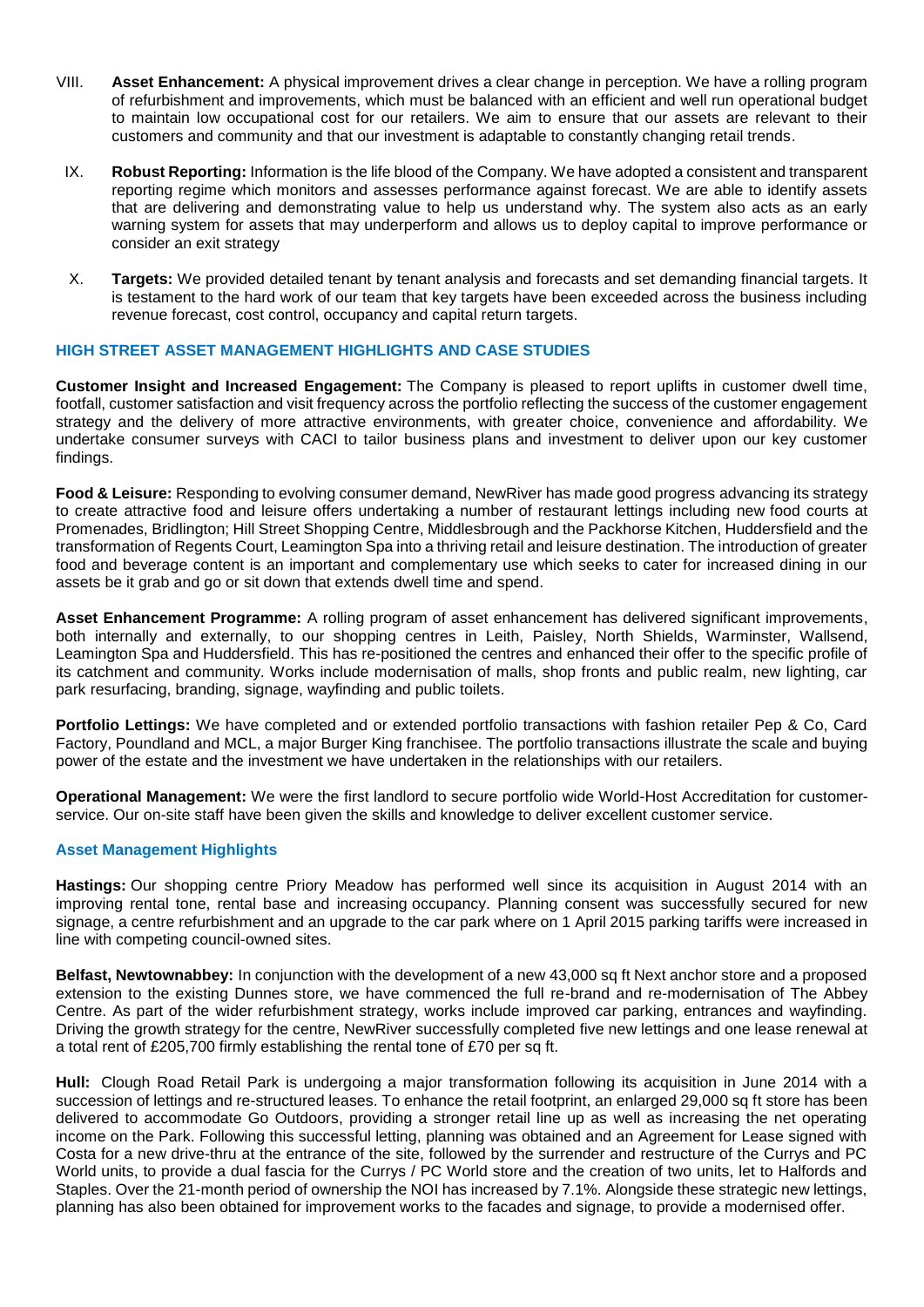VIII. **Asset Enhancement:** A physical improvement drives a clear change in perception. We have a rolling program of refurbishment and improvements, which must be balanced with an efficient and well run operational budget to maintain low occupational cost for our retailers. We aim to ensure that our assets are relevant to their customers and community and that our investment is adaptable to constantly changing retail trends.

IX. **Robust Reporting:** Information is the life blood of the Company. We have adopted a consistent and transparent reporting regime which monitors and assesses performance against forecast. We are able to identify assets that are delivering and demonstrating value to help us understand why. The system also acts as an early warning system for assets that may underperform and allows us to deploy capital to improve performance or consider an exit strategy

X. **Targets:** We provided detailed tenant by tenant analysis and forecasts and set demanding financial targets. It is testament to the hard work of our team that key targets have been exceeded across the business including revenue forecast, cost control, occupancy and capital return targets.

## HIGH STREET ASSET MANAGEMENT HIGHLIGHTS AND CASE STUDIES

**Customer Insight and Increased Engagement:** The Company is pleased to report uplifts in customer dwell time, footfall, customer satisfaction and visit frequency across the portfolio reflecting the success of the customer engagement strategy and the delivery of more attractive environments, with greater choice, convenience and affordability. We undertake consumer surveys with CACI to tailor business plans and investment to deliver upon our key customer findings.

**Food & Leisure:** Responding to evolving consumer demand, NewRiver has made good progress advancing its strategy to create attractive food and leisure offers undertaking a number of restaurant lettings including new food courts at Promenades, Bridlington; Hill Street Shopping Centre, Middlesbrough and the Packhorse Kitchen, Huddersfield and the transformation of Regents Court, Leamington Spa into a thriving retail and leisure destination. The introduction of greater food and beverage content is an important and complementary use which seeks to cater for increased dining in our assets be it grab and go or sit down that extends dwell time and spend.

**Asset Enhancement Programme:** A rolling program of asset enhancement has delivered significant improvements, both internally and externally, to our shopping centres in Leith, Paisley, North Shields, Warminster, Wallsend, Leamington Spa and Huddersfield. This has re-positioned the centres and enhanced their offer to the specific profile of its catchment and community. Works include modernisation of malls, shop fronts and public realm, new lighting, car park resurfacing, branding, signage, wayfinding and public toilets.

**Portfolio Lettings:** We have completed and or extended portfolio transactions with fashion retailer Pep & Co, Card Factory, Poundland and MCL, a major Burger King franchisee. The portfolio transactions illustrate the scale and buying power of the estate and the investment we have undertaken in the relationships with our retailers.

**Operational Management:** We were the first landlord to secure portfolio wide World-Host Accreditation for customer-service. Our on-site staff have been given the skills and knowledge to deliver excellent customer service.

### Asset Management Highlights

**Hastings:** Our shopping centre Priory Meadow has performed well since its acquisition in August 2014 with an improving rental tone, rental base and increasing occupancy. Planning consent was successfully secured for new signage, a centre refurbishment and an upgrade to the car park where on 1 April 2015 parking tariffs were increased in line with competing council-owned sites.

**Belfast, Newtownabbey:** In conjunction with the development of a new 43,000 sq ft Next anchor store and a proposed extension to the existing Dunnes store, we have commenced the full re-brand and re-modernisation of The Abbey Centre. As part of the wider refurbishment strategy, works include improved car parking, entrances and wayfinding. Driving the growth strategy for the centre, NewRiver successfully completed five new lettings and one lease renewal at a total rent of £205,700 firmly establishing the rental tone of £70 per sq ft.

**Hull:** Clough Road Retail Park is undergoing a major transformation following its acquisition in June 2014 with a succession of lettings and re-structured leases. To enhance the retail footprint, an enlarged 29,000 sq ft store has been delivered to accommodate Go Outdoors, providing a stronger retail line up as well as increasing the net operating income on the Park. Following this successful letting, planning was obtained and an Agreement for Lease signed with Costa for a new drive-thru at the entrance of the site, followed by the surrender and restructure of the Currys and PC World units, to provide a dual fascia for the Currys / PC World store and the creation of two units, let to Halfords and Staples. Over the 21-month period of ownership the NOI has increased by 7.1%. Alongside these strategic new lettings, planning has also been obtained for improvement works to the facades and signage, to provide a modernised offer.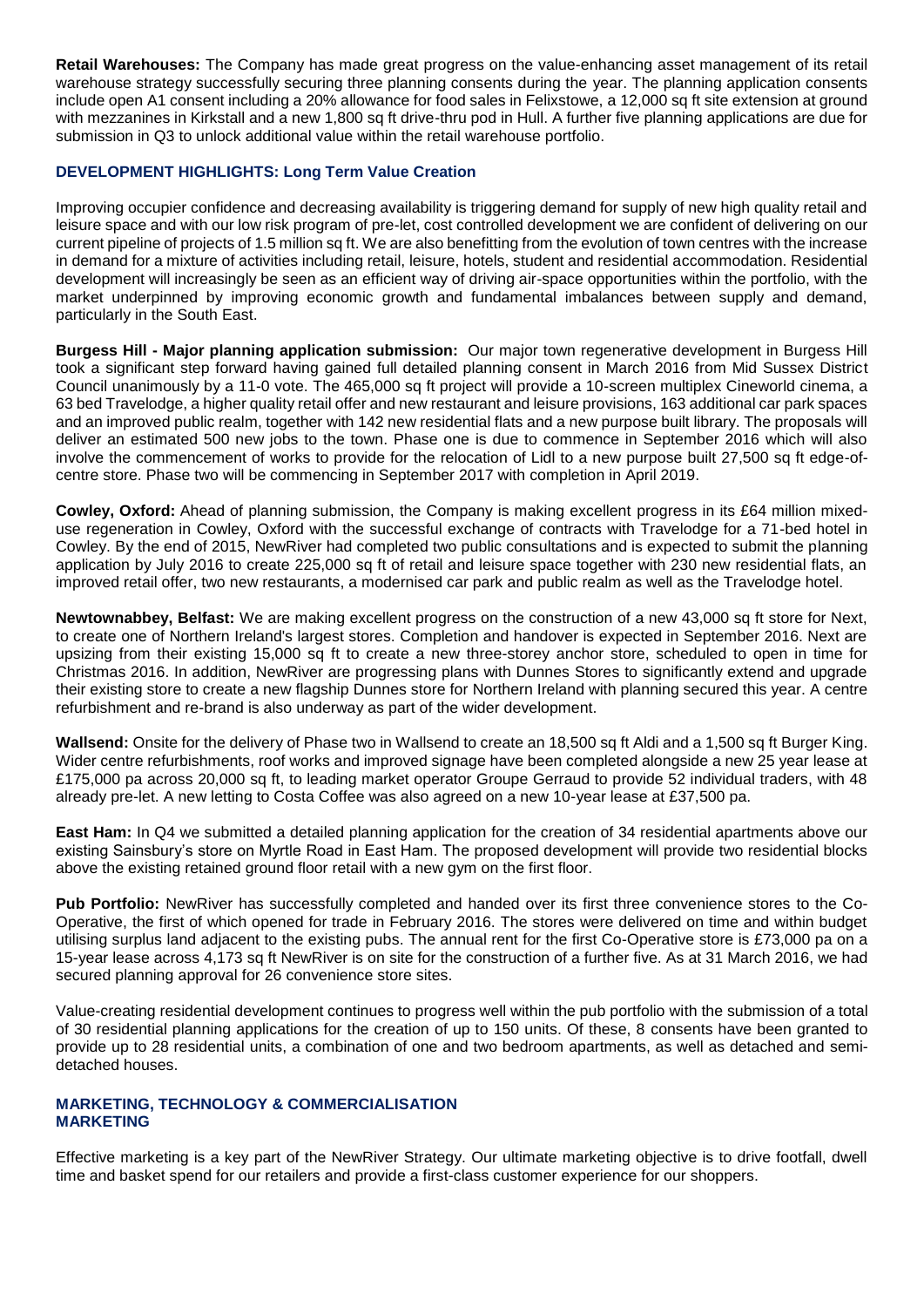**Retail Warehouses:** The Company has made great progress on the value-enhancing asset management of its retail warehouse strategy successfully securing three planning consents during the year. The planning application consents include open A1 consent including a 20% allowance for food sales in Felixstowe, a 12,000 sq ft site extension at ground with mezzanines in Kirkstall and a new 1,800 sq ft drive-thru pod in Hull. A further five planning applications are due for submission in Q3 to unlock additional value within the retail warehouse portfolio.

## DEVELOPMENT HIGHLIGHTS: Long Term Value Creation

Improving occupier confidence and decreasing availability is triggering demand for supply of new high quality retail and leisure space and with our low risk program of pre-let, cost controlled development we are confident of delivering on our current pipeline of projects of 1.5 million sq ft. We are also benefitting from the evolution of town centres with the increase in demand for a mixture of activities including retail, leisure, hotels, student and residential accommodation. Residential development will increasingly be seen as an efficient way of driving air-space opportunities within the portfolio, with the market underpinned by improving economic growth and fundamental imbalances between supply and demand, particularly in the South East.

**Burgess Hill - Major planning application submission:** Our major town regenerative development in Burgess Hill took a significant step forward having gained full detailed planning consent in March 2016 from Mid Sussex District Council unanimously by a 11-0 vote. The 465,000 sq ft project will provide a 10-screen multiplex Cineworld cinema, a 63 bed Travelodge, a higher quality retail offer and new restaurant and leisure provisions, 163 additional car park spaces and an improved public realm, together with 142 new residential flats and a new purpose built library. The proposals will deliver an estimated 500 new jobs to the town. Phase one is due to commence in September 2016 which will also involve the commencement of works to provide for the relocation of Lidl to a new purpose built 27,500 sq ft edge-of-centre store. Phase two will be commencing in September 2017 with completion in April 2019.

**Cowley, Oxford:** Ahead of planning submission, the Company is making excellent progress in its £64 million mixed-use regeneration in Cowley, Oxford with the successful exchange of contracts with Travelodge for a 71-bed hotel in Cowley. By the end of 2015, NewRiver had completed two public consultations and is expected to submit the planning application by July 2016 to create 225,000 sq ft of retail and leisure space together with 230 new residential flats, an improved retail offer, two new restaurants, a modernised car park and public realm as well as the Travelodge hotel.

**Newtownabbey, Belfast:** We are making excellent progress on the construction of a new 43,000 sq ft store for Next, to create one of Northern Ireland's largest stores. Completion and handover is expected in September 2016. Next are upsizing from their existing 15,000 sq ft to create a new three-storey anchor store, scheduled to open in time for Christmas 2016. In addition, NewRiver are progressing plans with Dunnes Stores to significantly extend and upgrade their existing store to create a new flagship Dunnes store for Northern Ireland with planning secured this year. A centre refurbishment and re-brand is also underway as part of the wider development.

**Wallsend:** Onsite for the delivery of Phase two in Wallsend to create an 18,500 sq ft Aldi and a 1,500 sq ft Burger King. Wider centre refurbishments, roof works and improved signage have been completed alongside a new 25 year lease at £175,000 pa across 20,000 sq ft, to leading market operator Groupe Gerraud to provide 52 individual traders, with 48 already pre-let. A new letting to Costa Coffee was also agreed on a new 10-year lease at £37,500 pa.

**East Ham:** In Q4 we submitted a detailed planning application for the creation of 34 residential apartments above our existing Sainsbury's store on Myrtle Road in East Ham. The proposed development will provide two residential blocks above the existing retained ground floor retail with a new gym on the first floor.

**Pub Portfolio:** NewRiver has successfully completed and handed over its first three convenience stores to the Co-Operative, the first of which opened for trade in February 2016. The stores were delivered on time and within budget utilising surplus land adjacent to the existing pubs. The annual rent for the first Co-Operative store is £73,000 pa on a 15-year lease across 4,173 sq ft NewRiver is on site for the construction of a further five. As at 31 March 2016, we had secured planning approval for 26 convenience store sites.

Value-creating residential development continues to progress well within the pub portfolio with the submission of a total of 30 residential planning applications for the creation of up to 150 units. Of these, 8 consents have been granted to provide up to 28 residential units, a combination of one and two bedroom apartments, as well as detached and semi-detached houses.

## MARKETING, TECHNOLOGY & COMMERCIALISATION

### MARKETING

Effective marketing is a key part of the NewRiver Strategy. Our ultimate marketing objective is to drive footfall, dwell time and basket spend for our retailers and provide a first-class customer experience for our shoppers.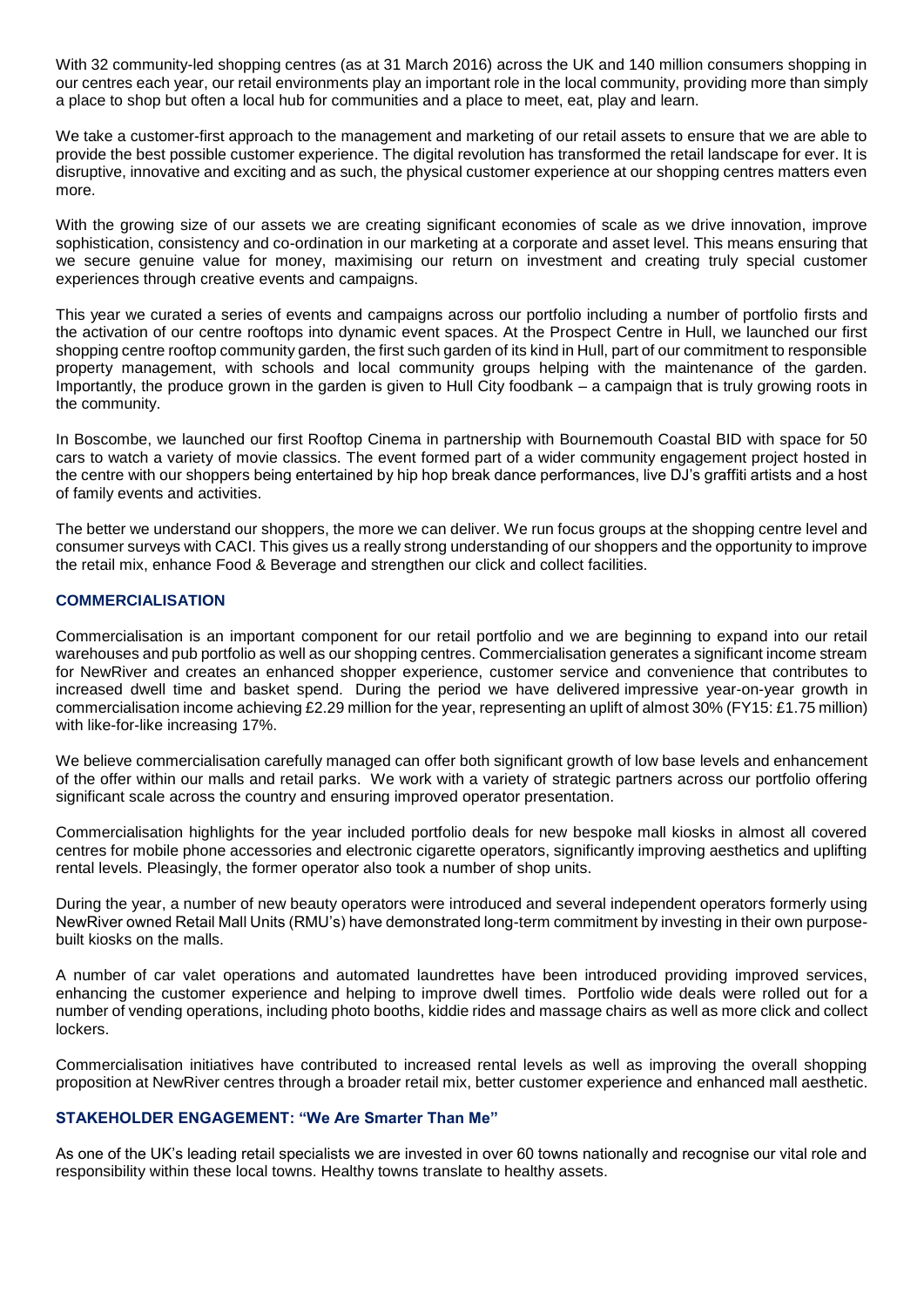With 32 community-led shopping centres (as at 31 March 2016) across the UK and 140 million consumers shopping in our centres each year, our retail environments play an important role in the local community, providing more than simply a place to shop but often a local hub for communities and a place to meet, eat, play and learn.

We take a customer-first approach to the management and marketing of our retail assets to ensure that we are able to provide the best possible customer experience. The digital revolution has transformed the retail landscape for ever. It is disruptive, innovative and exciting and as such, the physical customer experience at our shopping centres matters even more.

With the growing size of our assets we are creating significant economies of scale as we drive innovation, improve sophistication, consistency and co-ordination in our marketing at a corporate and asset level. This means ensuring that we secure genuine value for money, maximising our return on investment and creating truly special customer experiences through creative events and campaigns.

This year we curated a series of events and campaigns across our portfolio including a number of portfolio firsts and the activation of our centre rooftops into dynamic event spaces. At the Prospect Centre in Hull, we launched our first shopping centre rooftop community garden, the first such garden of its kind in Hull, part of our commitment to responsible property management, with schools and local community groups helping with the maintenance of the garden. Importantly, the produce grown in the garden is given to Hull City foodbank – a campaign that is truly growing roots in the community.

In Boscombe, we launched our first Rooftop Cinema in partnership with Bournemouth Coastal BID with space for 50 cars to watch a variety of movie classics. The event formed part of a wider community engagement project hosted in the centre with our shoppers being entertained by hip hop break dance performances, live DJ's graffiti artists and a host of family events and activities.

The better we understand our shoppers, the more we can deliver. We run focus groups at the shopping centre level and consumer surveys with CACI. This gives us a really strong understanding of our shoppers and the opportunity to improve the retail mix, enhance Food & Beverage and strengthen our click and collect facilities.

## COMMERCIALISATION

Commercialisation is an important component for our retail portfolio and we are beginning to expand into our retail warehouses and pub portfolio as well as our shopping centres. Commercialisation generates a significant income stream for NewRiver and creates an enhanced shopper experience, customer service and convenience that contributes to increased dwell time and basket spend. During the period we have delivered impressive year-on-year growth in commercialisation income achieving £2.29 million for the year, representing an uplift of almost 30% (FY15: £1.75 million) with like-for-like increasing 17%.

We believe commercialisation carefully managed can offer both significant growth of low base levels and enhancement of the offer within our malls and retail parks. We work with a variety of strategic partners across our portfolio offering significant scale across the country and ensuring improved operator presentation.

Commercialisation highlights for the year included portfolio deals for new bespoke mall kiosks in almost all covered centres for mobile phone accessories and electronic cigarette operators, significantly improving aesthetics and uplifting rental levels. Pleasingly, the former operator also took a number of shop units.

During the year, a number of new beauty operators were introduced and several independent operators formerly using NewRiver owned Retail Mall Units (RMU's) have demonstrated long-term commitment by investing in their own purpose-built kiosks on the malls.

A number of car valet operations and automated laundrettes have been introduced providing improved services, enhancing the customer experience and helping to improve dwell times. Portfolio wide deals were rolled out for a number of vending operations, including photo booths, kiddie rides and massage chairs as well as more click and collect lockers.

Commercialisation initiatives have contributed to increased rental levels as well as improving the overall shopping proposition at NewRiver centres through a broader retail mix, better customer experience and enhanced mall aesthetic.

## STAKEHOLDER ENGAGEMENT: "We Are Smarter Than Me"

As one of the UK's leading retail specialists we are invested in over 60 towns nationally and recognise our vital role and responsibility within these local towns. Healthy towns translate to healthy assets.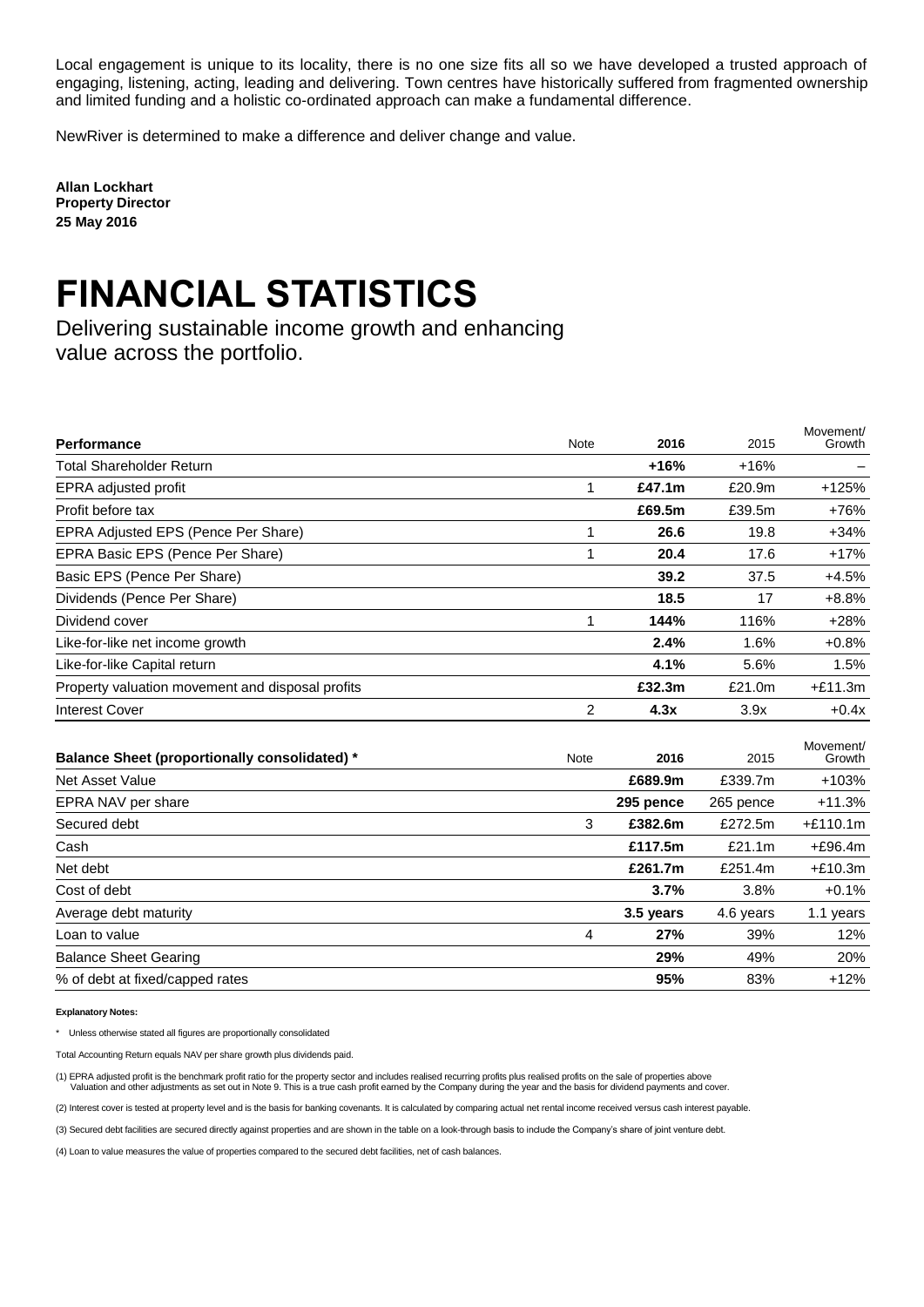Local engagement is unique to its locality, there is no one size fits all so we have developed a trusted approach of engaging, listening, acting, leading and delivering. Town centres have historically suffered from fragmented ownership and limited funding and a holistic co-ordinated approach can make a fundamental difference.

NewRiver is determined to make a difference and deliver change and value.

**Allan Lockhart**
**Property Director**
**25 May 2016**

# FINANCIAL STATISTICS

Delivering sustainable income growth and enhancing value across the portfolio.

| Performance | Note | 2016 | 2015 | Movement/ Growth |
|---|---|---|---|---|
| Total Shareholder Return | | **+16%** | +16% | – |
| EPRA adjusted profit | 1 | **£47.1m** | £20.9m | +125% |
| Profit before tax | | **£69.5m** | £39.5m | +76% |
| EPRA Adjusted EPS (Pence Per Share) | 1 | **26.6** | 19.8 | +34% |
| EPRA Basic EPS (Pence Per Share) | 1 | **20.4** | 17.6 | +17% |
| Basic EPS (Pence Per Share) | | **39.2** | 37.5 | +4.5% |
| Dividends (Pence Per Share) | | **18.5** | 17 | +8.8% |
| Dividend cover | 1 | **144%** | 116% | +28% |
| Like-for-like net income growth | | **2.4%** | 1.6% | +0.8% |
| Like-for-like Capital return | | **4.1%** | 5.6% | 1.5% |
| Property valuation movement and disposal profits | | **£32.3m** | £21.0m | +£11.3m |
| Interest Cover | 2 | **4.3x** | 3.9x | +0.4x |

| Balance Sheet (proportionally consolidated) * | Note | 2016 | 2015 | Movement/ Growth |
|---|---|---|---|---|
| Net Asset Value | | **£689.9m** | £339.7m | +103% |
| EPRA NAV per share | | **295 pence** | 265 pence | +11.3% |
| Secured debt | 3 | **£382.6m** | £272.5m | +£110.1m |
| Cash | | **£117.5m** | £21.1m | +£96.4m |
| Net debt | | **£261.7m** | £251.4m | +£10.3m |
| Cost of debt | | **3.7%** | 3.8% | +0.1% |
| Average debt maturity | | **3.5 years** | 4.6 years | 1.1 years |
| Loan to value | 4 | **27%** | 39% | 12% |
| Balance Sheet Gearing | | **29%** | 49% | 20% |
| % of debt at fixed/capped rates | | **95%** | 83% | +12% |

**Explanatory Notes:**

\* Unless otherwise stated all figures are proportionally consolidated

Total Accounting Return equals NAV per share growth plus dividends paid.

(1) EPRA adjusted profit is the benchmark profit ratio for the property sector and includes realised recurring profits plus realised profits on the sale of properties above Valuation and other adjustments as set out in Note 9. This is a true cash profit earned by the Company during the year and the basis for dividend payments and cover.

(2) Interest cover is tested at property level and is the basis for banking covenants. It is calculated by comparing actual net rental income received versus cash interest payable.

(3) Secured debt facilities are secured directly against properties and are shown in the table on a look-through basis to include the Company's share of joint venture debt.

(4) Loan to value measures the value of properties compared to the secured debt facilities, net of cash balances.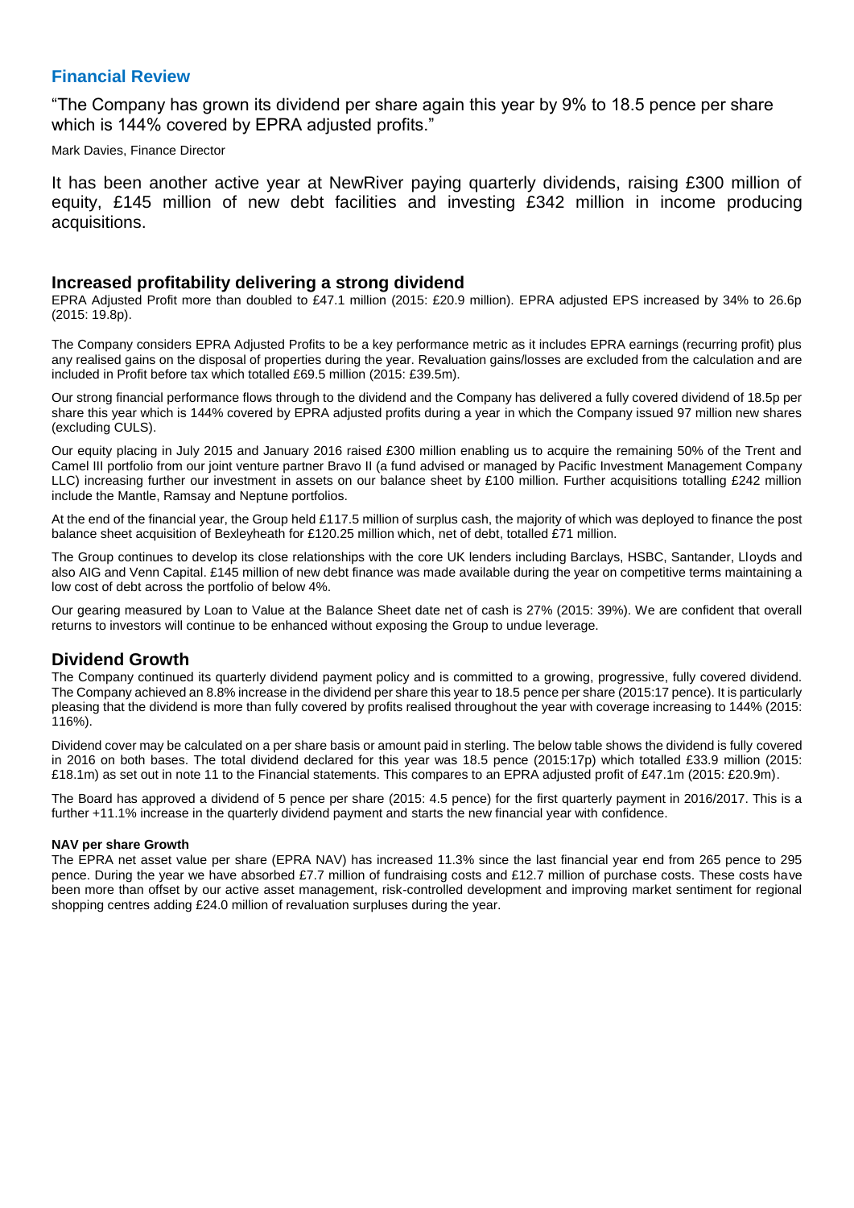## Financial Review

"The Company has grown its dividend per share again this year by 9% to 18.5 pence per share which is 144% covered by EPRA adjusted profits."

Mark Davies, Finance Director

It has been another active year at NewRiver paying quarterly dividends, raising £300 million of equity, £145 million of new debt facilities and investing £342 million in income producing acquisitions.

### Increased profitability delivering a strong dividend

EPRA Adjusted Profit more than doubled to £47.1 million (2015: £20.9 million). EPRA adjusted EPS increased by 34% to 26.6p (2015: 19.8p).

The Company considers EPRA Adjusted Profits to be a key performance metric as it includes EPRA earnings (recurring profit) plus any realised gains on the disposal of properties during the year. Revaluation gains/losses are excluded from the calculation and are included in Profit before tax which totalled £69.5 million (2015: £39.5m).

Our strong financial performance flows through to the dividend and the Company has delivered a fully covered dividend of 18.5p per share this year which is 144% covered by EPRA adjusted profits during a year in which the Company issued 97 million new shares (excluding CULS).

Our equity placing in July 2015 and January 2016 raised £300 million enabling us to acquire the remaining 50% of the Trent and Camel III portfolio from our joint venture partner Bravo II (a fund advised or managed by Pacific Investment Management Company LLC) increasing further our investment in assets on our balance sheet by £100 million. Further acquisitions totalling £242 million include the Mantle, Ramsay and Neptune portfolios.

At the end of the financial year, the Group held £117.5 million of surplus cash, the majority of which was deployed to finance the post balance sheet acquisition of Bexleyheath for £120.25 million which, net of debt, totalled £71 million.

The Group continues to develop its close relationships with the core UK lenders including Barclays, HSBC, Santander, Lloyds and also AIG and Venn Capital. £145 million of new debt finance was made available during the year on competitive terms maintaining a low cost of debt across the portfolio of below 4%.

Our gearing measured by Loan to Value at the Balance Sheet date net of cash is 27% (2015: 39%). We are confident that overall returns to investors will continue to be enhanced without exposing the Group to undue leverage.

### Dividend Growth

The Company continued its quarterly dividend payment policy and is committed to a growing, progressive, fully covered dividend. The Company achieved an 8.8% increase in the dividend per share this year to 18.5 pence per share (2015:17 pence). It is particularly pleasing that the dividend is more than fully covered by profits realised throughout the year with coverage increasing to 144% (2015: 116%).

Dividend cover may be calculated on a per share basis or amount paid in sterling. The below table shows the dividend is fully covered in 2016 on both bases. The total dividend declared for this year was 18.5 pence (2015:17p) which totalled £33.9 million (2015: £18.1m) as set out in note 11 to the Financial statements. This compares to an EPRA adjusted profit of £47.1m (2015: £20.9m).

The Board has approved a dividend of 5 pence per share (2015: 4.5 pence) for the first quarterly payment in 2016/2017. This is a further +11.1% increase in the quarterly dividend payment and starts the new financial year with confidence.

#### NAV per share Growth

The EPRA net asset value per share (EPRA NAV) has increased 11.3% since the last financial year end from 265 pence to 295 pence. During the year we have absorbed £7.7 million of fundraising costs and £12.7 million of purchase costs. These costs have been more than offset by our active asset management, risk-controlled development and improving market sentiment for regional shopping centres adding £24.0 million of revaluation surpluses during the year.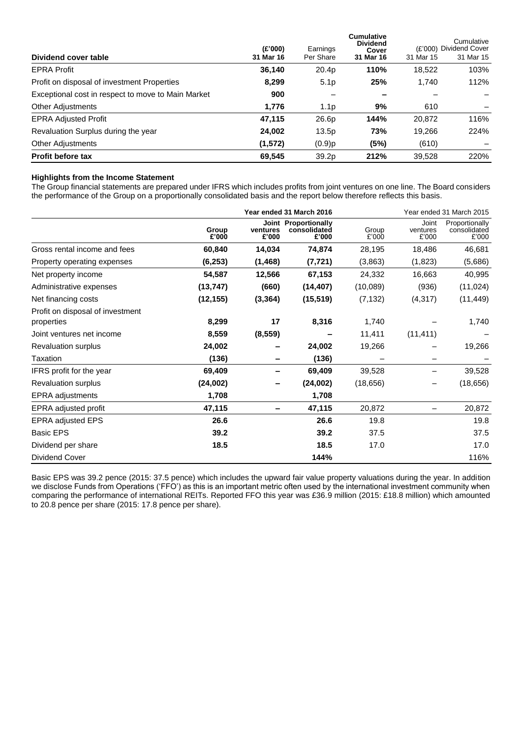| Dividend cover table | (£'000) 31 Mar 16 | Earnings Per Share | Cumulative Dividend Cover 31 Mar 16 | (£'000) 31 Mar 15 | Cumulative Dividend Cover 31 Mar 15 |
|---|---|---|---|---|---|
| EPRA Profit | **36,140** | 20.4p | **110%** | 18,522 | 103% |
| Profit on disposal of investment Properties | **8,299** | 5.1p | **25%** | 1,740 | 112% |
| Exceptional cost in respect to move to Main Market | **900** | – | **–** | – | – |
| Other Adjustments | **1,776** | 1.1p | **9%** | 610 | – |
| EPRA Adjusted Profit | **47,115** | 26.6p | **144%** | 20,872 | 116% |
| Revaluation Surplus during the year | **24,002** | 13.5p | **73%** | 19,266 | 224% |
| Other Adjustments | **(1,572)** | (0.9)p | **(5%)** | (610) | – |
| **Profit before tax** | **69,545** | 39.2p | **212%** | 39,528 | 220% |

**Highlights from the Income Statement**

The Group financial statements are prepared under IFRS which includes profits from joint ventures on one line. The Board considers the performance of the Group on a proportionally consolidated basis and the report below therefore reflects this basis.

| | Year ended 31 March 2016 | | | Year ended 31 March 2015 | | |
|---|---|---|---|---|---|---|
| | Group £'000 | Joint ventures £'000 | Proportionally consolidated £'000 | Group £'000 | Joint ventures £'000 | Proportionally consolidated £'000 |
| Gross rental income and fees | **60,840** | **14,034** | **74,874** | 28,195 | 18,486 | 46,681 |
| Property operating expenses | **(6,253)** | **(1,468)** | **(7,721)** | (3,863) | (1,823) | (5,686) |
| Net property income | **54,587** | **12,566** | **67,153** | 24,332 | 16,663 | 40,995 |
| Administrative expenses | **(13,747)** | **(660)** | **(14,407)** | (10,089) | (936) | (11,024) |
| Net financing costs | **(12,155)** | **(3,364)** | **(15,519)** | (7,132) | (4,317) | (11,449) |
| Profit on disposal of investment properties | **8,299** | **17** | **8,316** | 1,740 | – | 1,740 |
| Joint ventures net income | **8,559** | **(8,559)** | **–** | 11,411 | (11,411) | – |
| Revaluation surplus | **24,002** | **–** | **24,002** | 19,266 | – | 19,266 |
| Taxation | **(136)** | **–** | **(136)** | – | – | – |
| IFRS profit for the year | **69,409** | **–** | **69,409** | 39,528 | – | 39,528 |
| Revaluation surplus | **(24,002)** | **–** | **(24,002)** | (18,656) | – | (18,656) |
| EPRA adjustments | **1,708** | | **1,708** | | | |
| EPRA adjusted profit | **47,115** | **–** | **47,115** | 20,872 | – | 20,872 |
| EPRA adjusted EPS | **26.6** | | **26.6** | 19.8 | | 19.8 |
| Basic EPS | **39.2** | | **39.2** | 37.5 | | 37.5 |
| Dividend per share | **18.5** | | **18.5** | 17.0 | | 17.0 |
| Dividend Cover | | | **144%** | | | 116% |

Basic EPS was 39.2 pence (2015: 37.5 pence) which includes the upward fair value property valuations during the year. In addition we disclose Funds from Operations ('FFO') as this is an important metric often used by the international investment community when comparing the performance of international REITs. Reported FFO this year was £36.9 million (2015: £18.8 million) which amounted to 20.8 pence per share (2015: 17.8 pence per share).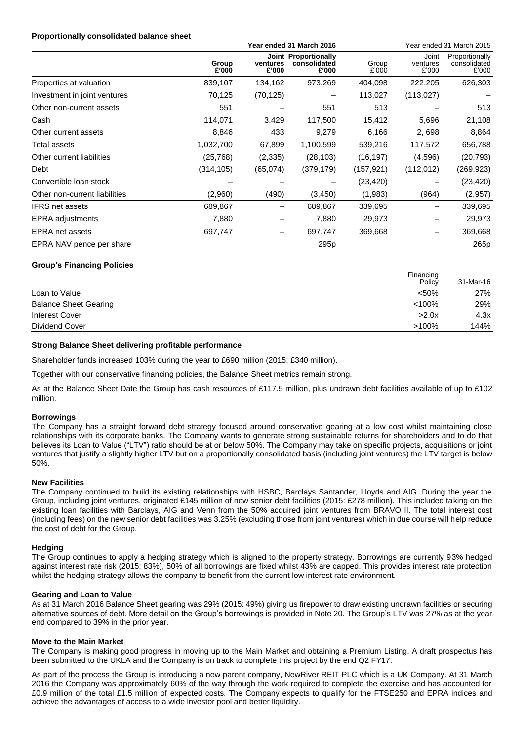**Proportionally consolidated balance sheet**

| | Year ended 31 March 2016 | | | Year ended 31 March 2015 | | |
|---|---|---|---|---|---|---|
| | Group £'000 | Joint ventures £'000 | Proportionally consolidated £'000 | Group £'000 | Joint ventures £'000 | Proportionally consolidated £'000 |
| Properties at valuation | 839,107 | 134,162 | 973,269 | 404,098 | 222,205 | 626,303 |
| Investment in joint ventures | 70,125 | (70,125) | – | 113,027 | (113,027) | – |
| Other non-current assets | 551 | – | 551 | 513 | – | 513 |
| Cash | 114,071 | 3,429 | 117,500 | 15,412 | 5,696 | 21,108 |
| Other current assets | 8,846 | 433 | 9,279 | 6,166 | 2, 698 | 8,864 |
| Total assets | 1,032,700 | 67,899 | 1,100,599 | 539,216 | 117,572 | 656,788 |
| Other current liabilities | (25,768) | (2,335) | (28,103) | (16,197) | (4,596) | (20,793) |
| Debt | (314,105) | (65,074) | (379,179) | (157,921) | (112,012) | (269,923) |
| Convertible loan stock | – | – | – | (23,420) | – | (23,420) |
| Other non-current liabilities | (2,960) | (490) | (3,450) | (1,983) | (964) | (2,957) |
| IFRS net assets | 689,867 | – | 689,867 | 339,695 | – | 339,695 |
| EPRA adjustments | 7,880 | – | 7,880 | 29,973 | – | 29,973 |
| EPRA net assets | 697,747 | – | 697,747 | 369,668 | – | 369,668 |
| EPRA NAV pence per share | | | 295p | | | 265p |

**Group's Financing Policies**

| | Financing Policy | 31-Mar-16 |
|---|---|---|
| Loan to Value | <50% | 27% |
| Balance Sheet Gearing | <100% | 29% |
| Interest Cover | >2.0x | 4.3x |
| Dividend Cover | >100% | 144% |

**Strong Balance Sheet delivering profitable performance**

Shareholder funds increased 103% during the year to £690 million (2015: £340 million).

Together with our conservative financing policies, the Balance Sheet metrics remain strong.

As at the Balance Sheet Date the Group has cash resources of £117.5 million, plus undrawn debt facilities available of up to £102 million.

**Borrowings**

The Company has a straight forward debt strategy focused around conservative gearing at a low cost whilst maintaining close relationships with its corporate banks. The Company wants to generate strong sustainable returns for shareholders and to do that believes its Loan to Value ("LTV") ratio should be at or below 50%. The Company may take on specific projects, acquisitions or joint ventures that justify a slightly higher LTV but on a proportionally consolidated basis (including joint ventures) the LTV target is below 50%.

**New Facilities**

The Company continued to build its existing relationships with HSBC, Barclays Santander, Lloyds and AIG. During the year the Group, including joint ventures, originated £145 million of new senior debt facilities (2015: £278 million). This included taking on the existing loan facilities with Barclays, AIG and Venn from the 50% acquired joint ventures from BRAVO II. The total interest cost (including fees) on the new senior debt facilities was 3.25% (excluding those from joint ventures) which in due course will help reduce the cost of debt for the Group.

**Hedging**

The Group continues to apply a hedging strategy which is aligned to the property strategy. Borrowings are currently 93% hedged against interest rate risk (2015: 83%), 50% of all borrowings are fixed whilst 43% are capped. This provides interest rate protection whilst the hedging strategy allows the company to benefit from the current low interest rate environment.

**Gearing and Loan to Value**

As at 31 March 2016 Balance Sheet gearing was 29% (2015: 49%) giving us firepower to draw existing undrawn facilities or securing alternative sources of debt. More detail on the Group's borrowings is provided in Note 20. The Group's LTV was 27% as at the year end compared to 39% in the prior year.

**Move to the Main Market**

The Company is making good progress in moving up to the Main Market and obtaining a Premium Listing. A draft prospectus has been submitted to the UKLA and the Company is on track to complete this project by the end Q2 FY17.

As part of the process the Group is introducing a new parent company, NewRiver REIT PLC which is a UK Company. At 31 March 2016 the Company was approximately 60% of the way through the work required to complete the exercise and has accounted for £0.9 million of the total £1.5 million of expected costs. The Company expects to qualify for the FTSE250 and EPRA indices and achieve the advantages of access to a wide investor pool and better liquidity.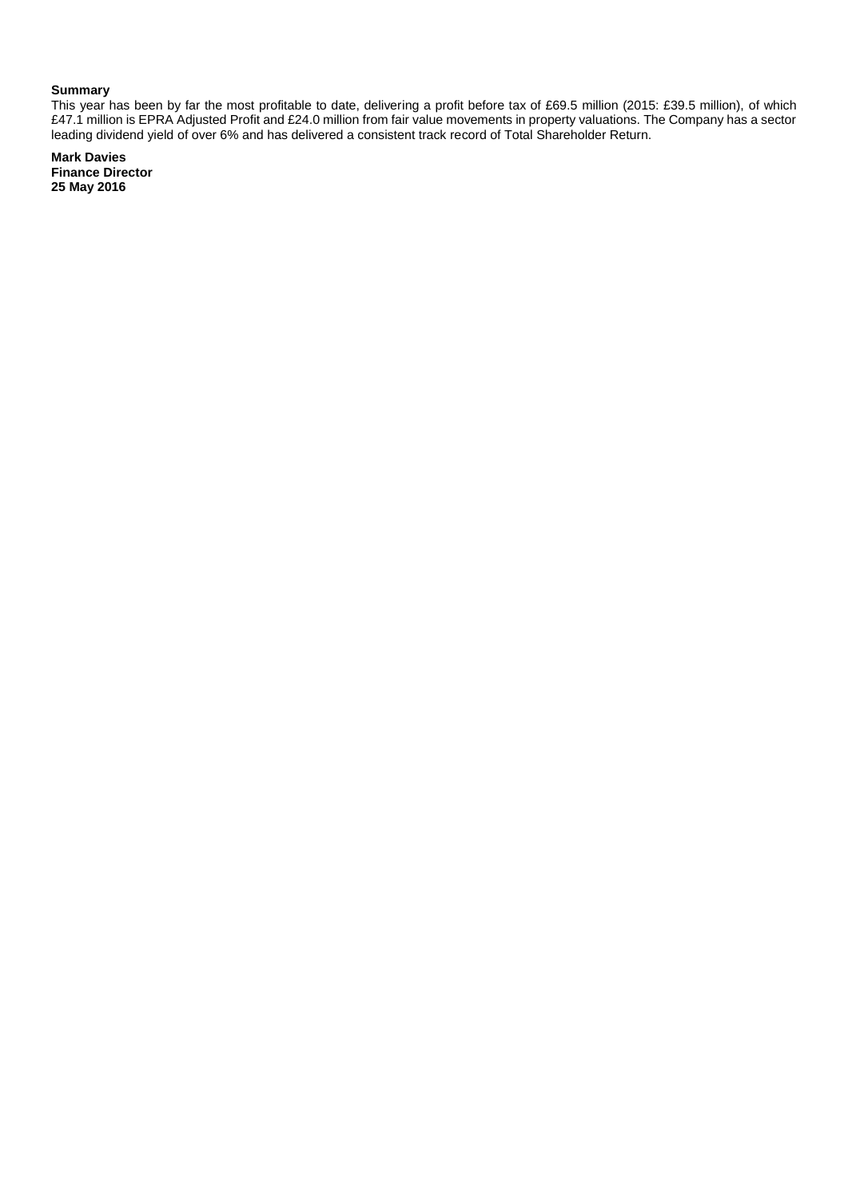**Summary**

This year has been by far the most profitable to date, delivering a profit before tax of £69.5 million (2015: £39.5 million), of which £47.1 million is EPRA Adjusted Profit and £24.0 million from fair value movements in property valuations. The Company has a sector leading dividend yield of over 6% and has delivered a consistent track record of Total Shareholder Return.

**Mark Davies**
**Finance Director**
**25 May 2016**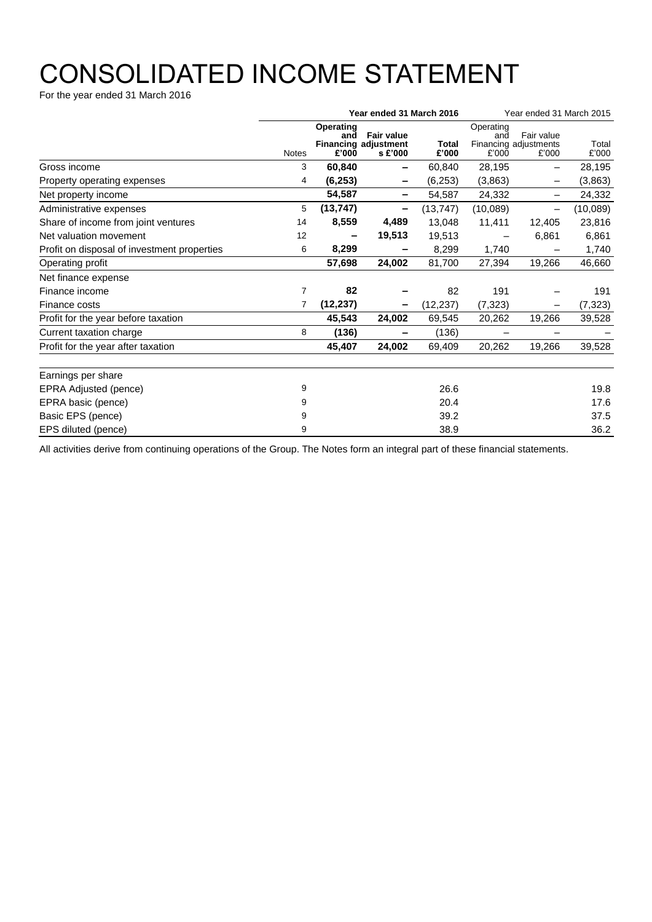# CONSOLIDATED INCOME STATEMENT

For the year ended 31 March 2016

| | | Year ended 31 March 2016 | | | Year ended 31 March 2015 | | |
|---|---|---|---|---|---|---|---|
| | Notes | **Operating and Financing £'000** | **Fair value adjustments £'000** | **Total £'000** | Operating and Financing £'000 | Fair value adjustments £'000 | Total £'000 |
| Gross income | 3 | **60,840** | **–** | 60,840 | 28,195 | – | 28,195 |
| Property operating expenses | 4 | **(6,253)** | **–** | (6,253) | (3,863) | – | (3,863) |
| Net property income | | **54,587** | **–** | 54,587 | 24,332 | – | 24,332 |
| Administrative expenses | 5 | **(13,747)** | **–** | (13,747) | (10,089) | – | (10,089) |
| Share of income from joint ventures | 14 | **8,559** | **4,489** | 13,048 | 11,411 | 12,405 | 23,816 |
| Net valuation movement | 12 | **–** | **19,513** | 19,513 | – | 6,861 | 6,861 |
| Profit on disposal of investment properties | 6 | **8,299** | **–** | 8,299 | 1,740 | – | 1,740 |
| Operating profit | | **57,698** | **24,002** | 81,700 | 27,394 | 19,266 | 46,660 |
| Net finance expense | | | | | | | |
| Finance income | 7 | **82** | **–** | 82 | 191 | – | 191 |
| Finance costs | 7 | **(12,237)** | **–** | (12,237) | (7,323) | – | (7,323) |
| Profit for the year before taxation | | **45,543** | **24,002** | 69,545 | 20,262 | 19,266 | 39,528 |
| Current taxation charge | 8 | **(136)** | **–** | (136) | – | – | – |
| Profit for the year after taxation | | **45,407** | **24,002** | 69,409 | 20,262 | 19,266 | 39,528 |
| Earnings per share | | | | | | | |
| EPRA Adjusted (pence) | 9 | | | 26.6 | | | 19.8 |
| EPRA basic (pence) | 9 | | | 20.4 | | | 17.6 |
| Basic EPS (pence) | 9 | | | 39.2 | | | 37.5 |
| EPS diluted (pence) | 9 | | | 38.9 | | | 36.2 |

All activities derive from continuing operations of the Group. The Notes form an integral part of these financial statements.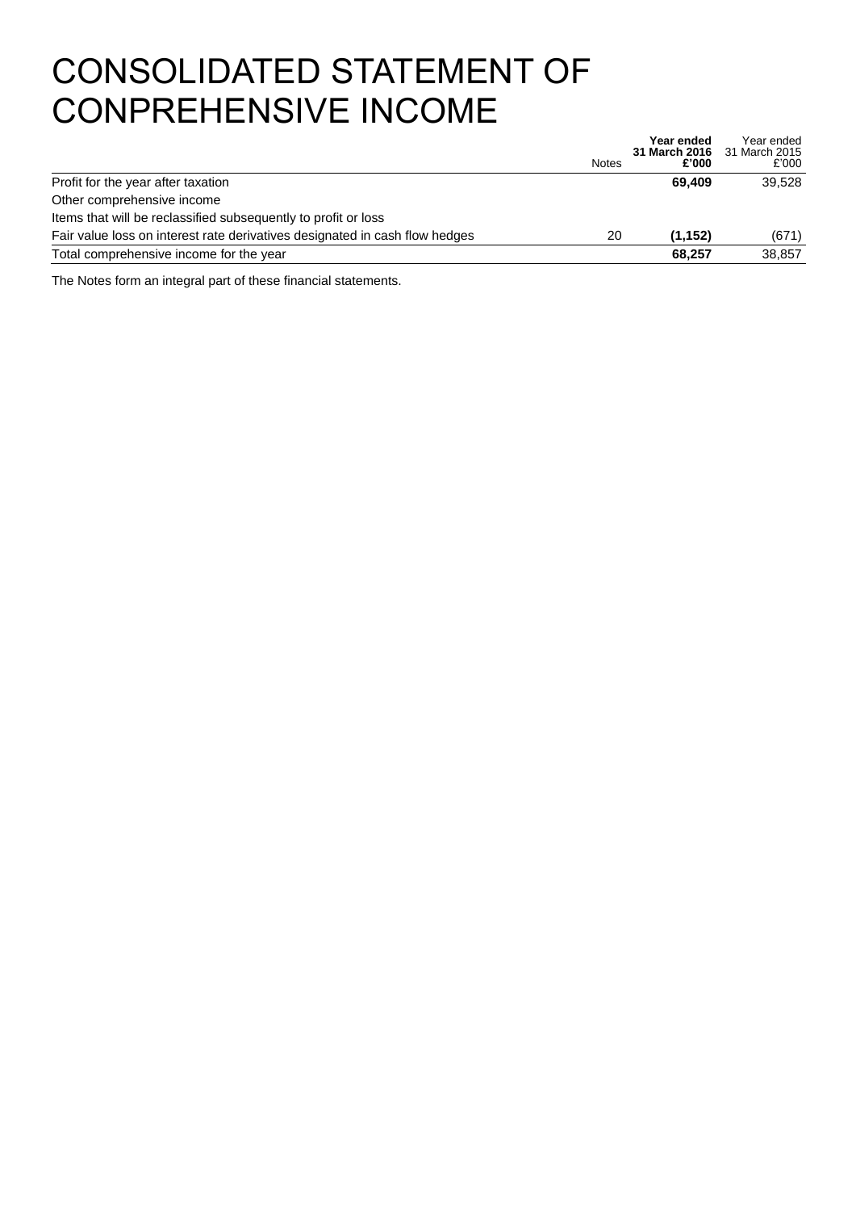# CONSOLIDATED STATEMENT OF CONPREHENSIVE INCOME

| | Notes | **Year ended 31 March 2016 £'000** | Year ended 31 March 2015 £'000 |
|---|---|---|---|
| Profit for the year after taxation | | **69,409** | 39,528 |
| Other comprehensive income | | | |
| Items that will be reclassified subsequently to profit or loss | | | |
| Fair value loss on interest rate derivatives designated in cash flow hedges | 20 | **(1,152)** | (671) |
| Total comprehensive income for the year | | **68,257** | 38,857 |

The Notes form an integral part of these financial statements.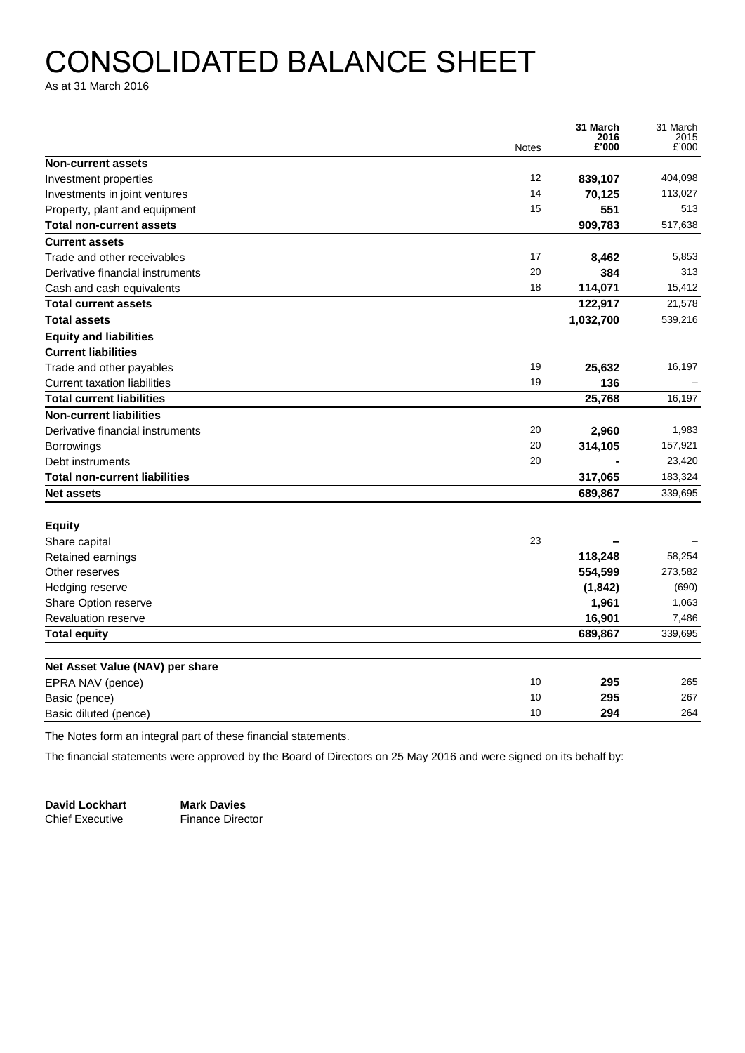# CONSOLIDATED BALANCE SHEET

As at 31 March 2016

| | Notes | 31 March 2016 £'000 | 31 March 2015 £'000 |
|---|---|---|---|
| **Non-current assets** | | | |
| Investment properties | 12 | **839,107** | 404,098 |
| Investments in joint ventures | 14 | **70,125** | 113,027 |
| Property, plant and equipment | 15 | **551** | 513 |
| **Total non-current assets** | | **909,783** | 517,638 |
| **Current assets** | | | |
| Trade and other receivables | 17 | **8,462** | 5,853 |
| Derivative financial instruments | 20 | **384** | 313 |
| Cash and cash equivalents | 18 | **114,071** | 15,412 |
| **Total current assets** | | **122,917** | 21,578 |
| **Total assets** | | **1,032,700** | 539,216 |
| **Equity and liabilities** | | | |
| **Current liabilities** | | | |
| Trade and other payables | 19 | **25,632** | 16,197 |
| Current taxation liabilities | 19 | **136** | – |
| **Total current liabilities** | | **25,768** | 16,197 |
| **Non-current liabilities** | | | |
| Derivative financial instruments | 20 | **2,960** | 1,983 |
| Borrowings | 20 | **314,105** | 157,921 |
| Debt instruments | 20 | **-** | 23,420 |
| **Total non-current liabilities** | | **317,065** | 183,324 |
| **Net assets** | | **689,867** | 339,695 |
| | | | |
| **Equity** | | | |
| Share capital | 23 | **–** | – |
| Retained earnings | | **118,248** | 58,254 |
| Other reserves | | **554,599** | 273,582 |
| Hedging reserve | | **(1,842)** | (690) |
| Share Option reserve | | **1,961** | 1,063 |
| Revaluation reserve | | **16,901** | 7,486 |
| **Total equity** | | **689,867** | 339,695 |
| | | | |
| **Net Asset Value (NAV) per share** | | | |
| EPRA NAV (pence) | 10 | **295** | 265 |
| Basic (pence) | 10 | **295** | 267 |
| Basic diluted (pence) | 10 | **294** | 264 |

The Notes form an integral part of these financial statements.

The financial statements were approved by the Board of Directors on 25 May 2016 and were signed on its behalf by:

**David Lockhart**
Chief Executive

**Mark Davies**
Finance Director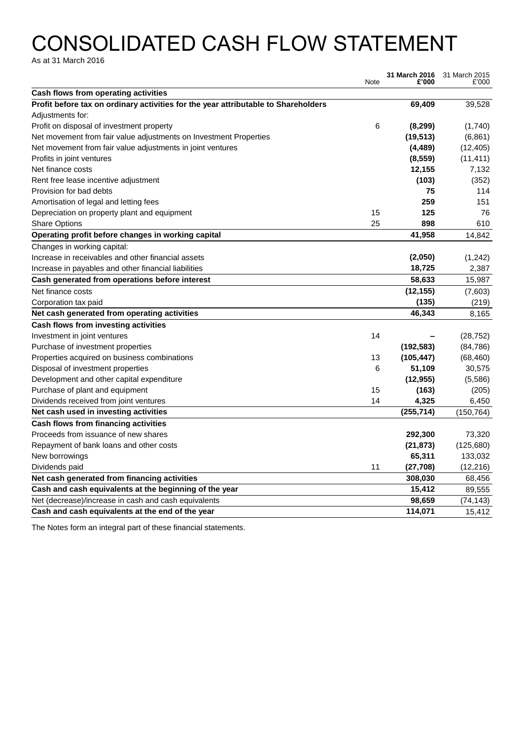# CONSOLIDATED CASH FLOW STATEMENT

As at 31 March 2016

| | Note | **31 March 2016 £'000** | 31 March 2015 £'000 |
|---|---|---|---|
| **Cash flows from operating activities** | | | |
| **Profit before tax on ordinary activities for the year attributable to Shareholders** | | **69,409** | 39,528 |
| Adjustments for: | | | |
| Profit on disposal of investment property | 6 | **(8,299)** | (1,740) |
| Net movement from fair value adjustments on Investment Properties | | **(19,513)** | (6,861) |
| Net movement from fair value adjustments in joint ventures | | **(4,489)** | (12,405) |
| Profits in joint ventures | | **(8,559)** | (11,411) |
| Net finance costs | | **12,155** | 7,132 |
| Rent free lease incentive adjustment | | **(103)** | (352) |
| Provision for bad debts | | **75** | 114 |
| Amortisation of legal and letting fees | | **259** | 151 |
| Depreciation on property plant and equipment | 15 | **125** | 76 |
| Share Options | 25 | **898** | 610 |
| **Operating profit before changes in working capital** | | **41,958** | 14,842 |
| Changes in working capital: | | | |
| Increase in receivables and other financial assets | | **(2,050)** | (1,242) |
| Increase in payables and other financial liabilities | | **18,725** | 2,387 |
| **Cash generated from operations before interest** | | **58,633** | 15,987 |
| Net finance costs | | **(12,155)** | (7,603) |
| Corporation tax paid | | **(135)** | (219) |
| **Net cash generated from operating activities** | | **46,343** | 8,165 |
| **Cash flows from investing activities** | | | |
| Investment in joint ventures | 14 | **–** | (28,752) |
| Purchase of investment properties | | **(192,583)** | (84,786) |
| Properties acquired on business combinations | 13 | **(105,447)** | (68,460) |
| Disposal of investment properties | 6 | **51,109** | 30,575 |
| Development and other capital expenditure | | **(12,955)** | (5,586) |
| Purchase of plant and equipment | 15 | **(163)** | (205) |
| Dividends received from joint ventures | 14 | **4,325** | 6,450 |
| **Net cash used in investing activities** | | **(255,714)** | (150,764) |
| **Cash flows from financing activities** | | | |
| Proceeds from issuance of new shares | | **292,300** | 73,320 |
| Repayment of bank loans and other costs | | **(21,873)** | (125,680) |
| New borrowings | | **65,311** | 133,032 |
| Dividends paid | 11 | **(27,708)** | (12,216) |
| **Net cash generated from financing activities** | | **308,030** | 68,456 |
| **Cash and cash equivalents at the beginning of the year** | | **15,412** | 89,555 |
| Net (decrease)/increase in cash and cash equivalents | | **98,659** | (74,143) |
| **Cash and cash equivalents at the end of the year** | | **114,071** | 15,412 |

The Notes form an integral part of these financial statements.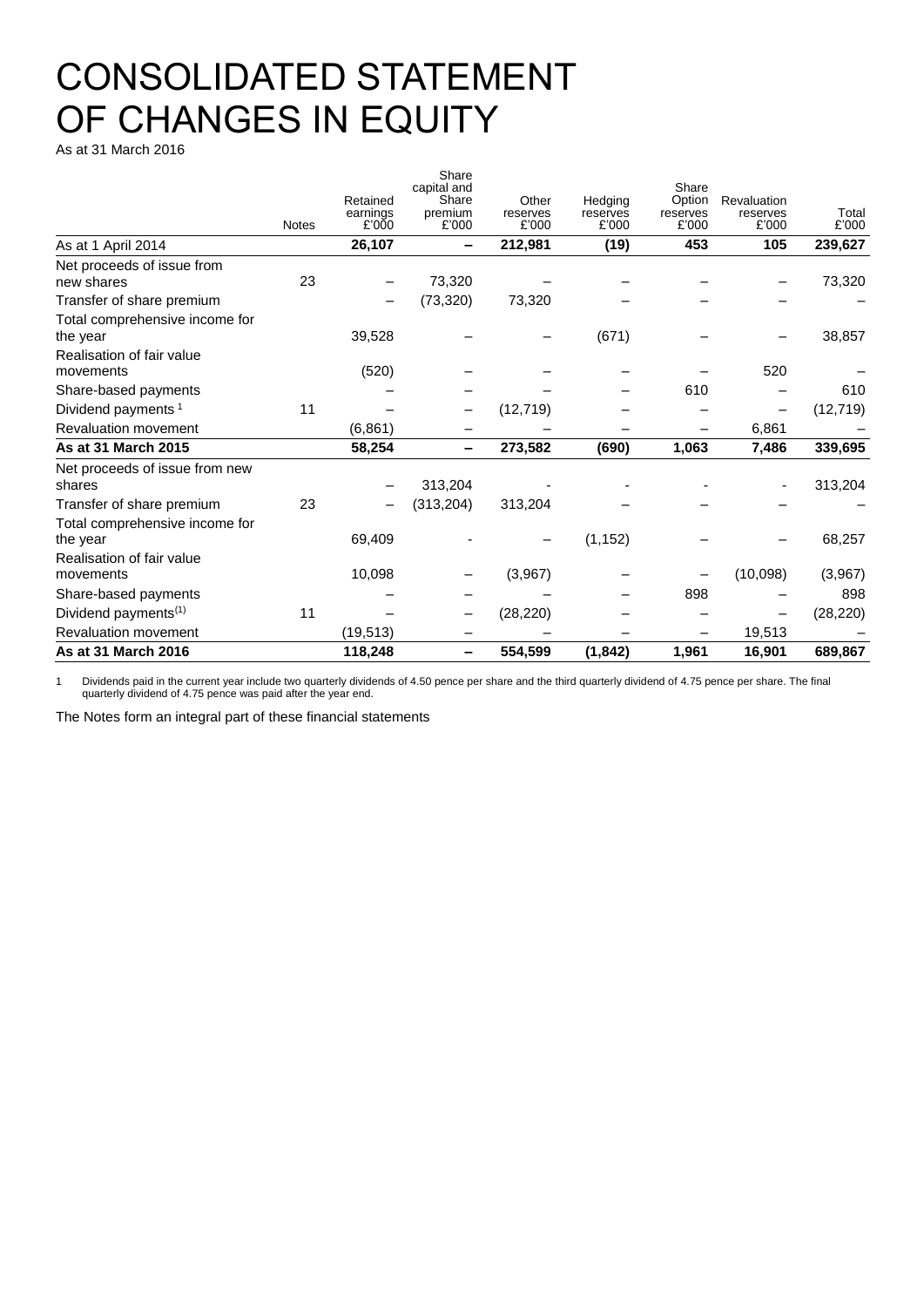# CONSOLIDATED STATEMENT OF CHANGES IN EQUITY

As at 31 March 2016

| | Notes | Retained earnings £'000 | Share capital and Share premium £'000 | Other reserves £'000 | Hedging reserves £'000 | Share Option reserves £'000 | Revaluation reserves £'000 | Total £'000 |
|---|---|---|---|---|---|---|---|---|
| As at 1 April 2014 | | **26,107** | **–** | **212,981** | **(19)** | **453** | **105** | **239,627** |
| Net proceeds of issue from new shares | 23 | – | 73,320 | – | – | – | – | 73,320 |
| Transfer of share premium | | – | (73,320) | 73,320 | – | – | – | – |
| Total comprehensive income for the year | | 39,528 | – | – | (671) | – | – | 38,857 |
| Realisation of fair value movements | | (520) | – | – | – | – | 520 | – |
| Share-based payments | | – | – | – | – | 610 | – | 610 |
| Dividend payments [1] | 11 | – | – | (12,719) | – | – | – | (12,719) |
| Revaluation movement | | (6,861) | – | – | – | – | 6,861 | – |
| **As at 31 March 2015** | | **58,254** | **–** | **273,582** | **(690)** | **1,063** | **7,486** | **339,695** |
| Net proceeds of issue from new shares | | – | 313,204 | - | - | - | - | 313,204 |
| Transfer of share premium | 23 | – | (313,204) | 313,204 | – | – | – | – |
| Total comprehensive income for the year | | 69,409 | - | – | (1,152) | – | – | 68,257 |
| Realisation of fair value movements | | 10,098 | – | (3,967) | – | – | (10,098) | (3,967) |
| Share-based payments | | – | – | – | – | 898 | – | 898 |
| Dividend payments[(1)] | 11 | – | – | (28,220) | – | – | – | (28,220) |
| Revaluation movement | | (19,513) | – | – | – | – | 19,513 | – |
| **As at 31 March 2016** | | **118,248** | **–** | **554,599** | **(1,842)** | **1,961** | **16,901** | **689,867** |

1 Dividends paid in the current year include two quarterly dividends of 4.50 pence per share and the third quarterly dividend of 4.75 pence per share. The final quarterly dividend of 4.75 pence was paid after the year end.

The Notes form an integral part of these financial statements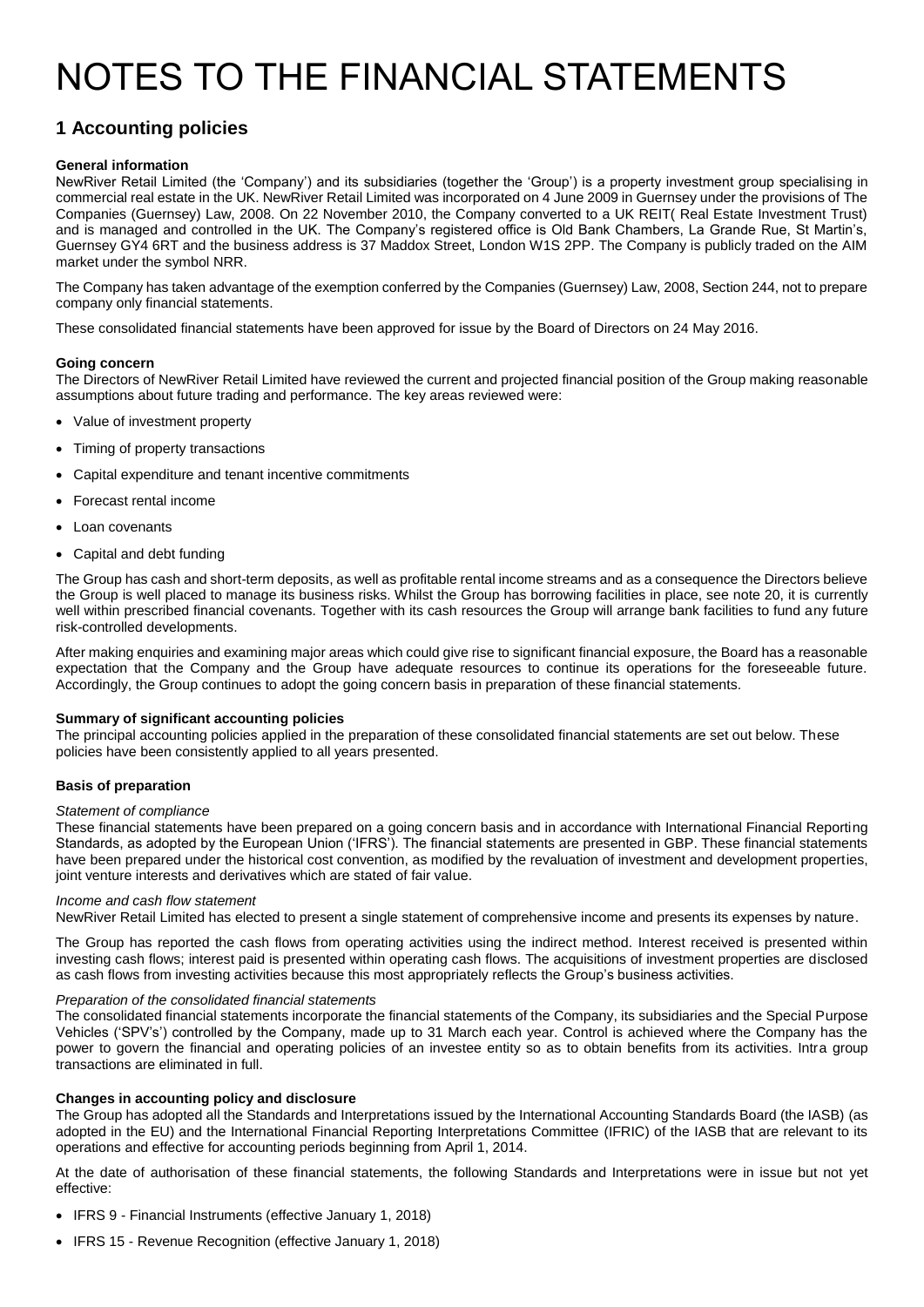# NOTES TO THE FINANCIAL STATEMENTS

## 1 Accounting policies

**General information**

NewRiver Retail Limited (the 'Company') and its subsidiaries (together the 'Group') is a property investment group specialising in commercial real estate in the UK. NewRiver Retail Limited was incorporated on 4 June 2009 in Guernsey under the provisions of The Companies (Guernsey) Law, 2008. On 22 November 2010, the Company converted to a UK REIT( Real Estate Investment Trust) and is managed and controlled in the UK. The Company's registered office is Old Bank Chambers, La Grande Rue, St Martin's, Guernsey GY4 6RT and the business address is 37 Maddox Street, London W1S 2PP. The Company is publicly traded on the AIM market under the symbol NRR.

The Company has taken advantage of the exemption conferred by the Companies (Guernsey) Law, 2008, Section 244, not to prepare company only financial statements.

These consolidated financial statements have been approved for issue by the Board of Directors on 24 May 2016.

**Going concern**

The Directors of NewRiver Retail Limited have reviewed the current and projected financial position of the Group making reasonable assumptions about future trading and performance. The key areas reviewed were:

- Value of investment property
- Timing of property transactions
- Capital expenditure and tenant incentive commitments
- Forecast rental income
- Loan covenants
- Capital and debt funding

The Group has cash and short-term deposits, as well as profitable rental income streams and as a consequence the Directors believe the Group is well placed to manage its business risks. Whilst the Group has borrowing facilities in place, see note 20, it is currently well within prescribed financial covenants. Together with its cash resources the Group will arrange bank facilities to fund any future risk-controlled developments.

After making enquiries and examining major areas which could give rise to significant financial exposure, the Board has a reasonable expectation that the Company and the Group have adequate resources to continue its operations for the foreseeable future. Accordingly, the Group continues to adopt the going concern basis in preparation of these financial statements.

**Summary of significant accounting policies**

The principal accounting policies applied in the preparation of these consolidated financial statements are set out below. These policies have been consistently applied to all years presented.

**Basis of preparation**

*Statement of compliance*

These financial statements have been prepared on a going concern basis and in accordance with International Financial Reporting Standards, as adopted by the European Union ('IFRS'). The financial statements are presented in GBP. These financial statements have been prepared under the historical cost convention, as modified by the revaluation of investment and development properties, joint venture interests and derivatives which are stated of fair value.

*Income and cash flow statement*

NewRiver Retail Limited has elected to present a single statement of comprehensive income and presents its expenses by nature.

The Group has reported the cash flows from operating activities using the indirect method. Interest received is presented within investing cash flows; interest paid is presented within operating cash flows. The acquisitions of investment properties are disclosed as cash flows from investing activities because this most appropriately reflects the Group's business activities.

*Preparation of the consolidated financial statements*

The consolidated financial statements incorporate the financial statements of the Company, its subsidiaries and the Special Purpose Vehicles ('SPV's') controlled by the Company, made up to 31 March each year. Control is achieved where the Company has the power to govern the financial and operating policies of an investee entity so as to obtain benefits from its activities. Intra group transactions are eliminated in full.

**Changes in accounting policy and disclosure**

The Group has adopted all the Standards and Interpretations issued by the International Accounting Standards Board (the IASB) (as adopted in the EU) and the International Financial Reporting Interpretations Committee (IFRIC) of the IASB that are relevant to its operations and effective for accounting periods beginning from April 1, 2014.

At the date of authorisation of these financial statements, the following Standards and Interpretations were in issue but not yet effective:

- IFRS 9 - Financial Instruments (effective January 1, 2018)
- IFRS 15 - Revenue Recognition (effective January 1, 2018)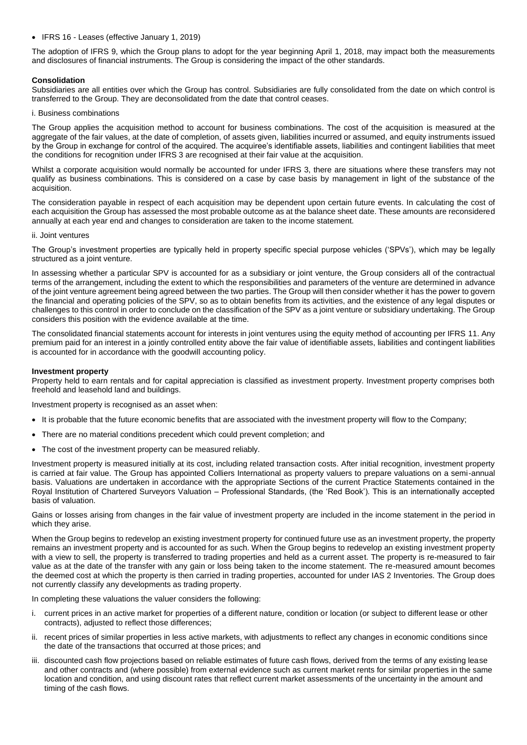- IFRS 16 - Leases (effective January 1, 2019)

The adoption of IFRS 9, which the Group plans to adopt for the year beginning April 1, 2018, may impact both the measurements and disclosures of financial instruments. The Group is considering the impact of the other standards.

**Consolidation**

Subsidiaries are all entities over which the Group has control. Subsidiaries are fully consolidated from the date on which control is transferred to the Group. They are deconsolidated from the date that control ceases.

i. Business combinations

The Group applies the acquisition method to account for business combinations. The cost of the acquisition is measured at the aggregate of the fair values, at the date of completion, of assets given, liabilities incurred or assumed, and equity instruments issued by the Group in exchange for control of the acquired. The acquiree's identifiable assets, liabilities and contingent liabilities that meet the conditions for recognition under IFRS 3 are recognised at their fair value at the acquisition.

Whilst a corporate acquisition would normally be accounted for under IFRS 3, there are situations where these transfers may not qualify as business combinations. This is considered on a case by case basis by management in light of the substance of the acquisition.

The consideration payable in respect of each acquisition may be dependent upon certain future events. In calculating the cost of each acquisition the Group has assessed the most probable outcome as at the balance sheet date. These amounts are reconsidered annually at each year end and changes to consideration are taken to the income statement.

ii. Joint ventures

The Group's investment properties are typically held in property specific special purpose vehicles ('SPVs'), which may be legally structured as a joint venture.

In assessing whether a particular SPV is accounted for as a subsidiary or joint venture, the Group considers all of the contractual terms of the arrangement, including the extent to which the responsibilities and parameters of the venture are determined in advance of the joint venture agreement being agreed between the two parties. The Group will then consider whether it has the power to govern the financial and operating policies of the SPV, so as to obtain benefits from its activities, and the existence of any legal disputes or challenges to this control in order to conclude on the classification of the SPV as a joint venture or subsidiary undertaking. The Group considers this position with the evidence available at the time.

The consolidated financial statements account for interests in joint ventures using the equity method of accounting per IFRS 11. Any premium paid for an interest in a jointly controlled entity above the fair value of identifiable assets, liabilities and contingent liabilities is accounted for in accordance with the goodwill accounting policy.

**Investment property**

Property held to earn rentals and for capital appreciation is classified as investment property. Investment property comprises both freehold and leasehold land and buildings.

Investment property is recognised as an asset when:

- It is probable that the future economic benefits that are associated with the investment property will flow to the Company;
- There are no material conditions precedent which could prevent completion; and
- The cost of the investment property can be measured reliably.

Investment property is measured initially at its cost, including related transaction costs. After initial recognition, investment property is carried at fair value. The Group has appointed Colliers International as property valuers to prepare valuations on a semi-annual basis. Valuations are undertaken in accordance with the appropriate Sections of the current Practice Statements contained in the Royal Institution of Chartered Surveyors Valuation – Professional Standards, (the 'Red Book'). This is an internationally accepted basis of valuation.

Gains or losses arising from changes in the fair value of investment property are included in the income statement in the period in which they arise.

When the Group begins to redevelop an existing investment property for continued future use as an investment property, the property remains an investment property and is accounted for as such. When the Group begins to redevelop an existing investment property with a view to sell, the property is transferred to trading properties and held as a current asset. The property is re-measured to fair value as at the date of the transfer with any gain or loss being taken to the income statement. The re-measured amount becomes the deemed cost at which the property is then carried in trading properties, accounted for under IAS 2 Inventories. The Group does not currently classify any developments as trading property.

In completing these valuations the valuer considers the following:

i. current prices in an active market for properties of a different nature, condition or location (or subject to different lease or other contracts), adjusted to reflect those differences;

ii. recent prices of similar properties in less active markets, with adjustments to reflect any changes in economic conditions since the date of the transactions that occurred at those prices; and

iii. discounted cash flow projections based on reliable estimates of future cash flows, derived from the terms of any existing lease and other contracts and (where possible) from external evidence such as current market rents for similar properties in the same location and condition, and using discount rates that reflect current market assessments of the uncertainty in the amount and timing of the cash flows.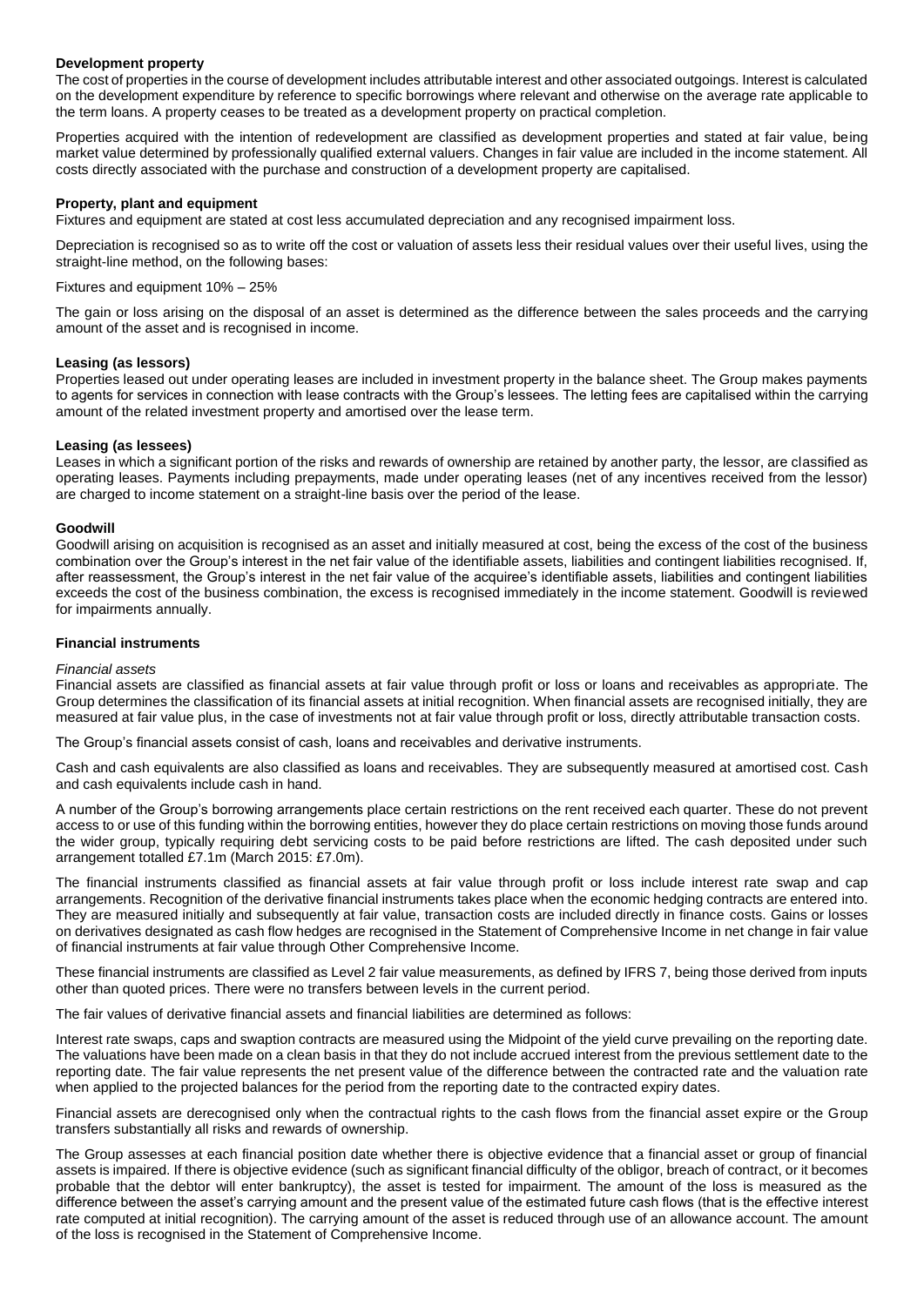**Development property**

The cost of properties in the course of development includes attributable interest and other associated outgoings. Interest is calculated on the development expenditure by reference to specific borrowings where relevant and otherwise on the average rate applicable to the term loans. A property ceases to be treated as a development property on practical completion.

Properties acquired with the intention of redevelopment are classified as development properties and stated at fair value, being market value determined by professionally qualified external valuers. Changes in fair value are included in the income statement. All costs directly associated with the purchase and construction of a development property are capitalised.

**Property, plant and equipment**

Fixtures and equipment are stated at cost less accumulated depreciation and any recognised impairment loss.

Depreciation is recognised so as to write off the cost or valuation of assets less their residual values over their useful lives, using the straight-line method, on the following bases:

Fixtures and equipment 10% – 25%

The gain or loss arising on the disposal of an asset is determined as the difference between the sales proceeds and the carrying amount of the asset and is recognised in income.

**Leasing (as lessors)**

Properties leased out under operating leases are included in investment property in the balance sheet. The Group makes payments to agents for services in connection with lease contracts with the Group's lessees. The letting fees are capitalised within the carrying amount of the related investment property and amortised over the lease term.

**Leasing (as lessees)**

Leases in which a significant portion of the risks and rewards of ownership are retained by another party, the lessor, are classified as operating leases. Payments including prepayments, made under operating leases (net of any incentives received from the lessor) are charged to income statement on a straight-line basis over the period of the lease.

**Goodwill**

Goodwill arising on acquisition is recognised as an asset and initially measured at cost, being the excess of the cost of the business combination over the Group's interest in the net fair value of the identifiable assets, liabilities and contingent liabilities recognised. If, after reassessment, the Group's interest in the net fair value of the acquiree's identifiable assets, liabilities and contingent liabilities exceeds the cost of the business combination, the excess is recognised immediately in the income statement. Goodwill is reviewed for impairments annually.

**Financial instruments**

*Financial assets*

Financial assets are classified as financial assets at fair value through profit or loss or loans and receivables as appropriate. The Group determines the classification of its financial assets at initial recognition. When financial assets are recognised initially, they are measured at fair value plus, in the case of investments not at fair value through profit or loss, directly attributable transaction costs.

The Group's financial assets consist of cash, loans and receivables and derivative instruments.

Cash and cash equivalents are also classified as loans and receivables. They are subsequently measured at amortised cost. Cash and cash equivalents include cash in hand.

A number of the Group's borrowing arrangements place certain restrictions on the rent received each quarter. These do not prevent access to or use of this funding within the borrowing entities, however they do place certain restrictions on moving those funds around the wider group, typically requiring debt servicing costs to be paid before restrictions are lifted. The cash deposited under such arrangement totalled £7.1m (March 2015: £7.0m).

The financial instruments classified as financial assets at fair value through profit or loss include interest rate swap and cap arrangements. Recognition of the derivative financial instruments takes place when the economic hedging contracts are entered into. They are measured initially and subsequently at fair value, transaction costs are included directly in finance costs. Gains or losses on derivatives designated as cash flow hedges are recognised in the Statement of Comprehensive Income in net change in fair value of financial instruments at fair value through Other Comprehensive Income.

These financial instruments are classified as Level 2 fair value measurements, as defined by IFRS 7, being those derived from inputs other than quoted prices. There were no transfers between levels in the current period.

The fair values of derivative financial assets and financial liabilities are determined as follows:

Interest rate swaps, caps and swaption contracts are measured using the Midpoint of the yield curve prevailing on the reporting date. The valuations have been made on a clean basis in that they do not include accrued interest from the previous settlement date to the reporting date. The fair value represents the net present value of the difference between the contracted rate and the valuation rate when applied to the projected balances for the period from the reporting date to the contracted expiry dates.

Financial assets are derecognised only when the contractual rights to the cash flows from the financial asset expire or the Group transfers substantially all risks and rewards of ownership.

The Group assesses at each financial position date whether there is objective evidence that a financial asset or group of financial assets is impaired. If there is objective evidence (such as significant financial difficulty of the obligor, breach of contract, or it becomes probable that the debtor will enter bankruptcy), the asset is tested for impairment. The amount of the loss is measured as the difference between the asset's carrying amount and the present value of the estimated future cash flows (that is the effective interest rate computed at initial recognition). The carrying amount of the asset is reduced through use of an allowance account. The amount of the loss is recognised in the Statement of Comprehensive Income.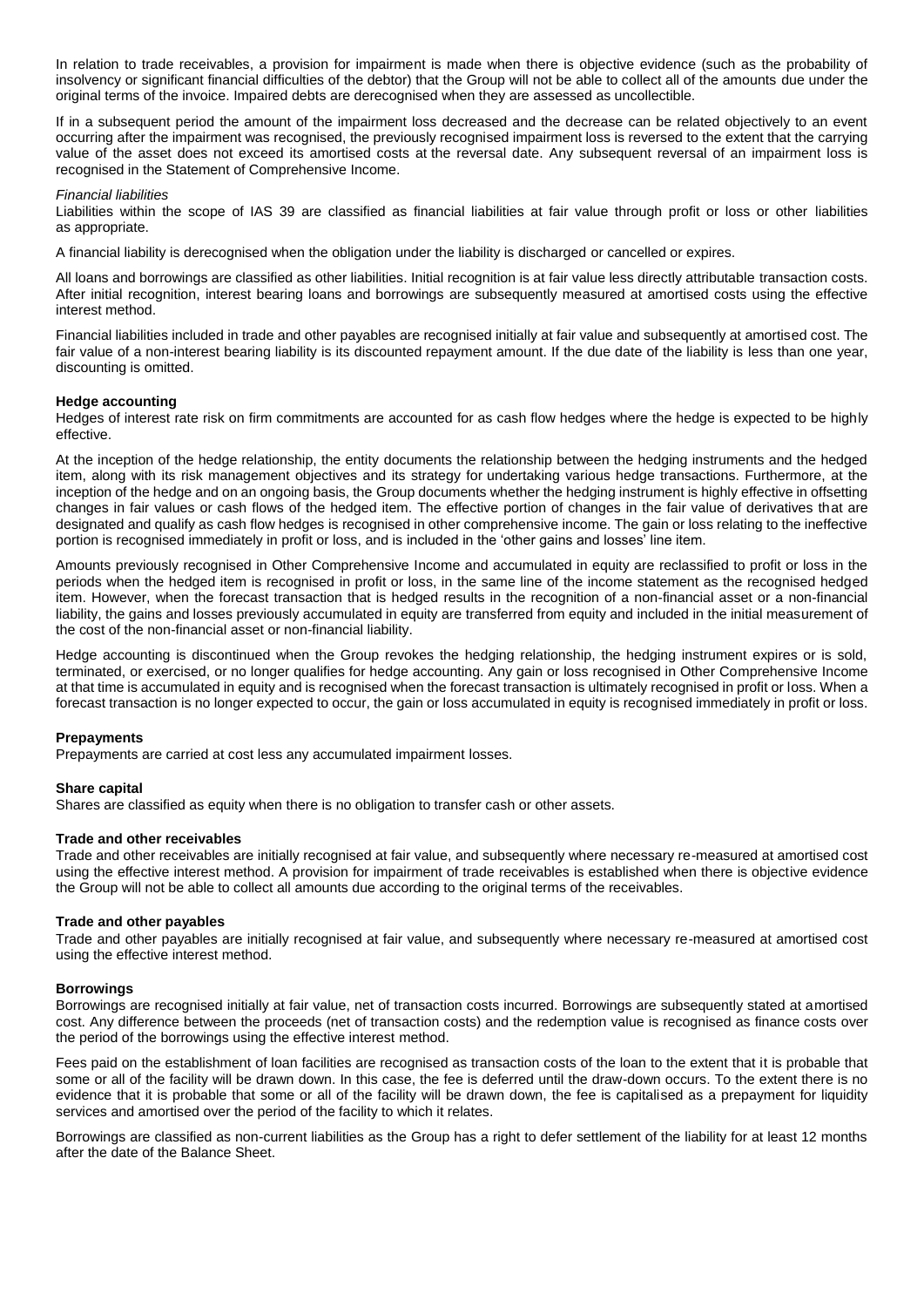In relation to trade receivables, a provision for impairment is made when there is objective evidence (such as the probability of insolvency or significant financial difficulties of the debtor) that the Group will not be able to collect all of the amounts due under the original terms of the invoice. Impaired debts are derecognised when they are assessed as uncollectible.

If in a subsequent period the amount of the impairment loss decreased and the decrease can be related objectively to an event occurring after the impairment was recognised, the previously recognised impairment loss is reversed to the extent that the carrying value of the asset does not exceed its amortised costs at the reversal date. Any subsequent reversal of an impairment loss is recognised in the Statement of Comprehensive Income.

*Financial liabilities*

Liabilities within the scope of IAS 39 are classified as financial liabilities at fair value through profit or loss or other liabilities as appropriate.

A financial liability is derecognised when the obligation under the liability is discharged or cancelled or expires.

All loans and borrowings are classified as other liabilities. Initial recognition is at fair value less directly attributable transaction costs. After initial recognition, interest bearing loans and borrowings are subsequently measured at amortised costs using the effective interest method.

Financial liabilities included in trade and other payables are recognised initially at fair value and subsequently at amortised cost. The fair value of a non-interest bearing liability is its discounted repayment amount. If the due date of the liability is less than one year, discounting is omitted.

**Hedge accounting**

Hedges of interest rate risk on firm commitments are accounted for as cash flow hedges where the hedge is expected to be highly effective.

At the inception of the hedge relationship, the entity documents the relationship between the hedging instruments and the hedged item, along with its risk management objectives and its strategy for undertaking various hedge transactions. Furthermore, at the inception of the hedge and on an ongoing basis, the Group documents whether the hedging instrument is highly effective in offsetting changes in fair values or cash flows of the hedged item. The effective portion of changes in the fair value of derivatives that are designated and qualify as cash flow hedges is recognised in other comprehensive income. The gain or loss relating to the ineffective portion is recognised immediately in profit or loss, and is included in the 'other gains and losses' line item.

Amounts previously recognised in Other Comprehensive Income and accumulated in equity are reclassified to profit or loss in the periods when the hedged item is recognised in profit or loss, in the same line of the income statement as the recognised hedged item. However, when the forecast transaction that is hedged results in the recognition of a non-financial asset or a non-financial liability, the gains and losses previously accumulated in equity are transferred from equity and included in the initial measurement of the cost of the non-financial asset or non-financial liability.

Hedge accounting is discontinued when the Group revokes the hedging relationship, the hedging instrument expires or is sold, terminated, or exercised, or no longer qualifies for hedge accounting. Any gain or loss recognised in Other Comprehensive Income at that time is accumulated in equity and is recognised when the forecast transaction is ultimately recognised in profit or loss. When a forecast transaction is no longer expected to occur, the gain or loss accumulated in equity is recognised immediately in profit or loss.

**Prepayments**

Prepayments are carried at cost less any accumulated impairment losses.

**Share capital**

Shares are classified as equity when there is no obligation to transfer cash or other assets.

**Trade and other receivables**

Trade and other receivables are initially recognised at fair value, and subsequently where necessary re-measured at amortised cost using the effective interest method. A provision for impairment of trade receivables is established when there is objective evidence the Group will not be able to collect all amounts due according to the original terms of the receivables.

**Trade and other payables**

Trade and other payables are initially recognised at fair value, and subsequently where necessary re-measured at amortised cost using the effective interest method.

**Borrowings**

Borrowings are recognised initially at fair value, net of transaction costs incurred. Borrowings are subsequently stated at amortised cost. Any difference between the proceeds (net of transaction costs) and the redemption value is recognised as finance costs over the period of the borrowings using the effective interest method.

Fees paid on the establishment of loan facilities are recognised as transaction costs of the loan to the extent that it is probable that some or all of the facility will be drawn down. In this case, the fee is deferred until the draw-down occurs. To the extent there is no evidence that it is probable that some or all of the facility will be drawn down, the fee is capitalised as a prepayment for liquidity services and amortised over the period of the facility to which it relates.

Borrowings are classified as non-current liabilities as the Group has a right to defer settlement of the liability for at least 12 months after the date of the Balance Sheet.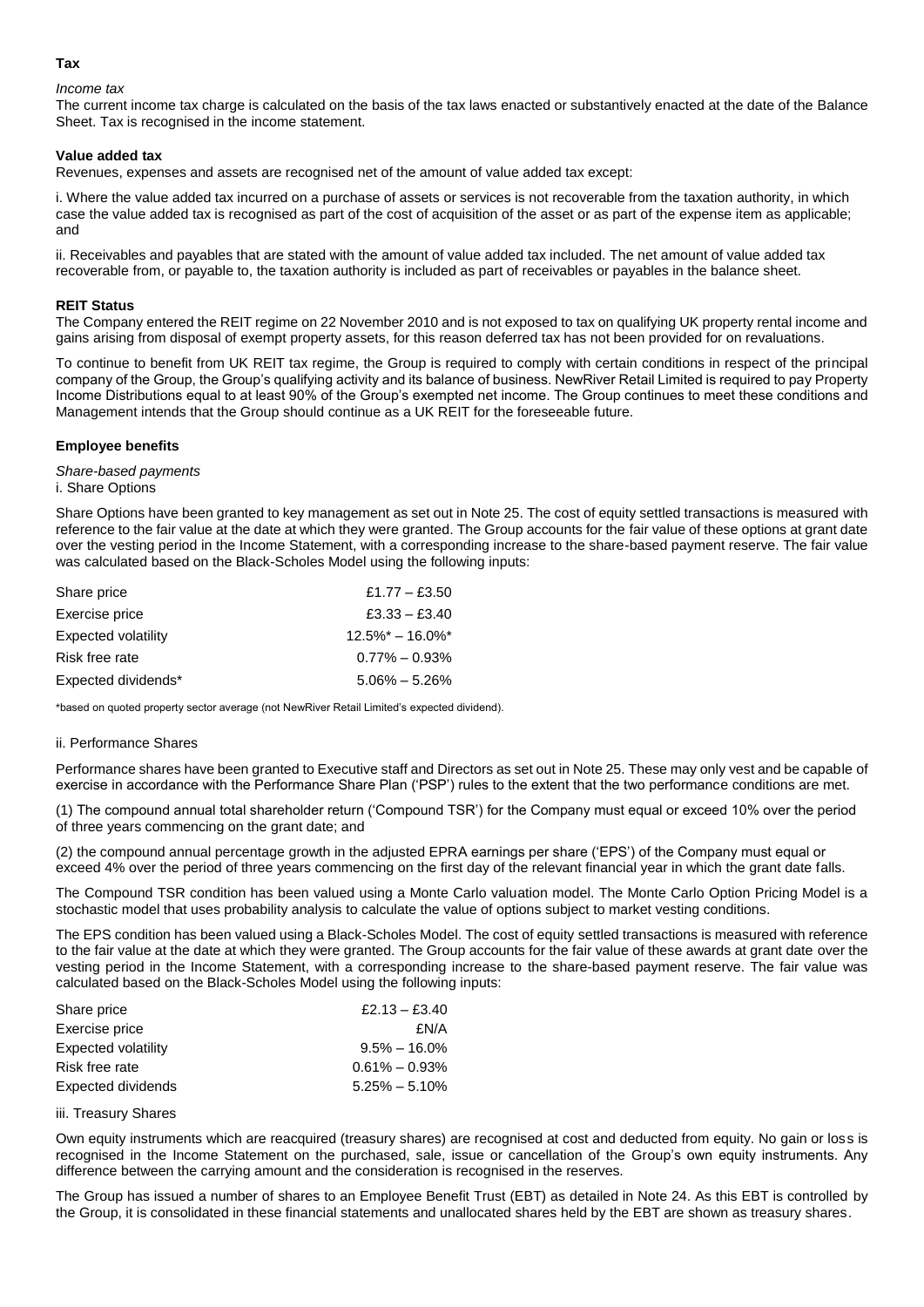**Tax**

*Income tax*

The current income tax charge is calculated on the basis of the tax laws enacted or substantively enacted at the date of the Balance Sheet. Tax is recognised in the income statement.

**Value added tax**

Revenues, expenses and assets are recognised net of the amount of value added tax except:

i. Where the value added tax incurred on a purchase of assets or services is not recoverable from the taxation authority, in which case the value added tax is recognised as part of the cost of acquisition of the asset or as part of the expense item as applicable; and

ii. Receivables and payables that are stated with the amount of value added tax included. The net amount of value added tax recoverable from, or payable to, the taxation authority is included as part of receivables or payables in the balance sheet.

**REIT Status**

The Company entered the REIT regime on 22 November 2010 and is not exposed to tax on qualifying UK property rental income and gains arising from disposal of exempt property assets, for this reason deferred tax has not been provided for on revaluations.

To continue to benefit from UK REIT tax regime, the Group is required to comply with certain conditions in respect of the principal company of the Group, the Group's qualifying activity and its balance of business. NewRiver Retail Limited is required to pay Property Income Distributions equal to at least 90% of the Group's exempted net income. The Group continues to meet these conditions and Management intends that the Group should continue as a UK REIT for the foreseeable future.

**Employee benefits**

*Share-based payments*

i. Share Options

Share Options have been granted to key management as set out in Note 25. The cost of equity settled transactions is measured with reference to the fair value at the date at which they were granted. The Group accounts for the fair value of these options at grant date over the vesting period in the Income Statement, with a corresponding increase to the share-based payment reserve. The fair value was calculated based on the Black-Scholes Model using the following inputs:

| | |
|---|---|
| Share price | £1.77 – £3.50 |
| Exercise price | £3.33 – £3.40 |
| Expected volatility | 12.5%* – 16.0%* |
| Risk free rate | 0.77% – 0.93% |
| Expected dividends* | 5.06% – 5.26% |

*based on quoted property sector average (not NewRiver Retail Limited's expected dividend).

ii. Performance Shares

Performance shares have been granted to Executive staff and Directors as set out in Note 25. These may only vest and be capable of exercise in accordance with the Performance Share Plan ('PSP') rules to the extent that the two performance conditions are met.

(1) The compound annual total shareholder return ('Compound TSR') for the Company must equal or exceed 10% over the period of three years commencing on the grant date; and

(2) the compound annual percentage growth in the adjusted EPRA earnings per share ('EPS') of the Company must equal or exceed 4% over the period of three years commencing on the first day of the relevant financial year in which the grant date falls.

The Compound TSR condition has been valued using a Monte Carlo valuation model. The Monte Carlo Option Pricing Model is a stochastic model that uses probability analysis to calculate the value of options subject to market vesting conditions.

The EPS condition has been valued using a Black-Scholes Model. The cost of equity settled transactions is measured with reference to the fair value at the date at which they were granted. The Group accounts for the fair value of these awards at grant date over the vesting period in the Income Statement, with a corresponding increase to the share-based payment reserve. The fair value was calculated based on the Black-Scholes Model using the following inputs:

| | |
|---|---|
| Share price | £2.13 – £3.40 |
| Exercise price | £N/A |
| Expected volatility | 9.5% – 16.0% |
| Risk free rate | 0.61% – 0.93% |
| Expected dividends | 5.25% – 5.10% |

iii. Treasury Shares

Own equity instruments which are reacquired (treasury shares) are recognised at cost and deducted from equity. No gain or loss is recognised in the Income Statement on the purchased, sale, issue or cancellation of the Group's own equity instruments. Any difference between the carrying amount and the consideration is recognised in the reserves.

The Group has issued a number of shares to an Employee Benefit Trust (EBT) as detailed in Note 24. As this EBT is controlled by the Group, it is consolidated in these financial statements and unallocated shares held by the EBT are shown as treasury shares.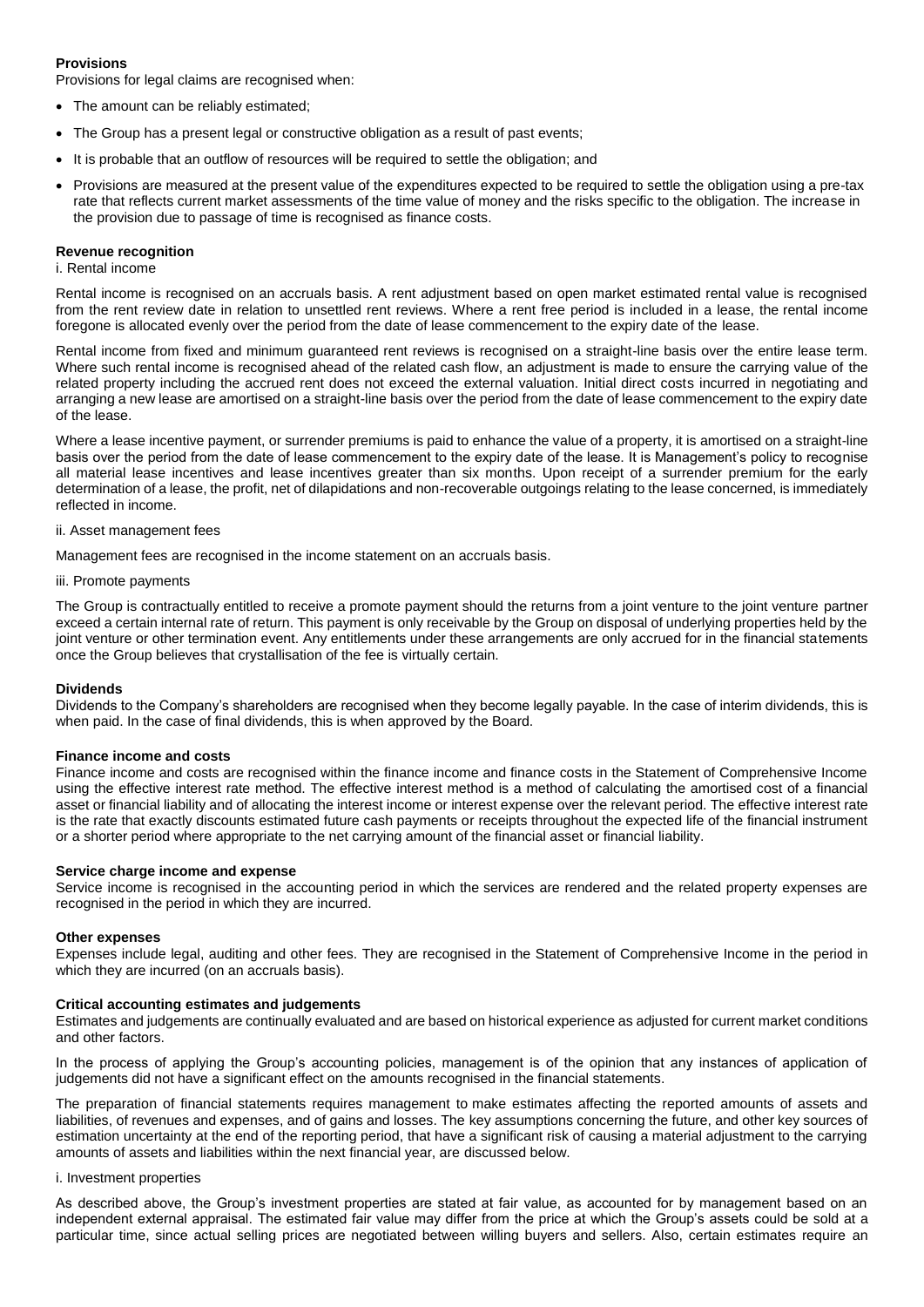**Provisions**

Provisions for legal claims are recognised when:

- The amount can be reliably estimated;
- The Group has a present legal or constructive obligation as a result of past events;
- It is probable that an outflow of resources will be required to settle the obligation; and
- Provisions are measured at the present value of the expenditures expected to be required to settle the obligation using a pre-tax rate that reflects current market assessments of the time value of money and the risks specific to the obligation. The increase in the provision due to passage of time is recognised as finance costs.

**Revenue recognition**

i. Rental income

Rental income is recognised on an accruals basis. A rent adjustment based on open market estimated rental value is recognised from the rent review date in relation to unsettled rent reviews. Where a rent free period is included in a lease, the rental income foregone is allocated evenly over the period from the date of lease commencement to the expiry date of the lease.

Rental income from fixed and minimum guaranteed rent reviews is recognised on a straight-line basis over the entire lease term. Where such rental income is recognised ahead of the related cash flow, an adjustment is made to ensure the carrying value of the related property including the accrued rent does not exceed the external valuation. Initial direct costs incurred in negotiating and arranging a new lease are amortised on a straight-line basis over the period from the date of lease commencement to the expiry date of the lease.

Where a lease incentive payment, or surrender premiums is paid to enhance the value of a property, it is amortised on a straight-line basis over the period from the date of lease commencement to the expiry date of the lease. It is Management's policy to recognise all material lease incentives and lease incentives greater than six months. Upon receipt of a surrender premium for the early determination of a lease, the profit, net of dilapidations and non-recoverable outgoings relating to the lease concerned, is immediately reflected in income.

ii. Asset management fees

Management fees are recognised in the income statement on an accruals basis.

iii. Promote payments

The Group is contractually entitled to receive a promote payment should the returns from a joint venture to the joint venture partner exceed a certain internal rate of return. This payment is only receivable by the Group on disposal of underlying properties held by the joint venture or other termination event. Any entitlements under these arrangements are only accrued for in the financial statements once the Group believes that crystallisation of the fee is virtually certain.

**Dividends**

Dividends to the Company's shareholders are recognised when they become legally payable. In the case of interim dividends, this is when paid. In the case of final dividends, this is when approved by the Board.

**Finance income and costs**

Finance income and costs are recognised within the finance income and finance costs in the Statement of Comprehensive Income using the effective interest rate method. The effective interest method is a method of calculating the amortised cost of a financial asset or financial liability and of allocating the interest income or interest expense over the relevant period. The effective interest rate is the rate that exactly discounts estimated future cash payments or receipts throughout the expected life of the financial instrument or a shorter period where appropriate to the net carrying amount of the financial asset or financial liability.

**Service charge income and expense**

Service income is recognised in the accounting period in which the services are rendered and the related property expenses are recognised in the period in which they are incurred.

**Other expenses**

Expenses include legal, auditing and other fees. They are recognised in the Statement of Comprehensive Income in the period in which they are incurred (on an accruals basis).

**Critical accounting estimates and judgements**

Estimates and judgements are continually evaluated and are based on historical experience as adjusted for current market conditions and other factors.

In the process of applying the Group's accounting policies, management is of the opinion that any instances of application of judgements did not have a significant effect on the amounts recognised in the financial statements.

The preparation of financial statements requires management to make estimates affecting the reported amounts of assets and liabilities, of revenues and expenses, and of gains and losses. The key assumptions concerning the future, and other key sources of estimation uncertainty at the end of the reporting period, that have a significant risk of causing a material adjustment to the carrying amounts of assets and liabilities within the next financial year, are discussed below.

i. Investment properties

As described above, the Group's investment properties are stated at fair value, as accounted for by management based on an independent external appraisal. The estimated fair value may differ from the price at which the Group's assets could be sold at a particular time, since actual selling prices are negotiated between willing buyers and sellers. Also, certain estimates require an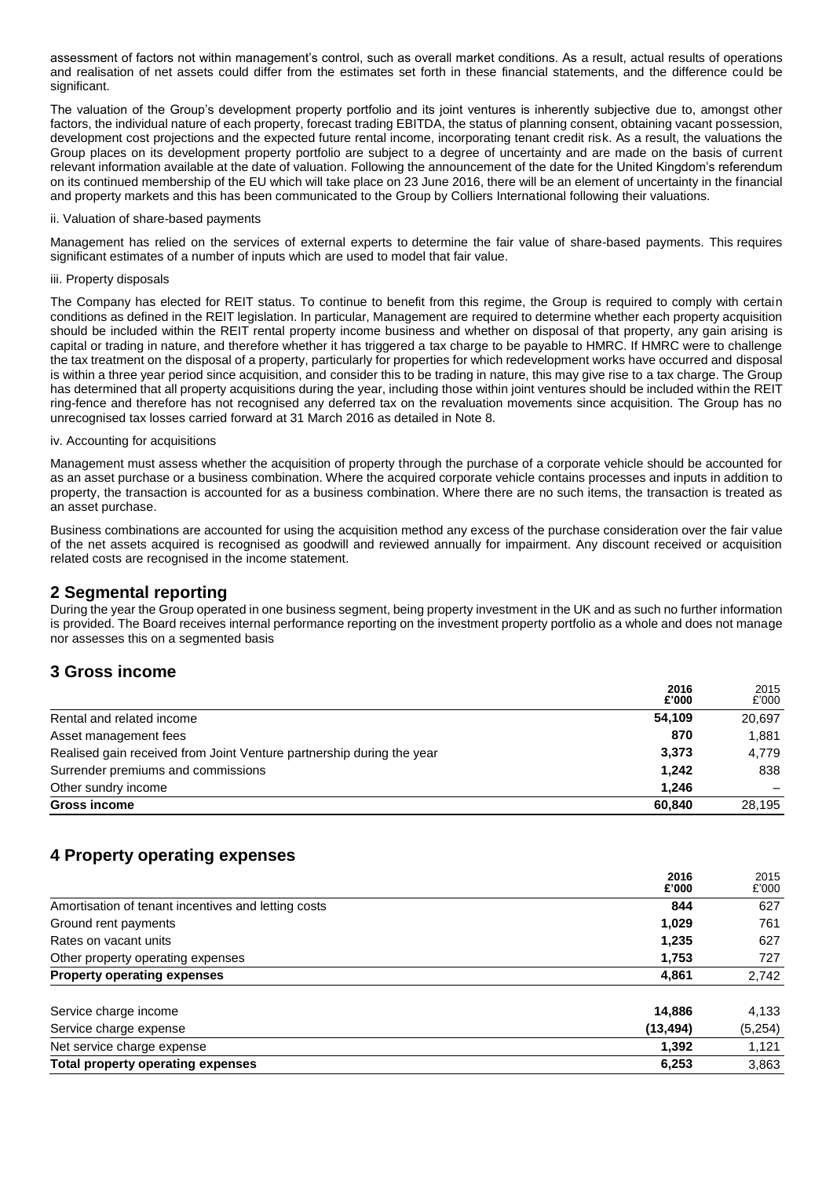assessment of factors not within management's control, such as overall market conditions. As a result, actual results of operations and realisation of net assets could differ from the estimates set forth in these financial statements, and the difference could be significant.

The valuation of the Group's development property portfolio and its joint ventures is inherently subjective due to, amongst other factors, the individual nature of each property, forecast trading EBITDA, the status of planning consent, obtaining vacant possession, development cost projections and the expected future rental income, incorporating tenant credit risk. As a result, the valuations the Group places on its development property portfolio are subject to a degree of uncertainty and are made on the basis of current relevant information available at the date of valuation. Following the announcement of the date for the United Kingdom's referendum on its continued membership of the EU which will take place on 23 June 2016, there will be an element of uncertainty in the financial and property markets and this has been communicated to the Group by Colliers International following their valuations.

ii. Valuation of share-based payments

Management has relied on the services of external experts to determine the fair value of share-based payments. This requires significant estimates of a number of inputs which are used to model that fair value.

iii. Property disposals

The Company has elected for REIT status. To continue to benefit from this regime, the Group is required to comply with certain conditions as defined in the REIT legislation. In particular, Management are required to determine whether each property acquisition should be included within the REIT rental property income business and whether on disposal of that property, any gain arising is capital or trading in nature, and therefore whether it has triggered a tax charge to be payable to HMRC. If HMRC were to challenge the tax treatment on the disposal of a property, particularly for properties for which redevelopment works have occurred and disposal is within a three year period since acquisition, and consider this to be trading in nature, this may give rise to a tax charge. The Group has determined that all property acquisitions during the year, including those within joint ventures should be included within the REIT ring-fence and therefore has not recognised any deferred tax on the revaluation movements since acquisition. The Group has no unrecognised tax losses carried forward at 31 March 2016 as detailed in Note 8.

iv. Accounting for acquisitions

Management must assess whether the acquisition of property through the purchase of a corporate vehicle should be accounted for as an asset purchase or a business combination. Where the acquired corporate vehicle contains processes and inputs in addition to property, the transaction is accounted for as a business combination. Where there are no such items, the transaction is treated as an asset purchase.

Business combinations are accounted for using the acquisition method any excess of the purchase consideration over the fair value of the net assets acquired is recognised as goodwill and reviewed annually for impairment. Any discount received or acquisition related costs are recognised in the income statement.

## 2 Segmental reporting

During the year the Group operated in one business segment, being property investment in the UK and as such no further information is provided. The Board receives internal performance reporting on the investment property portfolio as a whole and does not manage nor assesses this on a segmented basis

## 3 Gross income

| | **2016 £'000** | 2015 £'000 |
|---|---|---|
| Rental and related income | **54,109** | 20,697 |
| Asset management fees | **870** | 1,881 |
| Realised gain received from Joint Venture partnership during the year | **3,373** | 4,779 |
| Surrender premiums and commissions | **1,242** | 838 |
| Other sundry income | **1,246** | – |
| **Gross income** | **60,840** | 28,195 |

## 4 Property operating expenses

| | **2016 £'000** | 2015 £'000 |
|---|---|---|
| Amortisation of tenant incentives and letting costs | **844** | 627 |
| Ground rent payments | **1,029** | 761 |
| Rates on vacant units | **1,235** | 627 |
| Other property operating expenses | **1,753** | 727 |
| **Property operating expenses** | **4,861** | 2,742 |
| | | |
| Service charge income | **14,886** | 4,133 |
| Service charge expense | **(13,494)** | (5,254) |
| Net service charge expense | **1,392** | 1,121 |
| **Total property operating expenses** | **6,253** | 3,863 |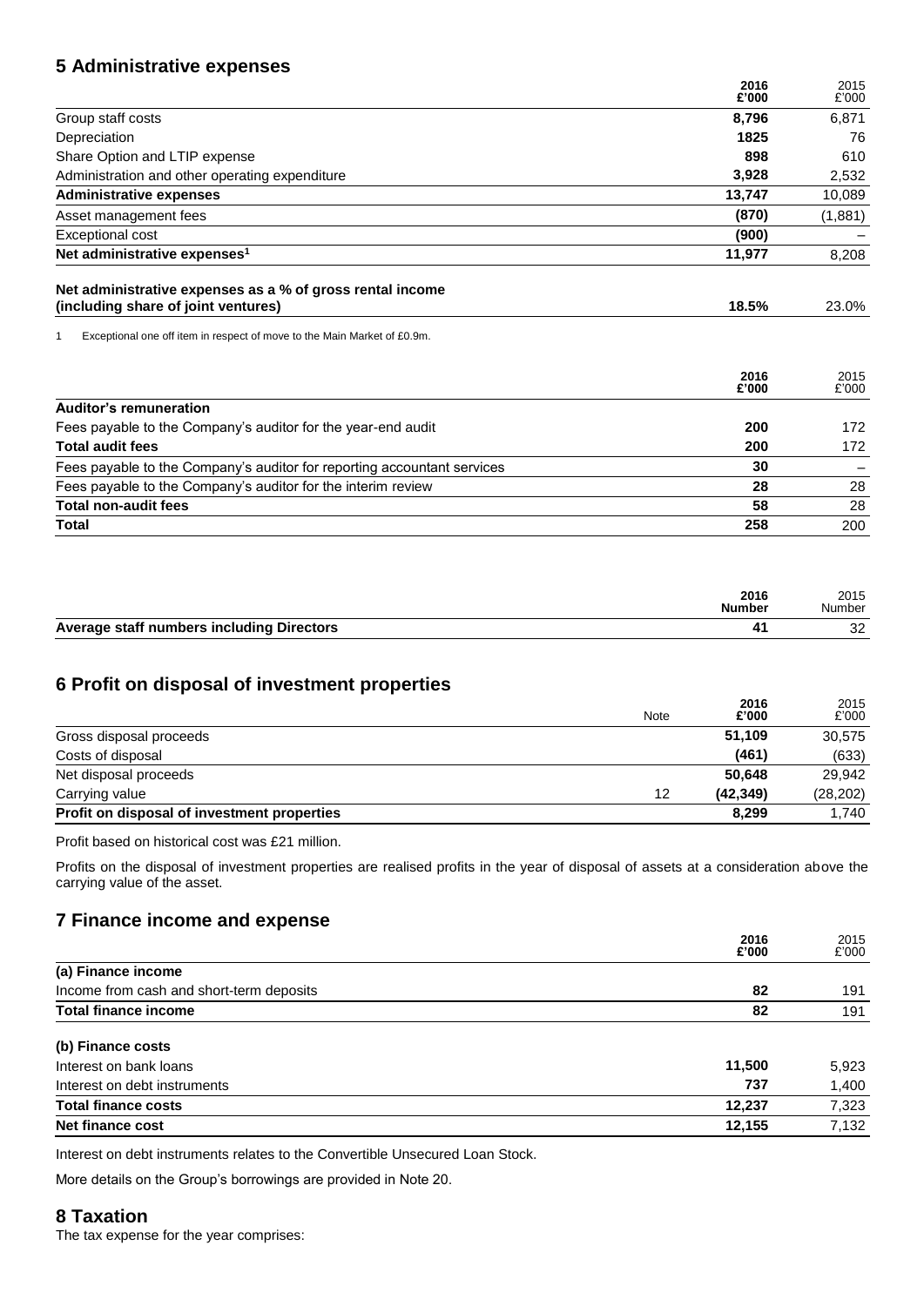## 5 Administrative expenses

| | 2016 £'000 | 2015 £'000 |
|---|---|---|
| Group staff costs | **8,796** | 6,871 |
| Depreciation | **1825** | 76 |
| Share Option and LTIP expense | **898** | 610 |
| Administration and other operating expenditure | **3,928** | 2,532 |
| **Administrative expenses** | **13,747** | 10,089 |
| Asset management fees | **(870)** | (1,881) |
| Exceptional cost | **(900)** | – |
| **Net administrative expenses[1]** | **11,977** | 8,208 |
| **Net administrative expenses as a % of gross rental income (including share of joint ventures)** | **18.5%** | 23.0% |

1 Exceptional one off item in respect of move to the Main Market of £0.9m.

| | 2016 £'000 | 2015 £'000 |
|---|---|---|
| **Auditor's remuneration** | | |
| Fees payable to the Company's auditor for the year-end audit | **200** | 172 |
| **Total audit fees** | **200** | 172 |
| Fees payable to the Company's auditor for reporting accountant services | **30** | – |
| Fees payable to the Company's auditor for the interim review | **28** | 28 |
| **Total non-audit fees** | **58** | 28 |
| **Total** | **258** | 200 |

| | 2016 Number | 2015 Number |
|---|---|---|
| **Average staff numbers including Directors** | **41** | 32 |

## 6 Profit on disposal of investment properties

| | Note | 2016 £'000 | 2015 £'000 |
|---|---|---|---|
| Gross disposal proceeds | | **51,109** | 30,575 |
| Costs of disposal | | **(461)** | (633) |
| Net disposal proceeds | | **50,648** | 29,942 |
| Carrying value | 12 | **(42,349)** | (28,202) |
| **Profit on disposal of investment properties** | | **8,299** | 1,740 |

Profit based on historical cost was £21 million.

Profits on the disposal of investment properties are realised profits in the year of disposal of assets at a consideration above the carrying value of the asset.

## 7 Finance income and expense

| | 2016 £'000 | 2015 £'000 |
|---|---|---|
| **(a) Finance income** | | |
| Income from cash and short-term deposits | **82** | 191 |
| **Total finance income** | **82** | 191 |
| **(b) Finance costs** | | |
| Interest on bank loans | **11,500** | 5,923 |
| Interest on debt instruments | **737** | 1,400 |
| **Total finance costs** | **12,237** | 7,323 |
| **Net finance cost** | **12,155** | 7,132 |

Interest on debt instruments relates to the Convertible Unsecured Loan Stock.

More details on the Group's borrowings are provided in Note 20.

## 8 Taxation

The tax expense for the year comprises: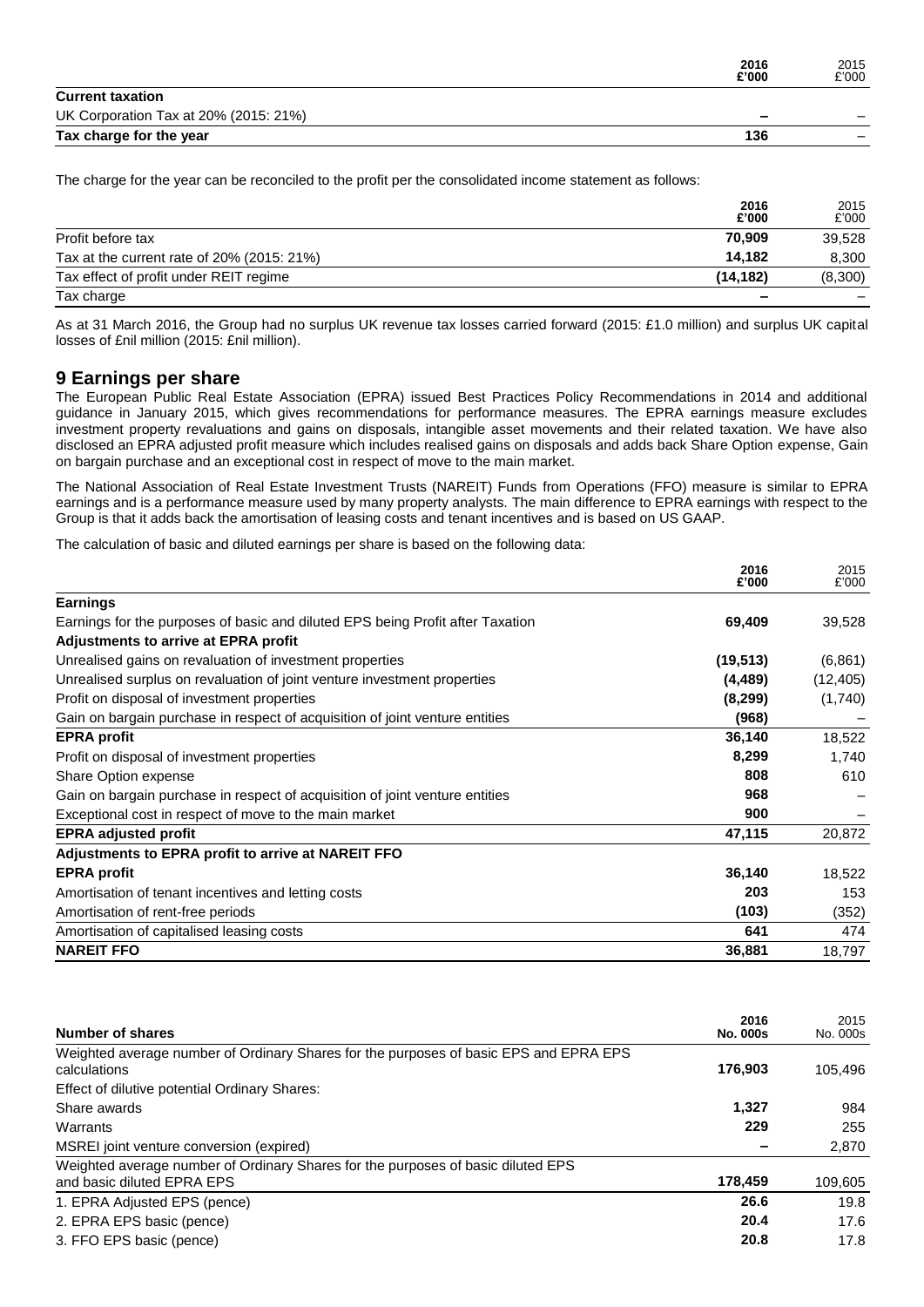| | 2016 £'000 | 2015 £'000 |
|---|---|---|
| **Current taxation** | | |
| UK Corporation Tax at 20% (2015: 21%) | – | – |
| **Tax charge for the year** | **136** | – |

The charge for the year can be reconciled to the profit per the consolidated income statement as follows:

| | 2016 £'000 | 2015 £'000 |
|---|---|---|
| Profit before tax | **70,909** | 39,528 |
| Tax at the current rate of 20% (2015: 21%) | **14,182** | 8,300 |
| Tax effect of profit under REIT regime | **(14,182)** | (8,300) |
| Tax charge | – | – |

As at 31 March 2016, the Group had no surplus UK revenue tax losses carried forward (2015: £1.0 million) and surplus UK capital losses of £nil million (2015: £nil million).

## 9 Earnings per share

The European Public Real Estate Association (EPRA) issued Best Practices Policy Recommendations in 2014 and additional guidance in January 2015, which gives recommendations for performance measures. The EPRA earnings measure excludes investment property revaluations and gains on disposals, intangible asset movements and their related taxation. We have also disclosed an EPRA adjusted profit measure which includes realised gains on disposals and adds back Share Option expense, Gain on bargain purchase and an exceptional cost in respect of move to the main market.

The National Association of Real Estate Investment Trusts (NAREIT) Funds from Operations (FFO) measure is similar to EPRA earnings and is a performance measure used by many property analysts. The main difference to EPRA earnings with respect to the Group is that it adds back the amortisation of leasing costs and tenant incentives and is based on US GAAP.

The calculation of basic and diluted earnings per share is based on the following data:

| | 2016 £'000 | 2015 £'000 |
|---|---|---|
| **Earnings** | | |
| Earnings for the purposes of basic and diluted EPS being Profit after Taxation | **69,409** | 39,528 |
| **Adjustments to arrive at EPRA profit** | | |
| Unrealised gains on revaluation of investment properties | **(19,513)** | (6,861) |
| Unrealised surplus on revaluation of joint venture investment properties | **(4,489)** | (12,405) |
| Profit on disposal of investment properties | **(8,299)** | (1,740) |
| Gain on bargain purchase in respect of acquisition of joint venture entities | **(968)** | – |
| **EPRA profit** | **36,140** | 18,522 |
| Profit on disposal of investment properties | **8,299** | 1,740 |
| Share Option expense | **808** | 610 |
| Gain on bargain purchase in respect of acquisition of joint venture entities | **968** | – |
| Exceptional cost in respect of move to the main market | **900** | – |
| **EPRA adjusted profit** | **47,115** | 20,872 |
| **Adjustments to EPRA profit to arrive at NAREIT FFO** | | |
| **EPRA profit** | **36,140** | 18,522 |
| Amortisation of tenant incentives and letting costs | **203** | 153 |
| Amortisation of rent-free periods | **(103)** | (352) |
| Amortisation of capitalised leasing costs | **641** | 474 |
| **NAREIT FFO** | **36,881** | 18,797 |

| **Number of shares** | 2016 No. 000s | 2015 No. 000s |
|---|---|---|
| Weighted average number of Ordinary Shares for the purposes of basic EPS and EPRA EPS calculations | **176,903** | 105,496 |
| Effect of dilutive potential Ordinary Shares: | | |
| Share awards | **1,327** | 984 |
| Warrants | **229** | 255 |
| MSREI joint venture conversion (expired) | – | 2,870 |
| Weighted average number of Ordinary Shares for the purposes of basic diluted EPS and basic diluted EPRA EPS | **178,459** | 109,605 |
| 1. EPRA Adjusted EPS (pence) | **26.6** | 19.8 |
| 2. EPRA EPS basic (pence) | **20.4** | 17.6 |
| 3. FFO EPS basic (pence) | **20.8** | 17.8 |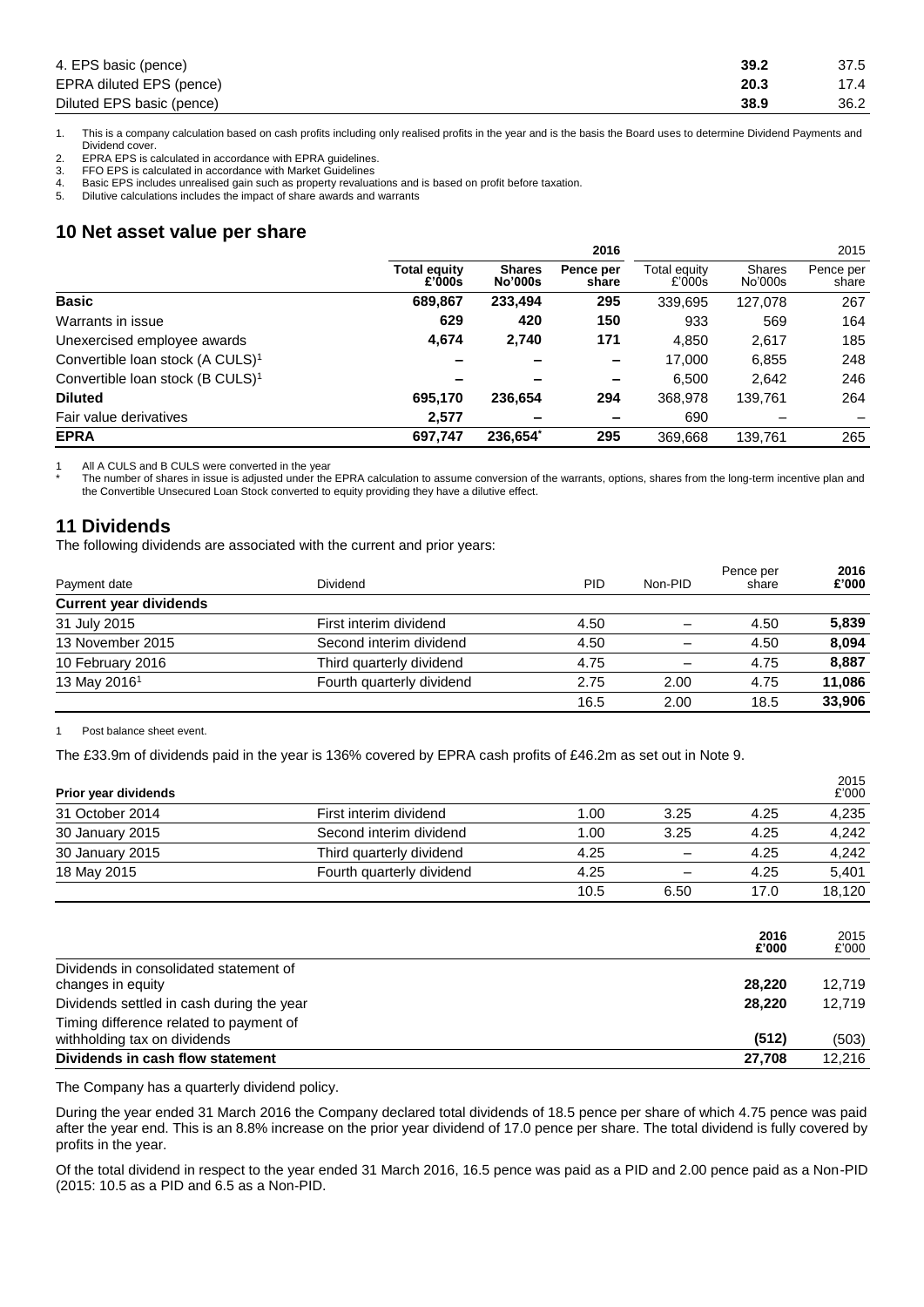| | | |
|---|---|---|
| 4. EPS basic (pence) | **39.2** | 37.5 |
| EPRA diluted EPS (pence) | **20.3** | 17.4 |
| Diluted EPS basic (pence) | **38.9** | 36.2 |

1. This is a company calculation based on cash profits including only realised profits in the year and is the basis the Board uses to determine Dividend Payments and Dividend cover.
2. EPRA EPS is calculated in accordance with EPRA guidelines.
3. FFO EPS is calculated in accordance with Market Guidelines
4. Basic EPS includes unrealised gain such as property revaluations and is based on profit before taxation.
5. Dilutive calculations includes the impact of share awards and warrants

## 10 Net asset value per share

| | | | **2016** | | | 2015 |
|---|---|---|---|---|---|---|
| | **Total equity £'000s** | **Shares No'000s** | **Pence per share** | Total equity £'000s | Shares No'000s | Pence per share |
| **Basic** | **689,867** | **233,494** | **295** | 339,695 | 127,078 | 267 |
| Warrants in issue | **629** | **420** | **150** | 933 | 569 | 164 |
| Unexercised employee awards | **4,674** | **2,740** | **171** | 4,850 | 2,617 | 185 |
| Convertible loan stock (A CULS)[1] | **–** | **–** | **–** | 17,000 | 6,855 | 248 |
| Convertible loan stock (B CULS)[1] | **–** | **–** | **–** | 6,500 | 2,642 | 246 |
| **Diluted** | **695,170** | **236,654** | **294** | 368,978 | 139,761 | 264 |
| Fair value derivatives | **2,577** | **–** | **–** | 690 | – | – |
| **EPRA** | **697,747** | **236,654*** | **295** | 369,668 | 139,761 | 265 |

1 All A CULS and B CULS were converted in the year

\* The number of shares in issue is adjusted under the EPRA calculation to assume conversion of the warrants, options, shares from the long-term incentive plan and the Convertible Unsecured Loan Stock converted to equity providing they have a dilutive effect.

## 11 Dividends

The following dividends are associated with the current and prior years:

| Payment date | Dividend | PID | Non-PID | Pence per share | **2016 £'000** |
|---|---|---|---|---|---|
| **Current year dividends** | | | | | |
| 31 July 2015 | First interim dividend | 4.50 | – | 4.50 | **5,839** |
| 13 November 2015 | Second interim dividend | 4.50 | – | 4.50 | **8,094** |
| 10 February 2016 | Third quarterly dividend | 4.75 | – | 4.75 | **8,887** |
| 13 May 2016[1] | Fourth quarterly dividend | 2.75 | 2.00 | 4.75 | **11,086** |
| | | 16.5 | 2.00 | 18.5 | **33,906** |

1 Post balance sheet event.

The £33.9m of dividends paid in the year is 136% covered by EPRA cash profits of £46.2m as set out in Note 9.

| **Prior year dividends** | | | | | 2015 £'000 |
|---|---|---|---|---|---|
| 31 October 2014 | First interim dividend | 1.00 | 3.25 | 4.25 | 4,235 |
| 30 January 2015 | Second interim dividend | 1.00 | 3.25 | 4.25 | 4,242 |
| 30 January 2015 | Third quarterly dividend | 4.25 | – | 4.25 | 4,242 |
| 18 May 2015 | Fourth quarterly dividend | 4.25 | – | 4.25 | 5,401 |
| | | 10.5 | 6.50 | 17.0 | 18,120 |

| | **2016 £'000** | 2015 £'000 |
|---|---|---|
| Dividends in consolidated statement of changes in equity | **28,220** | 12,719 |
| Dividends settled in cash during the year | **28,220** | 12,719 |
| Timing difference related to payment of withholding tax on dividends | **(512)** | (503) |
| **Dividends in cash flow statement** | **27,708** | 12,216 |

The Company has a quarterly dividend policy.

During the year ended 31 March 2016 the Company declared total dividends of 18.5 pence per share of which 4.75 pence was paid after the year end. This is an 8.8% increase on the prior year dividend of 17.0 pence per share. The total dividend is fully covered by profits in the year.

Of the total dividend in respect to the year ended 31 March 2016, 16.5 pence was paid as a PID and 2.00 pence paid as a Non-PID (2015: 10.5 as a PID and 6.5 as a Non-PID.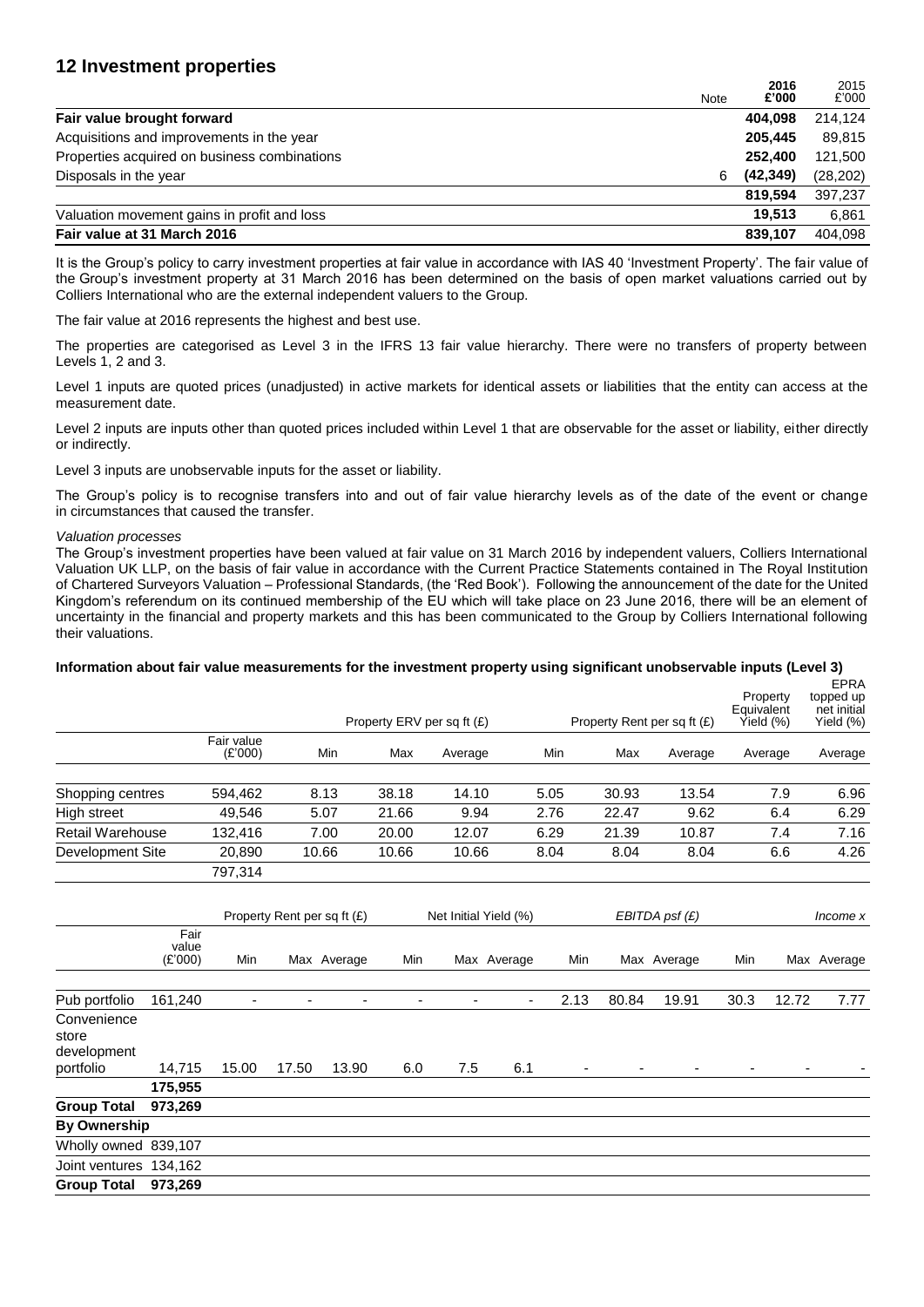# 12 Investment properties

| | Note | 2016 £'000 | 2015 £'000 |
|---|---|---|---|
| **Fair value brought forward** | | **404,098** | 214,124 |
| Acquisitions and improvements in the year | | **205,445** | 89,815 |
| Properties acquired on business combinations | | **252,400** | 121,500 |
| Disposals in the year | 6 | **(42,349)** | (28,202) |
| | | **819,594** | 397,237 |
| Valuation movement gains in profit and loss | | **19,513** | 6,861 |
| **Fair value at 31 March 2016** | | **839,107** | 404,098 |

It is the Group's policy to carry investment properties at fair value in accordance with IAS 40 'Investment Property'. The fair value of the Group's investment property at 31 March 2016 has been determined on the basis of open market valuations carried out by Colliers International who are the external independent valuers to the Group.

The fair value at 2016 represents the highest and best use.

The properties are categorised as Level 3 in the IFRS 13 fair value hierarchy. There were no transfers of property between Levels 1, 2 and 3.

Level 1 inputs are quoted prices (unadjusted) in active markets for identical assets or liabilities that the entity can access at the measurement date.

Level 2 inputs are inputs other than quoted prices included within Level 1 that are observable for the asset or liability, either directly or indirectly.

Level 3 inputs are unobservable inputs for the asset or liability.

The Group's policy is to recognise transfers into and out of fair value hierarchy levels as of the date of the event or change in circumstances that caused the transfer.

*Valuation processes*

The Group's investment properties have been valued at fair value on 31 March 2016 by independent valuers, Colliers International Valuation UK LLP, on the basis of fair value in accordance with the Current Practice Statements contained in The Royal Institution of Chartered Surveyors Valuation – Professional Standards, (the 'Red Book'). Following the announcement of the date for the United Kingdom's referendum on its continued membership of the EU which will take place on 23 June 2016, there will be an element of uncertainty in the financial and property markets and this has been communicated to the Group by Colliers International following their valuations.

**Information about fair value measurements for the investment property using significant unobservable inputs (Level 3)**

| | | Property ERV per sq ft (£) | | | Property Rent per sq ft (£) | | | Property Equivalent Yield (%) | EPRA topped up net initial Yield (%) |
|---|---|---|---|---|---|---|---|---|---|
| | Fair value (£'000) | Min | Max | Average | Min | Max | Average | Average | Average |
| Shopping centres | 594,462 | 8.13 | 38.18 | 14.10 | 5.05 | 30.93 | 13.54 | 7.9 | 6.96 |
| High street | 49,546 | 5.07 | 21.66 | 9.94 | 2.76 | 22.47 | 9.62 | 6.4 | 6.29 |
| Retail Warehouse | 132,416 | 7.00 | 20.00 | 12.07 | 6.29 | 21.39 | 10.87 | 7.4 | 7.16 |
| Development Site | 20,890 | 10.66 | 10.66 | 10.66 | 8.04 | 8.04 | 8.04 | 6.6 | 4.26 |
| | 797,314 | | | | | | | | |

| | | Property Rent per sq ft (£) | | | Net Initial Yield (%) | | | *EBITDA psf (£)* | | | *Income x* | | |
|---|---|---|---|---|---|---|---|---|---|---|---|---|---|
| | Fair value (£'000) | Min | Max | Average | Min | Max | Average | Min | Max | Average | Min | Max | Average |
| Pub portfolio | 161,240 | - | - | - | - | - | - | 2.13 | 80.84 | 19.91 | 30.3 | 12.72 | 7.77 |
| Convenience store development portfolio | 14,715 | 15.00 | 17.50 | 13.90 | 6.0 | 7.5 | 6.1 | - | - | - | - | - | - |
| | 175,955 | | | | | | | | | | | | |
| **Group Total** | **973,269** | | | | | | | | | | | | |
| **By Ownership** | | | | | | | | | | | | | |
| Wholly owned | 839,107 | | | | | | | | | | | | |
| Joint ventures | 134,162 | | | | | | | | | | | | |
| **Group Total** | **973,269** | | | | | | | | | | | | |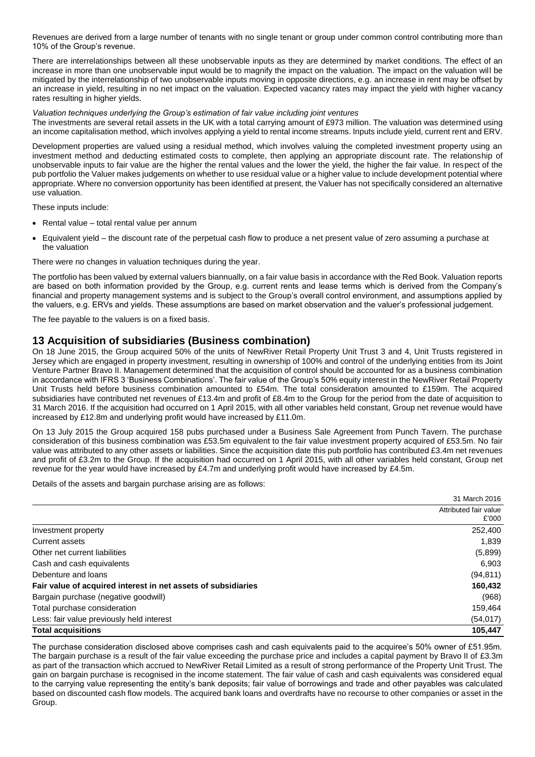Revenues are derived from a large number of tenants with no single tenant or group under common control contributing more than 10% of the Group's revenue.

There are interrelationships between all these unobservable inputs as they are determined by market conditions. The effect of an increase in more than one unobservable input would be to magnify the impact on the valuation. The impact on the valuation will be mitigated by the interrelationship of two unobservable inputs moving in opposite directions, e.g. an increase in rent may be offset by an increase in yield, resulting in no net impact on the valuation. Expected vacancy rates may impact the yield with higher vacancy rates resulting in higher yields.

*Valuation techniques underlying the Group's estimation of fair value including joint ventures*

The investments are several retail assets in the UK with a total carrying amount of £973 million. The valuation was determined using an income capitalisation method, which involves applying a yield to rental income streams. Inputs include yield, current rent and ERV.

Development properties are valued using a residual method, which involves valuing the completed investment property using an investment method and deducting estimated costs to complete, then applying an appropriate discount rate. The relationship of unobservable inputs to fair value are the higher the rental values and the lower the yield, the higher the fair value. In respect of the pub portfolio the Valuer makes judgements on whether to use residual value or a higher value to include development potential where appropriate. Where no conversion opportunity has been identified at present, the Valuer has not specifically considered an alternative use valuation.

These inputs include:

- Rental value – total rental value per annum
- Equivalent yield – the discount rate of the perpetual cash flow to produce a net present value of zero assuming a purchase at the valuation

There were no changes in valuation techniques during the year.

The portfolio has been valued by external valuers biannually, on a fair value basis in accordance with the Red Book. Valuation reports are based on both information provided by the Group, e.g. current rents and lease terms which is derived from the Company's financial and property management systems and is subject to the Group's overall control environment, and assumptions applied by the valuers, e.g. ERVs and yields. These assumptions are based on market observation and the valuer's professional judgement.

The fee payable to the valuers is on a fixed basis.

## 13 Acquisition of subsidiaries (Business combination)

On 18 June 2015, the Group acquired 50% of the units of NewRiver Retail Property Unit Trust 3 and 4, Unit Trusts registered in Jersey which are engaged in property investment, resulting in ownership of 100% and control of the underlying entities from its Joint Venture Partner Bravo II. Management determined that the acquisition of control should be accounted for as a business combination in accordance with IFRS 3 'Business Combinations'. The fair value of the Group's 50% equity interest in the NewRiver Retail Property Unit Trusts held before business combination amounted to £54m. The total consideration amounted to £159m. The acquired subsidiaries have contributed net revenues of £13.4m and profit of £8.4m to the Group for the period from the date of acquisition to 31 March 2016. If the acquisition had occurred on 1 April 2015, with all other variables held constant, Group net revenue would have increased by £12.8m and underlying profit would have increased by £11.0m.

On 13 July 2015 the Group acquired 158 pubs purchased under a Business Sale Agreement from Punch Tavern. The purchase consideration of this business combination was £53.5m equivalent to the fair value investment property acquired of £53.5m. No fair value was attributed to any other assets or liabilities. Since the acquisition date this pub portfolio has contributed £3.4m net revenues and profit of £3.2m to the Group. If the acquisition had occurred on 1 April 2015, with all other variables held constant, Group net revenue for the year would have increased by £4.7m and underlying profit would have increased by £4.5m.

Details of the assets and bargain purchase arising are as follows:

| | 31 March 2016 |
|---|---|
| | Attributed fair value £'000 |
| Investment property | 252,400 |
| Current assets | 1,839 |
| Other net current liabilities | (5,899) |
| Cash and cash equivalents | 6,903 |
| Debenture and loans | (94,811) |
| **Fair value of acquired interest in net assets of subsidiaries** | **160,432** |
| Bargain purchase (negative goodwill) | (968) |
| Total purchase consideration | 159,464 |
| Less: fair value previously held interest | (54,017) |
| **Total acquisitions** | **105,447** |

The purchase consideration disclosed above comprises cash and cash equivalents paid to the acquiree's 50% owner of £51.95m. The bargain purchase is a result of the fair value exceeding the purchase price and includes a capital payment by Bravo II of £3.3m as part of the transaction which accrued to NewRiver Retail Limited as a result of strong performance of the Property Unit Trust. The gain on bargain purchase is recognised in the income statement. The fair value of cash and cash equivalents was considered equal to the carrying value representing the entity's bank deposits; fair value of borrowings and trade and other payables was calculated based on discounted cash flow models. The acquired bank loans and overdrafts have no recourse to other companies or asset in the Group.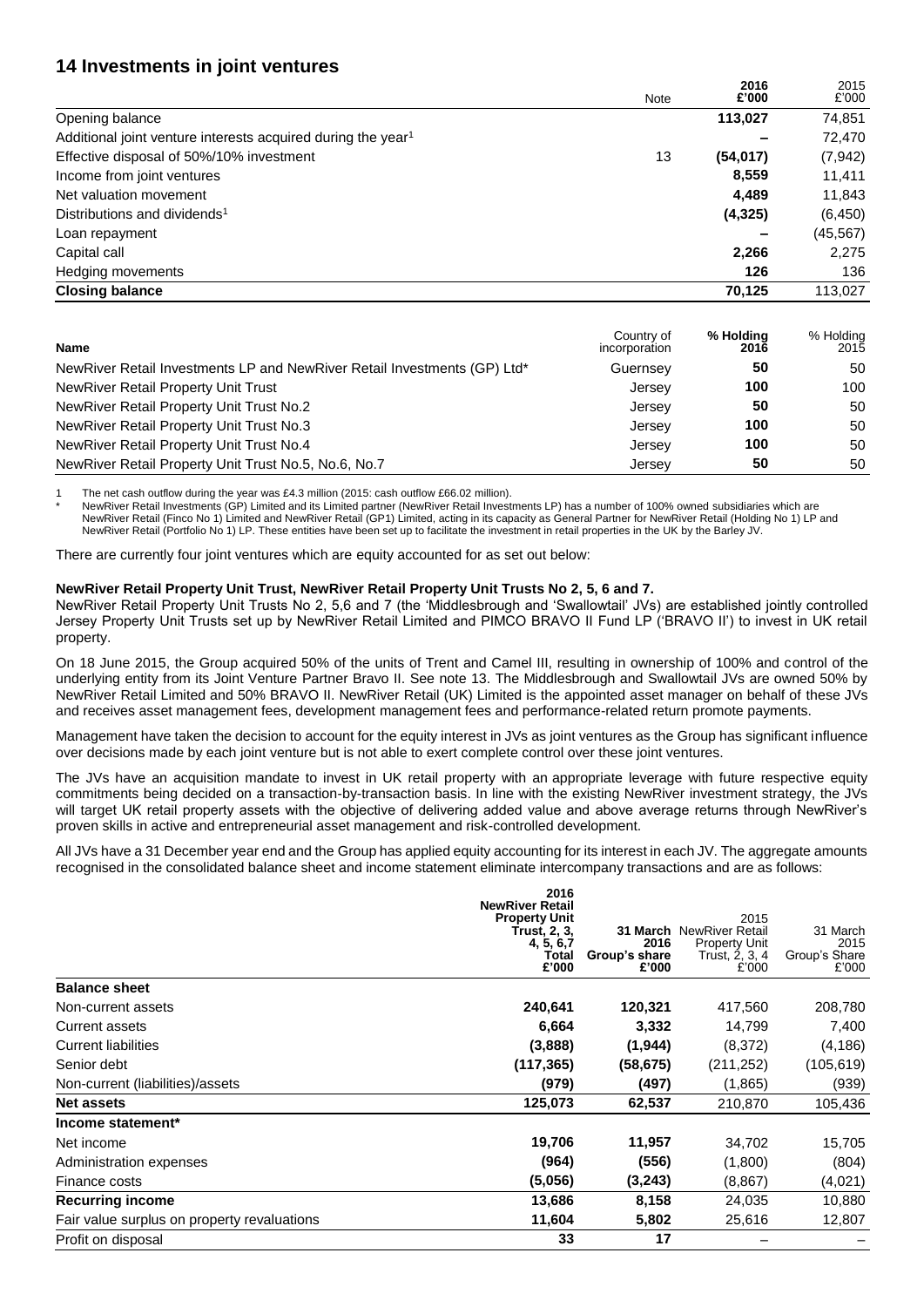# 14 Investments in joint ventures

| | Note | 2016 £'000 | 2015 £'000 |
|---|---|---|---|
| Opening balance | | **113,027** | 74,851 |
| Additional joint venture interests acquired during the year[1] | | **–** | 72,470 |
| Effective disposal of 50%/10% investment | 13 | **(54,017)** | (7,942) |
| Income from joint ventures | | **8,559** | 11,411 |
| Net valuation movement | | **4,489** | 11,843 |
| Distributions and dividends[1] | | **(4,325)** | (6,450) |
| Loan repayment | | **–** | (45,567) |
| Capital call | | **2,266** | 2,275 |
| Hedging movements | | **126** | 136 |
| **Closing balance** | | **70,125** | 113,027 |

| Name | Country of incorporation | % Holding 2016 | % Holding 2015 |
|---|---|---|---|
| NewRiver Retail Investments LP and NewRiver Retail Investments (GP) Ltd* | Guernsey | **50** | 50 |
| NewRiver Retail Property Unit Trust | Jersey | **100** | 100 |
| NewRiver Retail Property Unit Trust No.2 | Jersey | **50** | 50 |
| NewRiver Retail Property Unit Trust No.3 | Jersey | **100** | 50 |
| NewRiver Retail Property Unit Trust No.4 | Jersey | **100** | 50 |
| NewRiver Retail Property Unit Trust No.5, No.6, No.7 | Jersey | **50** | 50 |

1 The net cash outflow during the year was £4.3 million (2015: cash outflow £66.02 million).

\* NewRiver Retail Investments (GP) Limited and its Limited partner (NewRiver Retail Investments LP) has a number of 100% owned subsidiaries which are NewRiver Retail (Finco No 1) Limited and NewRiver Retail (GP1) Limited, acting in its capacity as General Partner for NewRiver Retail (Holding No 1) LP and NewRiver Retail (Portfolio No 1) LP. These entities have been set up to facilitate the investment in retail properties in the UK by the Barley JV.

There are currently four joint ventures which are equity accounted for as set out below:

**NewRiver Retail Property Unit Trust, NewRiver Retail Property Unit Trusts No 2, 5, 6 and 7.**

NewRiver Retail Property Unit Trusts No 2, 5,6 and 7 (the 'Middlesbrough and 'Swallowtail' JVs) are established jointly controlled Jersey Property Unit Trusts set up by NewRiver Retail Limited and PIMCO BRAVO II Fund LP ('BRAVO II') to invest in UK retail property.

On 18 June 2015, the Group acquired 50% of the units of Trent and Camel III, resulting in ownership of 100% and control of the underlying entity from its Joint Venture Partner Bravo II. See note 13. The Middlesbrough and Swallowtail JVs are owned 50% by NewRiver Retail Limited and 50% BRAVO II. NewRiver Retail (UK) Limited is the appointed asset manager on behalf of these JVs and receives asset management fees, development management fees and performance-related return promote payments.

Management have taken the decision to account for the equity interest in JVs as joint ventures as the Group has significant influence over decisions made by each joint venture but is not able to exert complete control over these joint ventures.

The JVs have an acquisition mandate to invest in UK retail property with an appropriate leverage with future respective equity commitments being decided on a transaction-by-transaction basis. In line with the existing NewRiver investment strategy, the JVs will target UK retail property assets with the objective of delivering added value and above average returns through NewRiver's proven skills in active and entrepreneurial asset management and risk-controlled development.

All JVs have a 31 December year end and the Group has applied equity accounting for its interest in each JV. The aggregate amounts recognised in the consolidated balance sheet and income statement eliminate intercompany transactions and are as follows:

| | 2016 NewRiver Retail Property Unit Trust, 2, 3, 4, 5, 6,7 Total £'000 | 31 March 2016 Group's share £'000 | 2015 NewRiver Retail Property Unit Trust, 2, 3, 4 £'000 | 31 March 2015 Group's Share £'000 |
|---|---|---|---|---|
| **Balance sheet** | | | | |
| Non-current assets | **240,641** | **120,321** | 417,560 | 208,780 |
| Current assets | **6,664** | **3,332** | 14,799 | 7,400 |
| Current liabilities | **(3,888)** | **(1,944)** | (8,372) | (4,186) |
| Senior debt | **(117,365)** | **(58,675)** | (211,252) | (105,619) |
| Non-current (liabilities)/assets | **(979)** | **(497)** | (1,865) | (939) |
| **Net assets** | **125,073** | **62,537** | 210,870 | 105,436 |
| **Income statement*** | | | | |
| Net income | **19,706** | **11,957** | 34,702 | 15,705 |
| Administration expenses | **(964)** | **(556)** | (1,800) | (804) |
| Finance costs | **(5,056)** | **(3,243)** | (8,867) | (4,021) |
| **Recurring income** | **13,686** | **8,158** | 24,035 | 10,880 |
| Fair value surplus on property revaluations | **11,604** | **5,802** | 25,616 | 12,807 |
| Profit on disposal | **33** | **17** | – | – |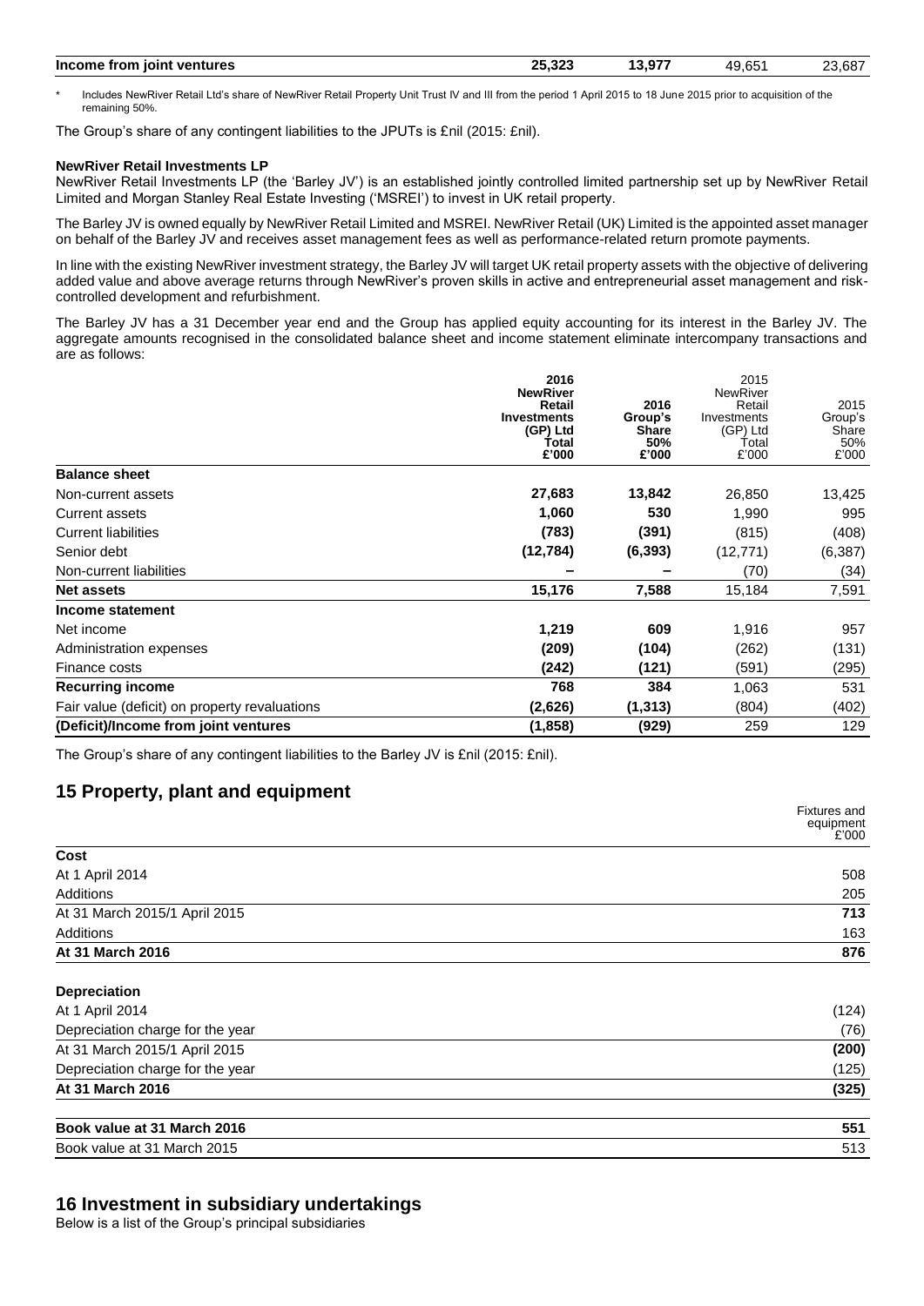| | | | | |
|---|---|---|---|---|
| **Income from joint ventures** | **25,323** | **13,977** | 49,651 | 23,687 |

\* Includes NewRiver Retail Ltd's share of NewRiver Retail Property Unit Trust IV and III from the period 1 April 2015 to 18 June 2015 prior to acquisition of the remaining 50%.

The Group's share of any contingent liabilities to the JPUTs is £nil (2015: £nil).

**NewRiver Retail Investments LP**

NewRiver Retail Investments LP (the 'Barley JV') is an established jointly controlled limited partnership set up by NewRiver Retail Limited and Morgan Stanley Real Estate Investing ('MSREI') to invest in UK retail property.

The Barley JV is owned equally by NewRiver Retail Limited and MSREI. NewRiver Retail (UK) Limited is the appointed asset manager on behalf of the Barley JV and receives asset management fees as well as performance-related return promote payments.

In line with the existing NewRiver investment strategy, the Barley JV will target UK retail property assets with the objective of delivering added value and above average returns through NewRiver's proven skills in active and entrepreneurial asset management and risk-controlled development and refurbishment.

The Barley JV has a 31 December year end and the Group has applied equity accounting for its interest in the Barley JV. The aggregate amounts recognised in the consolidated balance sheet and income statement eliminate intercompany transactions and are as follows:

| | **2016 NewRiver Retail Investments (GP) Ltd Total £'000** | **2016 Group's Share 50% £'000** | 2015 NewRiver Retail Investments (GP) Ltd Total £'000 | 2015 Group's Share 50% £'000 |
|---|---|---|---|---|
| **Balance sheet** | | | | |
| Non-current assets | **27,683** | **13,842** | 26,850 | 13,425 |
| Current assets | **1,060** | **530** | 1,990 | 995 |
| Current liabilities | **(783)** | **(391)** | (815) | (408) |
| Senior debt | **(12,784)** | **(6,393)** | (12,771) | (6,387) |
| Non-current liabilities | **–** | **–** | (70) | (34) |
| **Net assets** | **15,176** | **7,588** | 15,184 | 7,591 |
| **Income statement** | | | | |
| Net income | **1,219** | **609** | 1,916 | 957 |
| Administration expenses | **(209)** | **(104)** | (262) | (131) |
| Finance costs | **(242)** | **(121)** | (591) | (295) |
| **Recurring income** | **768** | **384** | 1,063 | 531 |
| Fair value (deficit) on property revaluations | **(2,626)** | **(1,313)** | (804) | (402) |
| **(Deficit)/Income from joint ventures** | **(1,858)** | **(929)** | 259 | 129 |

The Group's share of any contingent liabilities to the Barley JV is £nil (2015: £nil).

## 15 Property, plant and equipment

| | Fixtures and equipment £'000 |
|---|---|
| **Cost** | |
| At 1 April 2014 | 508 |
| Additions | 205 |
| At 31 March 2015/1 April 2015 | **713** |
| Additions | 163 |
| **At 31 March 2016** | **876** |
| | |
| **Depreciation** | |
| At 1 April 2014 | (124) |
| Depreciation charge for the year | (76) |
| At 31 March 2015/1 April 2015 | **(200)** |
| Depreciation charge for the year | (125) |
| **At 31 March 2016** | **(325)** |
| | |
| **Book value at 31 March 2016** | **551** |
| Book value at 31 March 2015 | 513 |

## 16 Investment in subsidiary undertakings

Below is a list of the Group's principal subsidiaries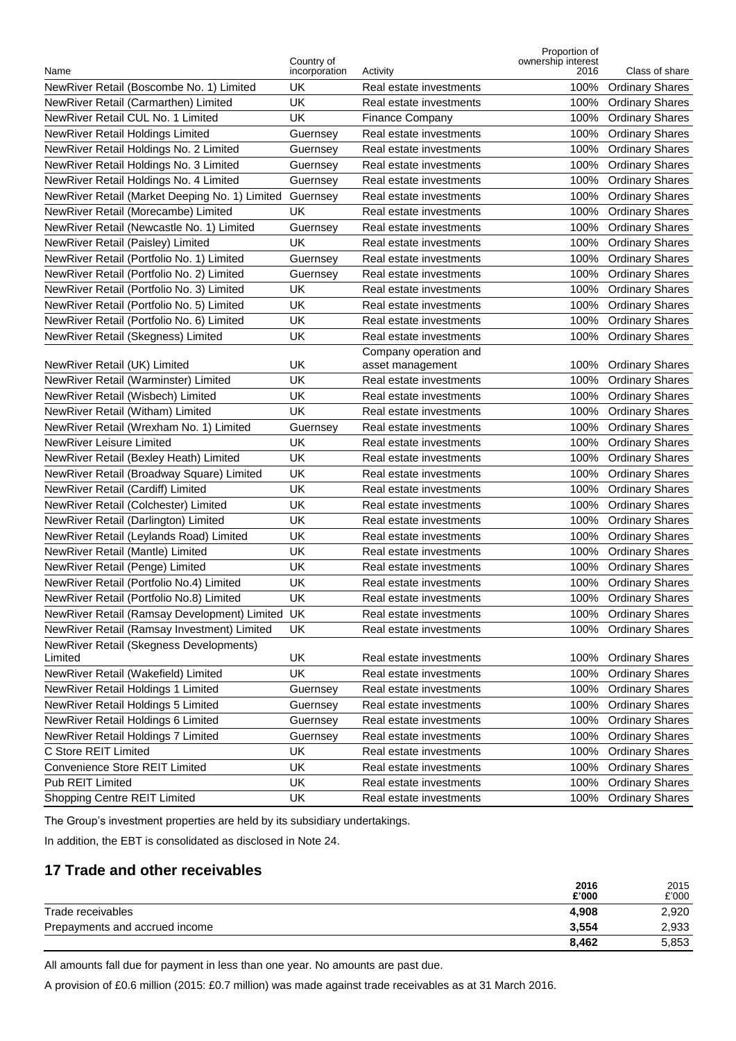| Name | Country of incorporation | Activity | Proportion of ownership interest 2016 | Class of share |
|---|---|---|---|---|
| NewRiver Retail (Boscombe No. 1) Limited | UK | Real estate investments | 100% | Ordinary Shares |
| NewRiver Retail (Carmarthen) Limited | UK | Real estate investments | 100% | Ordinary Shares |
| NewRiver Retail CUL No. 1 Limited | UK | Finance Company | 100% | Ordinary Shares |
| NewRiver Retail Holdings Limited | Guernsey | Real estate investments | 100% | Ordinary Shares |
| NewRiver Retail Holdings No. 2 Limited | Guernsey | Real estate investments | 100% | Ordinary Shares |
| NewRiver Retail Holdings No. 3 Limited | Guernsey | Real estate investments | 100% | Ordinary Shares |
| NewRiver Retail Holdings No. 4 Limited | Guernsey | Real estate investments | 100% | Ordinary Shares |
| NewRiver Retail (Market Deeping No. 1) Limited | Guernsey | Real estate investments | 100% | Ordinary Shares |
| NewRiver Retail (Morecambe) Limited | UK | Real estate investments | 100% | Ordinary Shares |
| NewRiver Retail (Newcastle No. 1) Limited | Guernsey | Real estate investments | 100% | Ordinary Shares |
| NewRiver Retail (Paisley) Limited | UK | Real estate investments | 100% | Ordinary Shares |
| NewRiver Retail (Portfolio No. 1) Limited | Guernsey | Real estate investments | 100% | Ordinary Shares |
| NewRiver Retail (Portfolio No. 2) Limited | Guernsey | Real estate investments | 100% | Ordinary Shares |
| NewRiver Retail (Portfolio No. 3) Limited | UK | Real estate investments | 100% | Ordinary Shares |
| NewRiver Retail (Portfolio No. 5) Limited | UK | Real estate investments | 100% | Ordinary Shares |
| NewRiver Retail (Portfolio No. 6) Limited | UK | Real estate investments | 100% | Ordinary Shares |
| NewRiver Retail (Skegness) Limited | UK | Real estate investments | 100% | Ordinary Shares |
| NewRiver Retail (UK) Limited | UK | Company operation and asset management | 100% | Ordinary Shares |
| NewRiver Retail (Warminster) Limited | UK | Real estate investments | 100% | Ordinary Shares |
| NewRiver Retail (Wisbech) Limited | UK | Real estate investments | 100% | Ordinary Shares |
| NewRiver Retail (Witham) Limited | UK | Real estate investments | 100% | Ordinary Shares |
| NewRiver Retail (Wrexham No. 1) Limited | Guernsey | Real estate investments | 100% | Ordinary Shares |
| NewRiver Leisure Limited | UK | Real estate investments | 100% | Ordinary Shares |
| NewRiver Retail (Bexley Heath) Limited | UK | Real estate investments | 100% | Ordinary Shares |
| NewRiver Retail (Broadway Square) Limited | UK | Real estate investments | 100% | Ordinary Shares |
| NewRiver Retail (Cardiff) Limited | UK | Real estate investments | 100% | Ordinary Shares |
| NewRiver Retail (Colchester) Limited | UK | Real estate investments | 100% | Ordinary Shares |
| NewRiver Retail (Darlington) Limited | UK | Real estate investments | 100% | Ordinary Shares |
| NewRiver Retail (Leylands Road) Limited | UK | Real estate investments | 100% | Ordinary Shares |
| NewRiver Retail (Mantle) Limited | UK | Real estate investments | 100% | Ordinary Shares |
| NewRiver Retail (Penge) Limited | UK | Real estate investments | 100% | Ordinary Shares |
| NewRiver Retail (Portfolio No.4) Limited | UK | Real estate investments | 100% | Ordinary Shares |
| NewRiver Retail (Portfolio No.8) Limited | UK | Real estate investments | 100% | Ordinary Shares |
| NewRiver Retail (Ramsay Development) Limited | UK | Real estate investments | 100% | Ordinary Shares |
| NewRiver Retail (Ramsay Investment) Limited | UK | Real estate investments | 100% | Ordinary Shares |
| NewRiver Retail (Skegness Developments) Limited | UK | Real estate investments | 100% | Ordinary Shares |
| NewRiver Retail (Wakefield) Limited | UK | Real estate investments | 100% | Ordinary Shares |
| NewRiver Retail Holdings 1 Limited | Guernsey | Real estate investments | 100% | Ordinary Shares |
| NewRiver Retail Holdings 5 Limited | Guernsey | Real estate investments | 100% | Ordinary Shares |
| NewRiver Retail Holdings 6 Limited | Guernsey | Real estate investments | 100% | Ordinary Shares |
| NewRiver Retail Holdings 7 Limited | Guernsey | Real estate investments | 100% | Ordinary Shares |
| C Store REIT Limited | UK | Real estate investments | 100% | Ordinary Shares |
| Convenience Store REIT Limited | UK | Real estate investments | 100% | Ordinary Shares |
| Pub REIT Limited | UK | Real estate investments | 100% | Ordinary Shares |
| Shopping Centre REIT Limited | UK | Real estate investments | 100% | Ordinary Shares |

The Group's investment properties are held by its subsidiary undertakings.

In addition, the EBT is consolidated as disclosed in Note 24.

## 17 Trade and other receivables

| | 2016 £'000 | 2015 £'000 |
|---|---|---|
| Trade receivables | **4,908** | 2,920 |
| Prepayments and accrued income | **3,554** | 2,933 |
| | **8,462** | 5,853 |

All amounts fall due for payment in less than one year. No amounts are past due.

A provision of £0.6 million (2015: £0.7 million) was made against trade receivables as at 31 March 2016.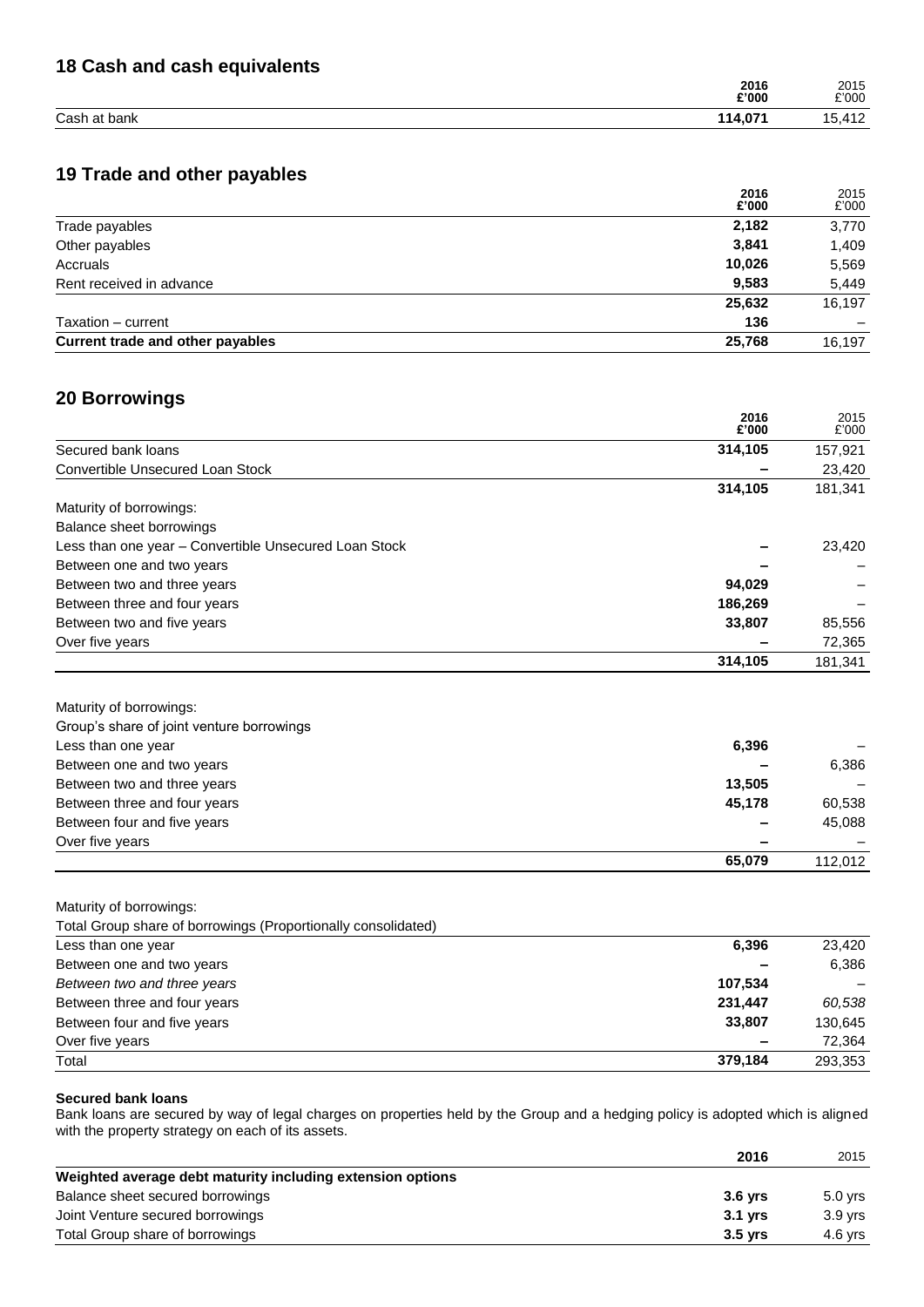## 18 Cash and cash equivalents

| | **2016 £'000** | 2015 £'000 |
|---|---|---|
| Cash at bank | **114,071** | 15,412 |

## 19 Trade and other payables

| | **2016 £'000** | 2015 £'000 |
|---|---|---|
| Trade payables | **2,182** | 3,770 |
| Other payables | **3,841** | 1,409 |
| Accruals | **10,026** | 5,569 |
| Rent received in advance | **9,583** | 5,449 |
| | **25,632** | 16,197 |
| Taxation – current | **136** | – |
| **Current trade and other payables** | **25,768** | 16,197 |

## 20 Borrowings

| | **2016 £'000** | 2015 £'000 |
|---|---|---|
| Secured bank loans | **314,105** | 157,921 |
| Convertible Unsecured Loan Stock | **–** | 23,420 |
| | **314,105** | 181,341 |
| Maturity of borrowings: | | |
| Balance sheet borrowings | | |
| Less than one year – Convertible Unsecured Loan Stock | **–** | 23,420 |
| Between one and two years | **–** | – |
| Between two and three years | **94,029** | – |
| Between three and four years | **186,269** | – |
| Between two and five years | **33,807** | 85,556 |
| Over five years | **–** | 72,365 |
| | **314,105** | 181,341 |

| | **2016 £'000** | 2015 £'000 |
|---|---|---|
| Maturity of borrowings: | | |
| Group's share of joint venture borrowings | | |
| Less than one year | **6,396** | – |
| Between one and two years | **–** | 6,386 |
| Between two and three years | **13,505** | – |
| Between three and four years | **45,178** | 60,538 |
| Between four and five years | **–** | 45,088 |
| Over five years | **–** | – |
| | **65,079** | 112,012 |

| | **2016 £'000** | 2015 £'000 |
|---|---|---|
| Maturity of borrowings: | | |
| Total Group share of borrowings (Proportionally consolidated) | | |
| Less than one year | **6,396** | 23,420 |
| Between one and two years | **–** | 6,386 |
| *Between two and three years* | **107,534** | – |
| Between three and four years | **231,447** | *60,538* |
| Between four and five years | **33,807** | 130,645 |
| Over five years | **–** | 72,364 |
| Total | **379,184** | 293,353 |

**Secured bank loans**

Bank loans are secured by way of legal charges on properties held by the Group and a hedging policy is adopted which is aligned with the property strategy on each of its assets.

| | **2016** | 2015 |
|---|---|---|
| **Weighted average debt maturity including extension options** | | |
| Balance sheet secured borrowings | **3.6 yrs** | 5.0 yrs |
| Joint Venture secured borrowings | **3.1 yrs** | 3.9 yrs |
| Total Group share of borrowings | **3.5 yrs** | 4.6 yrs |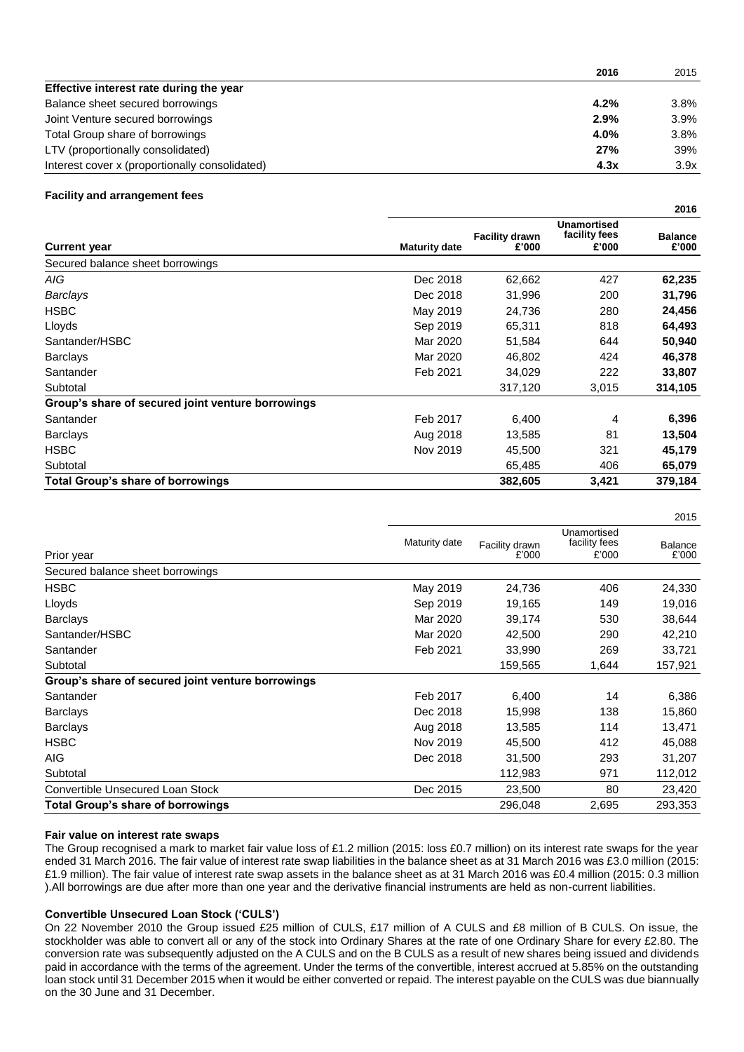| | 2016 | 2015 |
|---|---|---|
| **Effective interest rate during the year** | | |
| Balance sheet secured borrowings | **4.2%** | 3.8% |
| Joint Venture secured borrowings | **2.9%** | 3.9% |
| Total Group share of borrowings | **4.0%** | 3.8% |
| LTV (proportionally consolidated) | **27%** | 39% |
| Interest cover x (proportionally consolidated) | **4.3x** | 3.9x |

**Facility and arrangement fees**

| **Current year** | **Maturity date** | **Facility drawn £'000** | **Unamortised facility fees £'000** | **2016 Balance £'000** |
|---|---|---|---|---|
| Secured balance sheet borrowings | | | | |
| *AIG* | Dec 2018 | 62,662 | 427 | **62,235** |
| *Barclays* | Dec 2018 | 31,996 | 200 | **31,796** |
| HSBC | May 2019 | 24,736 | 280 | **24,456** |
| Lloyds | Sep 2019 | 65,311 | 818 | **64,493** |
| Santander/HSBC | Mar 2020 | 51,584 | 644 | **50,940** |
| Barclays | Mar 2020 | 46,802 | 424 | **46,378** |
| Santander | Feb 2021 | 34,029 | 222 | **33,807** |
| Subtotal | | 317,120 | 3,015 | **314,105** |
| **Group's share of secured joint venture borrowings** | | | | |
| Santander | Feb 2017 | 6,400 | 4 | **6,396** |
| Barclays | Aug 2018 | 13,585 | 81 | **13,504** |
| HSBC | Nov 2019 | 45,500 | 321 | **45,179** |
| Subtotal | | 65,485 | 406 | **65,079** |
| **Total Group's share of borrowings** | | **382,605** | **3,421** | **379,184** |

| Prior year | Maturity date | Facility drawn £'000 | Unamortised facility fees £'000 | 2015 Balance £'000 |
|---|---|---|---|---|
| Secured balance sheet borrowings | | | | |
| HSBC | May 2019 | 24,736 | 406 | 24,330 |
| Lloyds | Sep 2019 | 19,165 | 149 | 19,016 |
| Barclays | Mar 2020 | 39,174 | 530 | 38,644 |
| Santander/HSBC | Mar 2020 | 42,500 | 290 | 42,210 |
| Santander | Feb 2021 | 33,990 | 269 | 33,721 |
| Subtotal | | 159,565 | 1,644 | 157,921 |
| **Group's share of secured joint venture borrowings** | | | | |
| Santander | Feb 2017 | 6,400 | 14 | 6,386 |
| Barclays | Dec 2018 | 15,998 | 138 | 15,860 |
| Barclays | Aug 2018 | 13,585 | 114 | 13,471 |
| HSBC | Nov 2019 | 45,500 | 412 | 45,088 |
| AIG | Dec 2018 | 31,500 | 293 | 31,207 |
| Subtotal | | 112,983 | 971 | 112,012 |
| Convertible Unsecured Loan Stock | Dec 2015 | 23,500 | 80 | 23,420 |
| **Total Group's share of borrowings** | | 296,048 | 2,695 | 293,353 |

**Fair value on interest rate swaps**

The Group recognised a mark to market fair value loss of £1.2 million (2015: loss £0.7 million) on its interest rate swaps for the year ended 31 March 2016. The fair value of interest rate swap liabilities in the balance sheet as at 31 March 2016 was £3.0 million (2015: £1.9 million). The fair value of interest rate swap assets in the balance sheet as at 31 March 2016 was £0.4 million (2015: 0.3 million ).All borrowings are due after more than one year and the derivative financial instruments are held as non-current liabilities.

**Convertible Unsecured Loan Stock ('CULS')**

On 22 November 2010 the Group issued £25 million of CULS, £17 million of A CULS and £8 million of B CULS. On issue, the stockholder was able to convert all or any of the stock into Ordinary Shares at the rate of one Ordinary Share for every £2.80. The conversion rate was subsequently adjusted on the A CULS and on the B CULS as a result of new shares being issued and dividends paid in accordance with the terms of the agreement. Under the terms of the convertible, interest accrued at 5.85% on the outstanding loan stock until 31 December 2015 when it would be either converted or repaid. The interest payable on the CULS was due biannually on the 30 June and 31 December.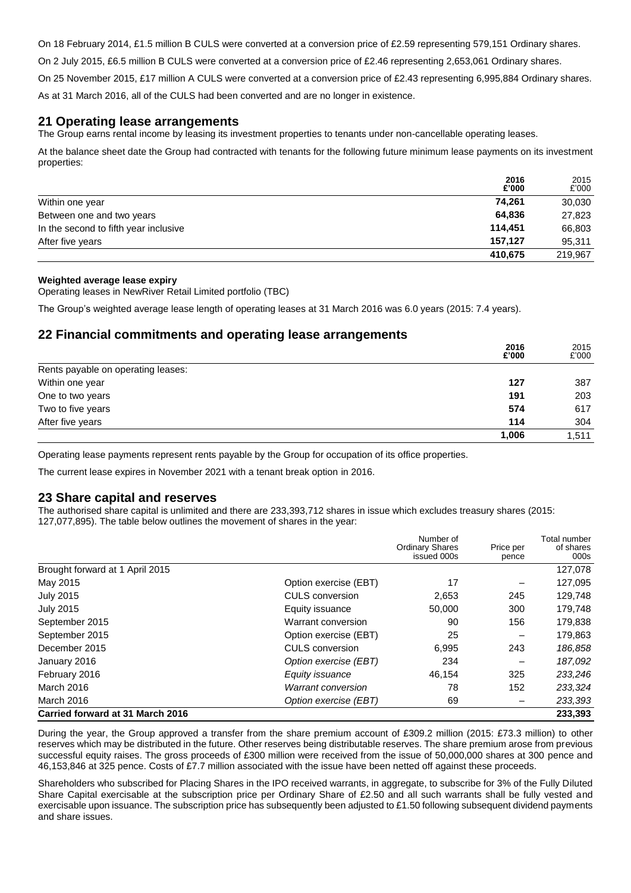On 18 February 2014, £1.5 million B CULS were converted at a conversion price of £2.59 representing 579,151 Ordinary shares.

On 2 July 2015, £6.5 million B CULS were converted at a conversion price of £2.46 representing 2,653,061 Ordinary shares.

On 25 November 2015, £17 million A CULS were converted at a conversion price of £2.43 representing 6,995,884 Ordinary shares.

As at 31 March 2016, all of the CULS had been converted and are no longer in existence.

## 21 Operating lease arrangements

The Group earns rental income by leasing its investment properties to tenants under non-cancellable operating leases.

At the balance sheet date the Group had contracted with tenants for the following future minimum lease payments on its investment properties:

| | 2016 £'000 | 2015 £'000 |
|---|---|---|
| Within one year | **74,261** | 30,030 |
| Between one and two years | **64,836** | 27,823 |
| In the second to fifth year inclusive | **114,451** | 66,803 |
| After five years | **157,127** | 95,311 |
| | **410,675** | 219,967 |

**Weighted average lease expiry**

Operating leases in NewRiver Retail Limited portfolio (TBC)

The Group's weighted average lease length of operating leases at 31 March 2016 was 6.0 years (2015: 7.4 years).

## 22 Financial commitments and operating lease arrangements

| | 2016 £'000 | 2015 £'000 |
|---|---|---|
| Rents payable on operating leases: | | |
| Within one year | **127** | 387 |
| One to two years | **191** | 203 |
| Two to five years | **574** | 617 |
| After five years | **114** | 304 |
| | **1,006** | 1,511 |

Operating lease payments represent rents payable by the Group for occupation of its office properties.

The current lease expires in November 2021 with a tenant break option in 2016.

## 23 Share capital and reserves

The authorised share capital is unlimited and there are 233,393,712 shares in issue which excludes treasury shares (2015: 127,077,895). The table below outlines the movement of shares in the year:

| | | Number of Ordinary Shares issued 000s | Price per pence | Total number of shares 000s |
|---|---|---|---|---|
| Brought forward at 1 April 2015 | | | | 127,078 |
| May 2015 | Option exercise (EBT) | 17 | – | 127,095 |
| July 2015 | CULS conversion | 2,653 | 245 | 129,748 |
| July 2015 | Equity issuance | 50,000 | 300 | 179,748 |
| September 2015 | Warrant conversion | 90 | 156 | 179,838 |
| September 2015 | Option exercise (EBT) | 25 | – | 179,863 |
| December 2015 | CULS conversion | 6,995 | 243 | *186,858* |
| January 2016 | *Option exercise (EBT)* | 234 | – | *187,092* |
| February 2016 | *Equity issuance* | 46,154 | 325 | *233,246* |
| March 2016 | *Warrant conversion* | 78 | 152 | *233,324* |
| March 2016 | *Option exercise (EBT)* | 69 | – | *233,393* |
| **Carried forward at 31 March 2016** | | | | **233,393** |

During the year, the Group approved a transfer from the share premium account of £309.2 million (2015: £73.3 million) to other reserves which may be distributed in the future. Other reserves being distributable reserves. The share premium arose from previous successful equity raises. The gross proceeds of £300 million were received from the issue of 50,000,000 shares at 300 pence and 46,153,846 at 325 pence. Costs of £7.7 million associated with the issue have been netted off against these proceeds.

Shareholders who subscribed for Placing Shares in the IPO received warrants, in aggregate, to subscribe for 3% of the Fully Diluted Share Capital exercisable at the subscription price per Ordinary Share of £2.50 and all such warrants shall be fully vested and exercisable upon issuance. The subscription price has subsequently been adjusted to £1.50 following subsequent dividend payments and share issues.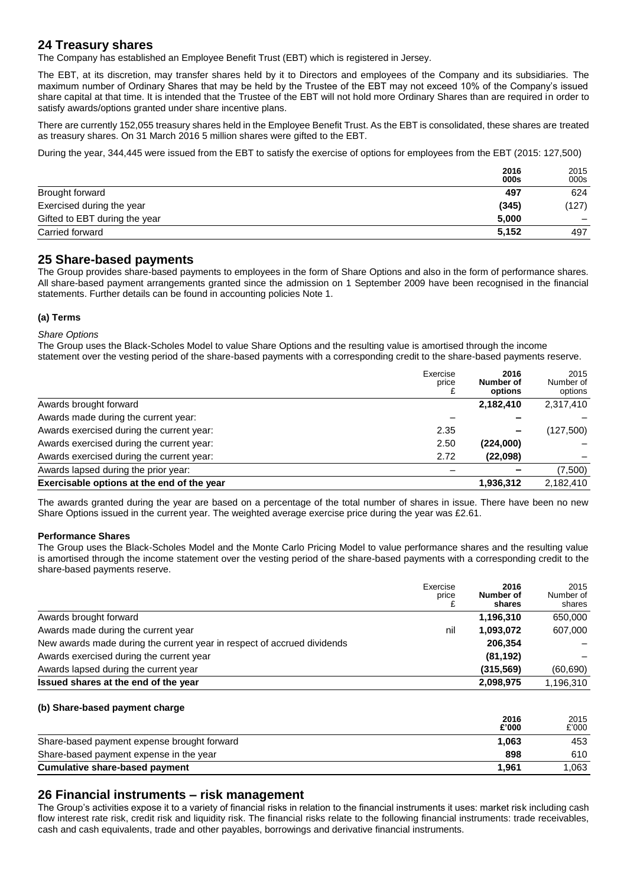## 24 Treasury shares

The Company has established an Employee Benefit Trust (EBT) which is registered in Jersey.

The EBT, at its discretion, may transfer shares held by it to Directors and employees of the Company and its subsidiaries. The maximum number of Ordinary Shares that may be held by the Trustee of the EBT may not exceed 10% of the Company's issued share capital at that time. It is intended that the Trustee of the EBT will not hold more Ordinary Shares than are required in order to satisfy awards/options granted under share incentive plans.

There are currently 152,055 treasury shares held in the Employee Benefit Trust. As the EBT is consolidated, these shares are treated as treasury shares. On 31 March 2016 5 million shares were gifted to the EBT.

During the year, 344,445 were issued from the EBT to satisfy the exercise of options for employees from the EBT (2015: 127,500)

| | 2016 000s | 2015 000s |
|---|---|---|
| Brought forward | **497** | 624 |
| Exercised during the year | **(345)** | (127) |
| Gifted to EBT during the year | **5,000** | – |
| Carried forward | **5,152** | 497 |

## 25 Share-based payments

The Group provides share-based payments to employees in the form of Share Options and also in the form of performance shares. All share-based payment arrangements granted since the admission on 1 September 2009 have been recognised in the financial statements. Further details can be found in accounting policies Note 1.

### (a) Terms

*Share Options*

The Group uses the Black-Scholes Model to value Share Options and the resulting value is amortised through the income statement over the vesting period of the share-based payments with a corresponding credit to the share-based payments reserve.

| | Exercise price £ | 2016 Number of options | 2015 Number of options |
|---|---|---|---|
| Awards brought forward | | **2,182,410** | 2,317,410 |
| Awards made during the current year: | – | **–** | – |
| Awards exercised during the current year: | 2.35 | **–** | (127,500) |
| Awards exercised during the current year: | 2.50 | **(224,000)** | – |
| Awards exercised during the current year: | 2.72 | **(22,098)** | – |
| Awards lapsed during the prior year: | – | **–** | (7,500) |
| **Exercisable options at the end of the year** | | **1,936,312** | 2,182,410 |

The awards granted during the year are based on a percentage of the total number of shares in issue. There have been no new Share Options issued in the current year. The weighted average exercise price during the year was £2.61.

**Performance Shares**

The Group uses the Black-Scholes Model and the Monte Carlo Pricing Model to value performance shares and the resulting value is amortised through the income statement over the vesting period of the share-based payments with a corresponding credit to the share-based payments reserve.

| | Exercise price £ | 2016 Number of shares | 2015 Number of shares |
|---|---|---|---|
| Awards brought forward | | **1,196,310** | 650,000 |
| Awards made during the current year | nil | **1,093,072** | 607,000 |
| New awards made during the current year in respect of accrued dividends | | **206,354** | – |
| Awards exercised during the current year | | **(81,192)** | – |
| Awards lapsed during the current year | | **(315,569)** | (60,690) |
| **Issued shares at the end of the year** | | **2,098,975** | 1,196,310 |

### (b) Share-based payment charge

| | 2016 £'000 | 2015 £'000 |
|---|---|---|
| Share-based payment expense brought forward | **1,063** | 453 |
| Share-based payment expense in the year | **898** | 610 |
| **Cumulative share-based payment** | **1,961** | 1,063 |

## 26 Financial instruments – risk management

The Group's activities expose it to a variety of financial risks in relation to the financial instruments it uses: market risk including cash flow interest rate risk, credit risk and liquidity risk. The financial risks relate to the following financial instruments: trade receivables, cash and cash equivalents, trade and other payables, borrowings and derivative financial instruments.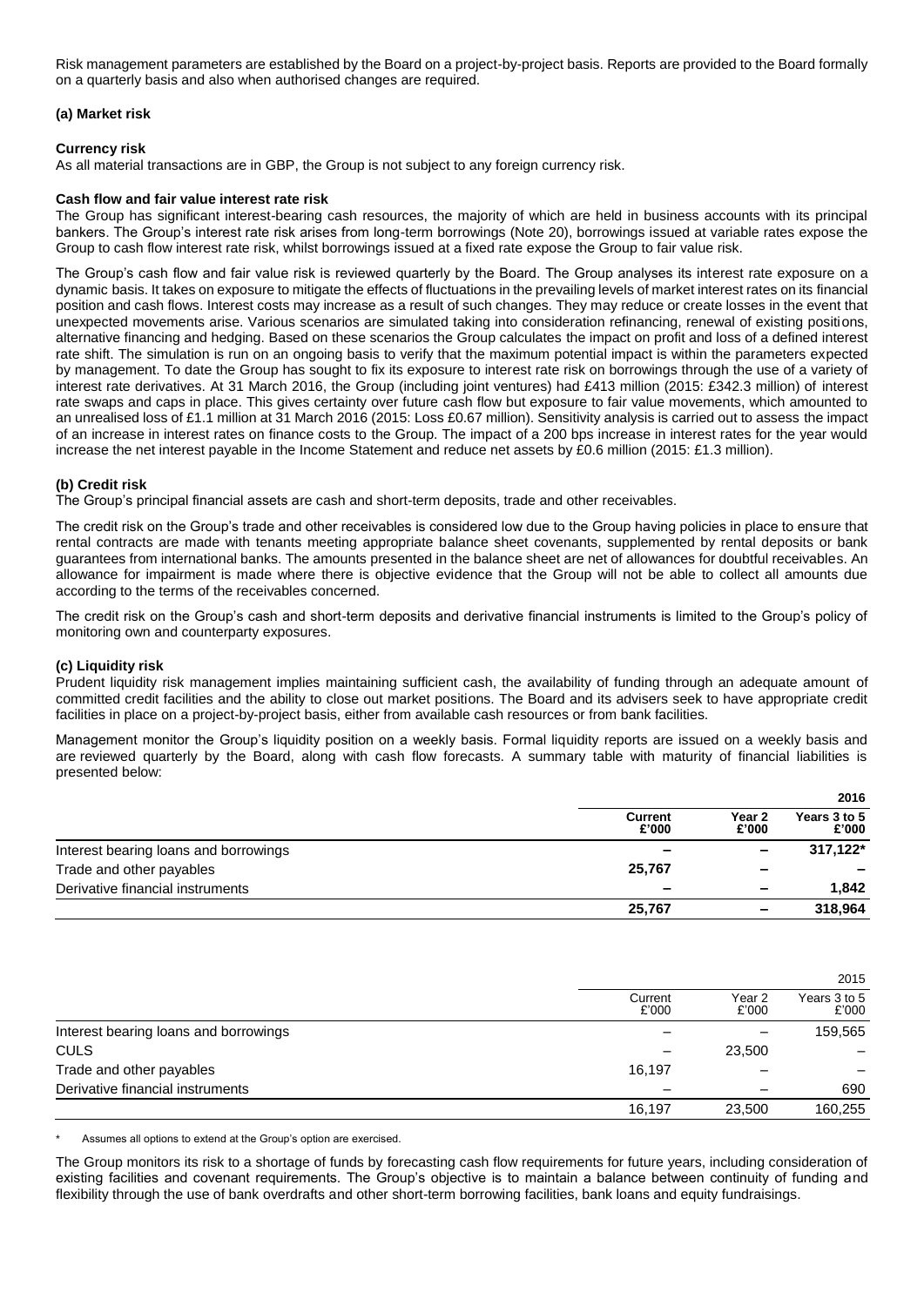Risk management parameters are established by the Board on a project-by-project basis. Reports are provided to the Board formally on a quarterly basis and also when authorised changes are required.

### (a) Market risk

**Currency risk**

As all material transactions are in GBP, the Group is not subject to any foreign currency risk.

**Cash flow and fair value interest rate risk**

The Group has significant interest-bearing cash resources, the majority of which are held in business accounts with its principal bankers. The Group's interest rate risk arises from long-term borrowings (Note 20), borrowings issued at variable rates expose the Group to cash flow interest rate risk, whilst borrowings issued at a fixed rate expose the Group to fair value risk.

The Group's cash flow and fair value risk is reviewed quarterly by the Board. The Group analyses its interest rate exposure on a dynamic basis. It takes on exposure to mitigate the effects of fluctuations in the prevailing levels of market interest rates on its financial position and cash flows. Interest costs may increase as a result of such changes. They may reduce or create losses in the event that unexpected movements arise. Various scenarios are simulated taking into consideration refinancing, renewal of existing positions, alternative financing and hedging. Based on these scenarios the Group calculates the impact on profit and loss of a defined interest rate shift. The simulation is run on an ongoing basis to verify that the maximum potential impact is within the parameters expected by management. To date the Group has sought to fix its exposure to interest rate risk on borrowings through the use of a variety of interest rate derivatives. At 31 March 2016, the Group (including joint ventures) had £413 million (2015: £342.3 million) of interest rate swaps and caps in place. This gives certainty over future cash flow but exposure to fair value movements, which amounted to an unrealised loss of £1.1 million at 31 March 2016 (2015: Loss £0.67 million). Sensitivity analysis is carried out to assess the impact of an increase in interest rates on finance costs to the Group. The impact of a 200 bps increase in interest rates for the year would increase the net interest payable in the Income Statement and reduce net assets by £0.6 million (2015: £1.3 million).

### (b) Credit risk

The Group's principal financial assets are cash and short-term deposits, trade and other receivables.

The credit risk on the Group's trade and other receivables is considered low due to the Group having policies in place to ensure that rental contracts are made with tenants meeting appropriate balance sheet covenants, supplemented by rental deposits or bank guarantees from international banks. The amounts presented in the balance sheet are net of allowances for doubtful receivables. An allowance for impairment is made where there is objective evidence that the Group will not be able to collect all amounts due according to the terms of the receivables concerned.

The credit risk on the Group's cash and short-term deposits and derivative financial instruments is limited to the Group's policy of monitoring own and counterparty exposures.

### (c) Liquidity risk

Prudent liquidity risk management implies maintaining sufficient cash, the availability of funding through an adequate amount of committed credit facilities and the ability to close out market positions. The Board and its advisers seek to have appropriate credit facilities in place on a project-by-project basis, either from available cash resources or from bank facilities.

Management monitor the Group's liquidity position on a weekly basis. Formal liquidity reports are issued on a weekly basis and are reviewed quarterly by the Board, along with cash flow forecasts. A summary table with maturity of financial liabilities is presented below:

| | | | **2016** |
|---|---|---|---|
| | **Current £'000** | **Year 2 £'000** | **Years 3 to 5 £'000** |
| Interest bearing loans and borrowings | – | – | 317,122* |
| Trade and other payables | 25,767 | – | – |
| Derivative financial instruments | – | – | 1,842 |
| | **25,767** | **–** | **318,964** |

| | | | 2015 |
|---|---|---|---|
| | Current £'000 | Year 2 £'000 | Years 3 to 5 £'000 |
| Interest bearing loans and borrowings | – | – | 159,565 |
| CULS | – | 23,500 | – |
| Trade and other payables | 16,197 | – | – |
| Derivative financial instruments | – | – | 690 |
| | 16,197 | 23,500 | 160,255 |

\* Assumes all options to extend at the Group's option are exercised.

The Group monitors its risk to a shortage of funds by forecasting cash flow requirements for future years, including consideration of existing facilities and covenant requirements. The Group's objective is to maintain a balance between continuity of funding and flexibility through the use of bank overdrafts and other short-term borrowing facilities, bank loans and equity fundraisings.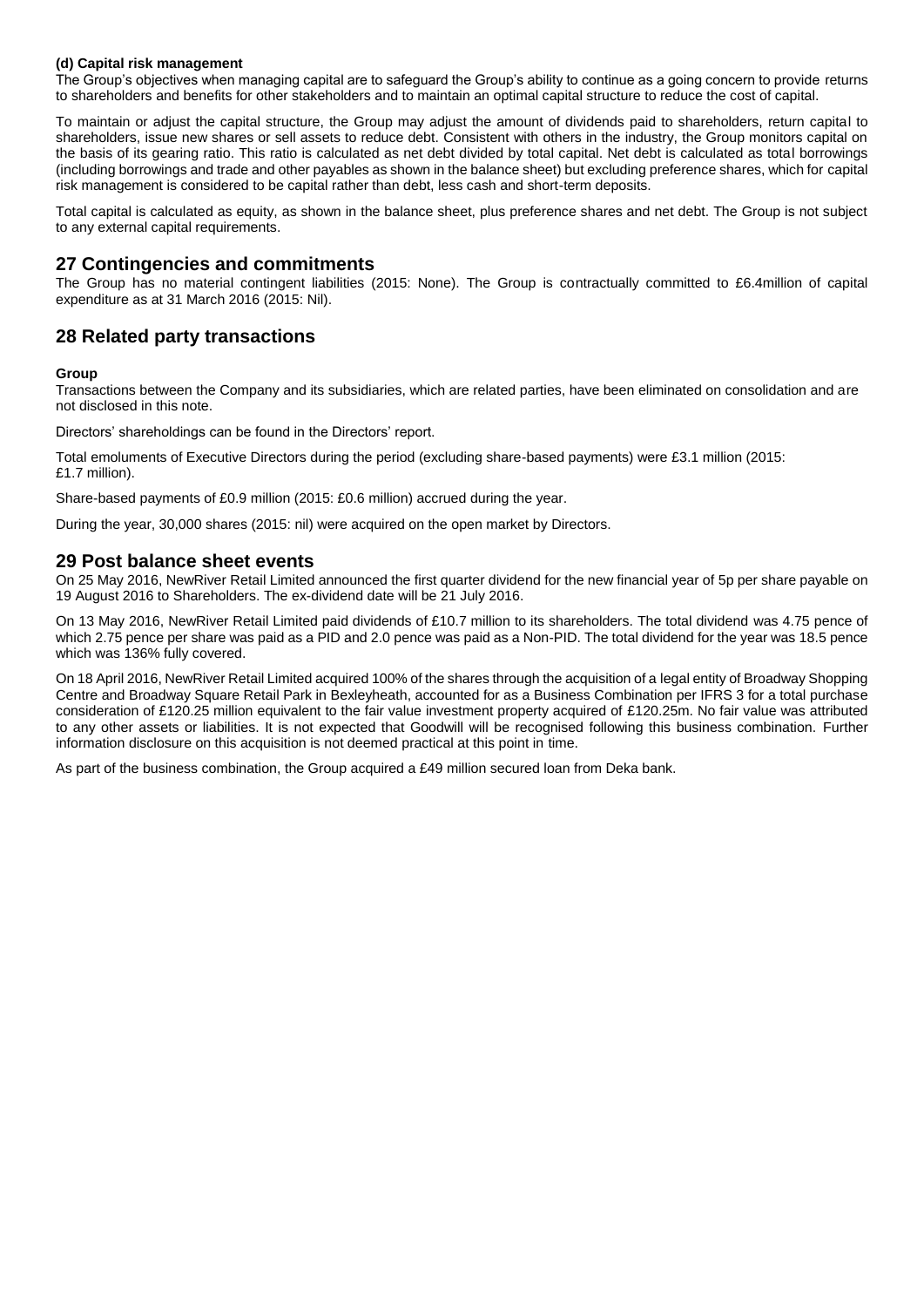**(d) Capital risk management**

The Group's objectives when managing capital are to safeguard the Group's ability to continue as a going concern to provide returns to shareholders and benefits for other stakeholders and to maintain an optimal capital structure to reduce the cost of capital.

To maintain or adjust the capital structure, the Group may adjust the amount of dividends paid to shareholders, return capital to shareholders, issue new shares or sell assets to reduce debt. Consistent with others in the industry, the Group monitors capital on the basis of its gearing ratio. This ratio is calculated as net debt divided by total capital. Net debt is calculated as total borrowings (including borrowings and trade and other payables as shown in the balance sheet) but excluding preference shares, which for capital risk management is considered to be capital rather than debt, less cash and short-term deposits.

Total capital is calculated as equity, as shown in the balance sheet, plus preference shares and net debt. The Group is not subject to any external capital requirements.

## 27 Contingencies and commitments

The Group has no material contingent liabilities (2015: None). The Group is contractually committed to £6.4million of capital expenditure as at 31 March 2016 (2015: Nil).

## 28 Related party transactions

**Group**

Transactions between the Company and its subsidiaries, which are related parties, have been eliminated on consolidation and are not disclosed in this note.

Directors' shareholdings can be found in the Directors' report.

Total emoluments of Executive Directors during the period (excluding share-based payments) were £3.1 million (2015: £1.7 million).

Share-based payments of £0.9 million (2015: £0.6 million) accrued during the year.

During the year, 30,000 shares (2015: nil) were acquired on the open market by Directors.

## 29 Post balance sheet events

On 25 May 2016, NewRiver Retail Limited announced the first quarter dividend for the new financial year of 5p per share payable on 19 August 2016 to Shareholders. The ex-dividend date will be 21 July 2016.

On 13 May 2016, NewRiver Retail Limited paid dividends of £10.7 million to its shareholders. The total dividend was 4.75 pence of which 2.75 pence per share was paid as a PID and 2.0 pence was paid as a Non-PID. The total dividend for the year was 18.5 pence which was 136% fully covered.

On 18 April 2016, NewRiver Retail Limited acquired 100% of the shares through the acquisition of a legal entity of Broadway Shopping Centre and Broadway Square Retail Park in Bexleyheath, accounted for as a Business Combination per IFRS 3 for a total purchase consideration of £120.25 million equivalent to the fair value investment property acquired of £120.25m. No fair value was attributed to any other assets or liabilities. It is not expected that Goodwill will be recognised following this business combination. Further information disclosure on this acquisition is not deemed practical at this point in time.

As part of the business combination, the Group acquired a £49 million secured loan from Deka bank.